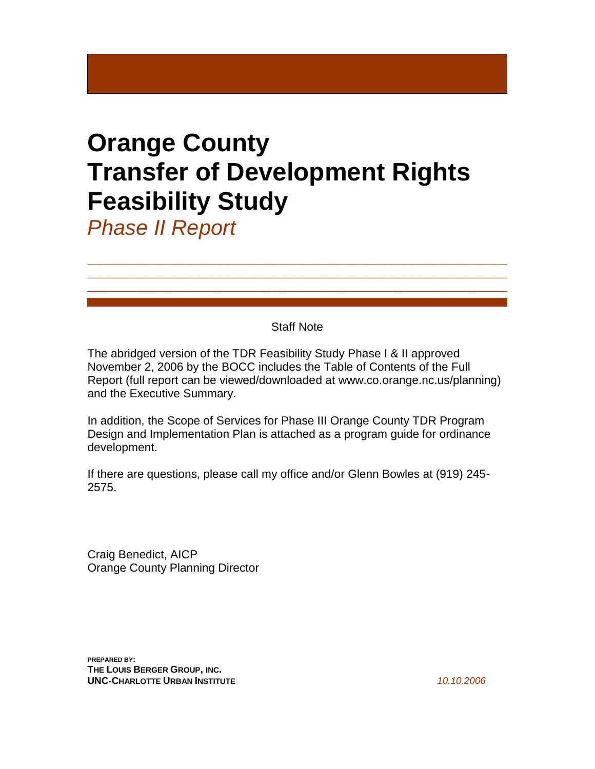# Orange County Transfer of Development Rights Feasibility Study

*Phase II Report*

Staff Note

The abridged version of the TDR Feasibility Study Phase I & II approved November 2, 2006 by the BOCC includes the Table of Contents of the Full Report (full report can be viewed/downloaded at www.co.orange.nc.us/planning) and the Executive Summary.

In addition, the Scope of Services for Phase III Orange County TDR Program Design and Implementation Plan is attached as a program guide for ordinance development.

If there are questions, please call my office and/or Glenn Bowles at (919) 245-2575.

Craig Benedict, AICP
Orange County Planning Director

**PREPARED BY:**
**THE LOUIS BERGER GROUP, INC.**
**UNC-CHARLOTTE URBAN INSTITUTE**

*10.10.2006*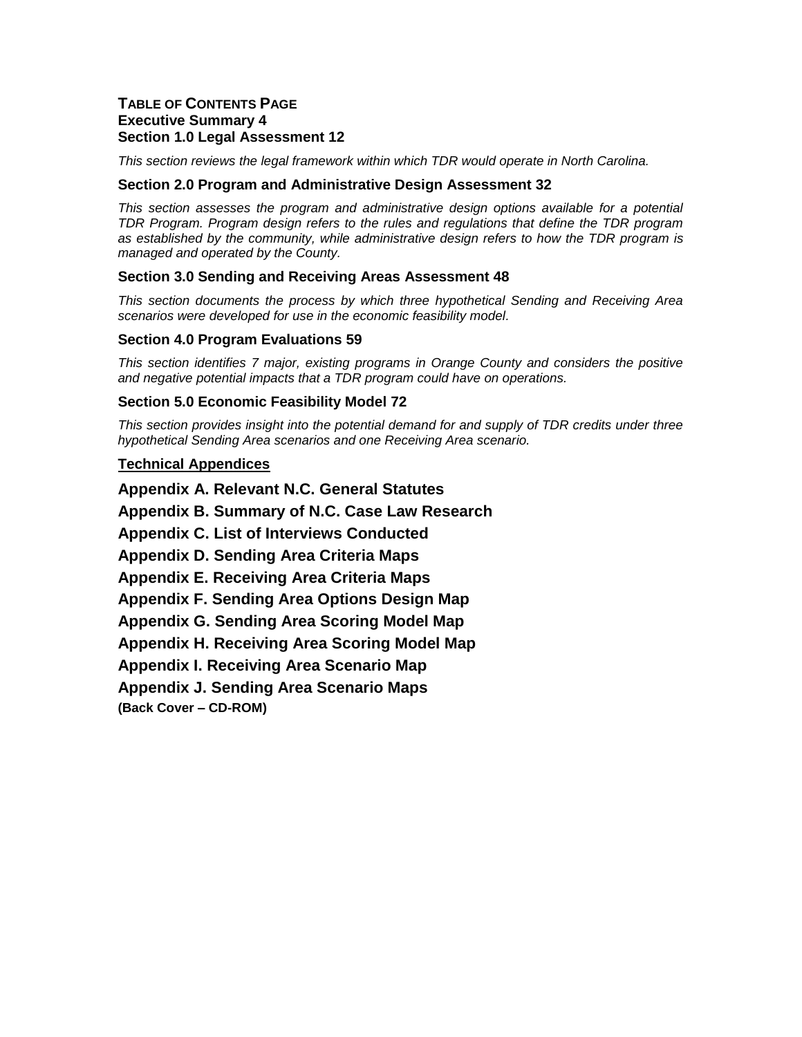**TABLE OF CONTENTS PAGE**

**Executive Summary 4**

**Section 1.0 Legal Assessment 12**

*This section reviews the legal framework within which TDR would operate in North Carolina.*

**Section 2.0 Program and Administrative Design Assessment 32**

*This section assesses the program and administrative design options available for a potential TDR Program. Program design refers to the rules and regulations that define the TDR program as established by the community, while administrative design refers to how the TDR program is managed and operated by the County.*

**Section 3.0 Sending and Receiving Areas Assessment 48**

*This section documents the process by which three hypothetical Sending and Receiving Area scenarios were developed for use in the economic feasibility model.*

**Section 4.0 Program Evaluations 59**

*This section identifies 7 major, existing programs in Orange County and considers the positive and negative potential impacts that a TDR program could have on operations.*

**Section 5.0 Economic Feasibility Model 72**

*This section provides insight into the potential demand for and supply of TDR credits under three hypothetical Sending Area scenarios and one Receiving Area scenario.*

**Technical Appendices**

**Appendix A. Relevant N.C. General Statutes**

**Appendix B. Summary of N.C. Case Law Research**

**Appendix C. List of Interviews Conducted**

**Appendix D. Sending Area Criteria Maps**

**Appendix E. Receiving Area Criteria Maps**

**Appendix F. Sending Area Options Design Map**

**Appendix G. Sending Area Scoring Model Map**

**Appendix H. Receiving Area Scoring Model Map**

**Appendix I. Receiving Area Scenario Map**

**Appendix J. Sending Area Scenario Maps**

**(Back Cover – CD-ROM)**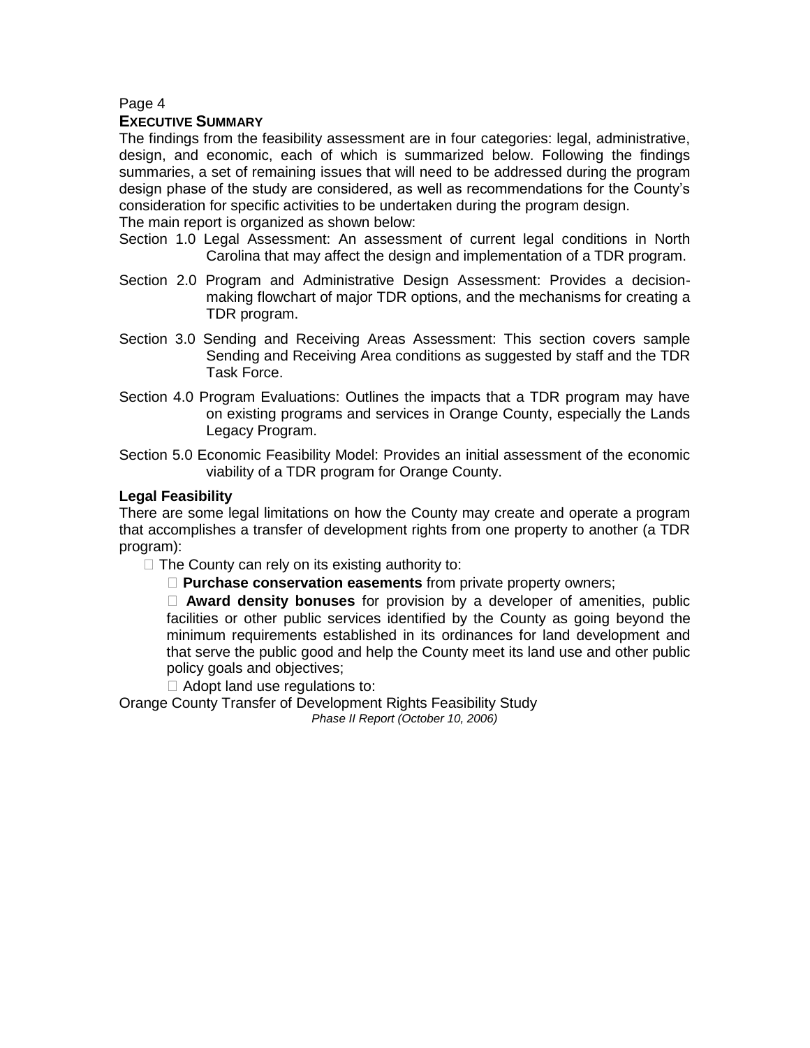## EXECUTIVE SUMMARY

The findings from the feasibility assessment are in four categories: legal, administrative, design, and economic, each of which is summarized below. Following the findings summaries, a set of remaining issues that will need to be addressed during the program design phase of the study are considered, as well as recommendations for the County's consideration for specific activities to be undertaken during the program design.

The main report is organized as shown below:

Section 1.0 Legal Assessment: An assessment of current legal conditions in North Carolina that may affect the design and implementation of a TDR program.

Section 2.0 Program and Administrative Design Assessment: Provides a decision-making flowchart of major TDR options, and the mechanisms for creating a TDR program.

Section 3.0 Sending and Receiving Areas Assessment: This section covers sample Sending and Receiving Area conditions as suggested by staff and the TDR Task Force.

Section 4.0 Program Evaluations: Outlines the impacts that a TDR program may have on existing programs and services in Orange County, especially the Lands Legacy Program.

Section 5.0 Economic Feasibility Model: Provides an initial assessment of the economic viability of a TDR program for Orange County.

### Legal Feasibility

There are some legal limitations on how the County may create and operate a program that accomplishes a transfer of development rights from one property to another (a TDR program):

- The County can rely on its existing authority to:
  - **Purchase conservation easements** from private property owners;
  - **Award density bonuses** for provision by a developer of amenities, public facilities or other public services identified by the County as going beyond the minimum requirements established in its ordinances for land development and that serve the public good and help the County meet its land use and other public policy goals and objectives;
  - Adopt land use regulations to: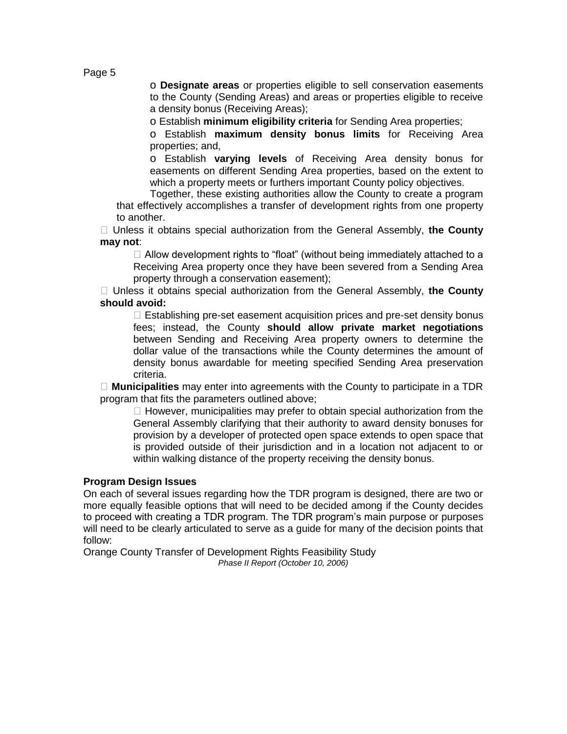- **Designate areas** or properties eligible to sell conservation easements to the County (Sending Areas) and areas or properties eligible to receive a density bonus (Receiving Areas);
- Establish **minimum eligibility criteria** for Sending Area properties;
- Establish **maximum density bonus limits** for Receiving Area properties; and,
- Establish **varying levels** of Receiving Area density bonus for easements on different Sending Area properties, based on the extent to which a property meets or furthers important County policy objectives.

Together, these existing authorities allow the County to create a program that effectively accomplishes a transfer of development rights from one property to another.

- Unless it obtains special authorization from the General Assembly, **the County may not**:
  - Allow development rights to "float" (without being immediately attached to a Receiving Area property once they have been severed from a Sending Area property through a conservation easement);
- Unless it obtains special authorization from the General Assembly, **the County should avoid:**
  - Establishing pre-set easement acquisition prices and pre-set density bonus fees; instead, the County **should allow private market negotiations** between Sending and Receiving Area property owners to determine the dollar value of the transactions while the County determines the amount of density bonus awardable for meeting specified Sending Area preservation criteria.
- **Municipalities** may enter into agreements with the County to participate in a TDR program that fits the parameters outlined above;
  - However, municipalities may prefer to obtain special authorization from the General Assembly clarifying that their authority to award density bonuses for provision by a developer of protected open space extends to open space that is provided outside of their jurisdiction and in a location not adjacent to or within walking distance of the property receiving the density bonus.

## Program Design Issues

On each of several issues regarding how the TDR program is designed, there are two or more equally feasible options that will need to be decided among if the County decides to proceed with creating a TDR program. The TDR program's main purpose or purposes will need to be clearly articulated to serve as a guide for many of the decision points that follow: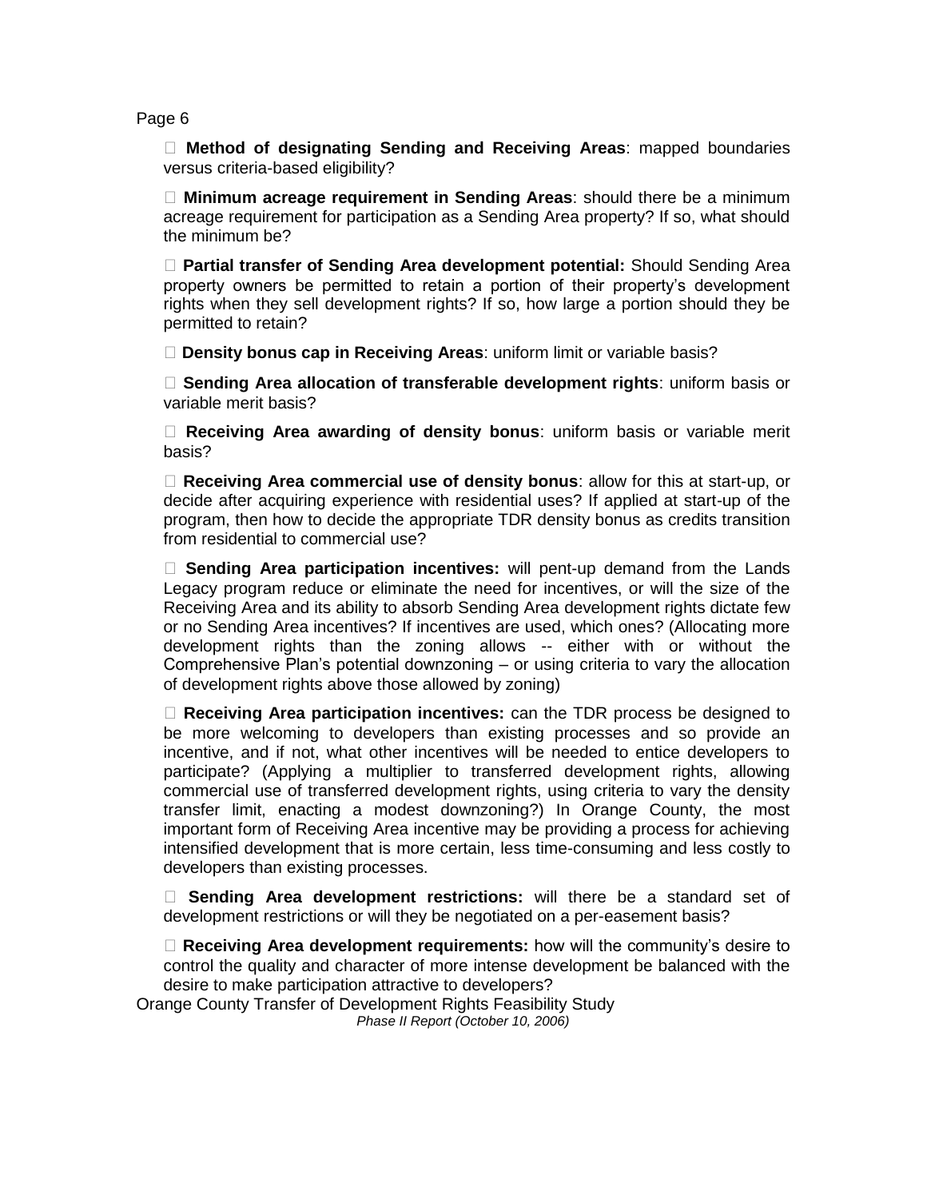- **Method of designating Sending and Receiving Areas**: mapped boundaries versus criteria-based eligibility?

- **Minimum acreage requirement in Sending Areas**: should there be a minimum acreage requirement for participation as a Sending Area property? If so, what should the minimum be?

- **Partial transfer of Sending Area development potential:** Should Sending Area property owners be permitted to retain a portion of their property's development rights when they sell development rights? If so, how large a portion should they be permitted to retain?

- **Density bonus cap in Receiving Areas**: uniform limit or variable basis?

- **Sending Area allocation of transferable development rights**: uniform basis or variable merit basis?

- **Receiving Area awarding of density bonus**: uniform basis or variable merit basis?

- **Receiving Area commercial use of density bonus**: allow for this at start-up, or decide after acquiring experience with residential uses? If applied at start-up of the program, then how to decide the appropriate TDR density bonus as credits transition from residential to commercial use?

- **Sending Area participation incentives:** will pent-up demand from the Lands Legacy program reduce or eliminate the need for incentives, or will the size of the Receiving Area and its ability to absorb Sending Area development rights dictate few or no Sending Area incentives? If incentives are used, which ones? (Allocating more development rights than the zoning allows -- either with or without the Comprehensive Plan's potential downzoning – or using criteria to vary the allocation of development rights above those allowed by zoning)

- **Receiving Area participation incentives:** can the TDR process be designed to be more welcoming to developers than existing processes and so provide an incentive, and if not, what other incentives will be needed to entice developers to participate? (Applying a multiplier to transferred development rights, allowing commercial use of transferred development rights, using criteria to vary the density transfer limit, enacting a modest downzoning?) In Orange County, the most important form of Receiving Area incentive may be providing a process for achieving intensified development that is more certain, less time-consuming and less costly to developers than existing processes.

- **Sending Area development restrictions:** will there be a standard set of development restrictions or will they be negotiated on a per-easement basis?

- **Receiving Area development requirements:** how will the community's desire to control the quality and character of more intense development be balanced with the desire to make participation attractive to developers?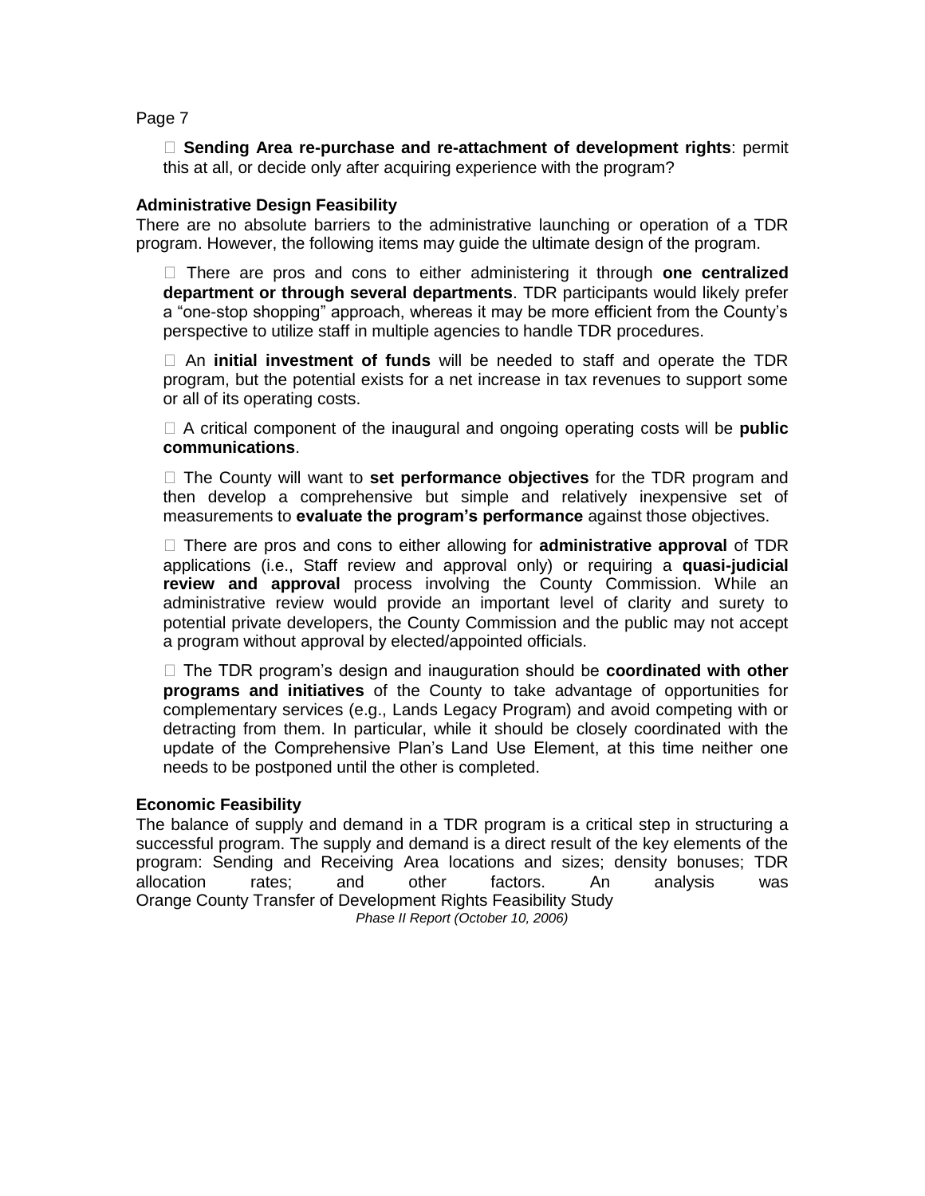- **Sending Area re-purchase and re-attachment of development rights**: permit this at all, or decide only after acquiring experience with the program?

**Administrative Design Feasibility**

There are no absolute barriers to the administrative launching or operation of a TDR program. However, the following items may guide the ultimate design of the program.

- There are pros and cons to either administering it through **one centralized department or through several departments**. TDR participants would likely prefer a "one-stop shopping" approach, whereas it may be more efficient from the County's perspective to utilize staff in multiple agencies to handle TDR procedures.

- An **initial investment of funds** will be needed to staff and operate the TDR program, but the potential exists for a net increase in tax revenues to support some or all of its operating costs.

- A critical component of the inaugural and ongoing operating costs will be **public communications**.

- The County will want to **set performance objectives** for the TDR program and then develop a comprehensive but simple and relatively inexpensive set of measurements to **evaluate the program's performance** against those objectives.

- There are pros and cons to either allowing for **administrative approval** of TDR applications (i.e., Staff review and approval only) or requiring a **quasi-judicial review and approval** process involving the County Commission. While an administrative review would provide an important level of clarity and surety to potential private developers, the County Commission and the public may not accept a program without approval by elected/appointed officials.

- The TDR program's design and inauguration should be **coordinated with other programs and initiatives** of the County to take advantage of opportunities for complementary services (e.g., Lands Legacy Program) and avoid competing with or detracting from them. In particular, while it should be closely coordinated with the update of the Comprehensive Plan's Land Use Element, at this time neither one needs to be postponed until the other is completed.

**Economic Feasibility**

The balance of supply and demand in a TDR program is a critical step in structuring a successful program. The supply and demand is a direct result of the key elements of the program: Sending and Receiving Area locations and sizes; density bonuses; TDR allocation rates; and other factors. An analysis was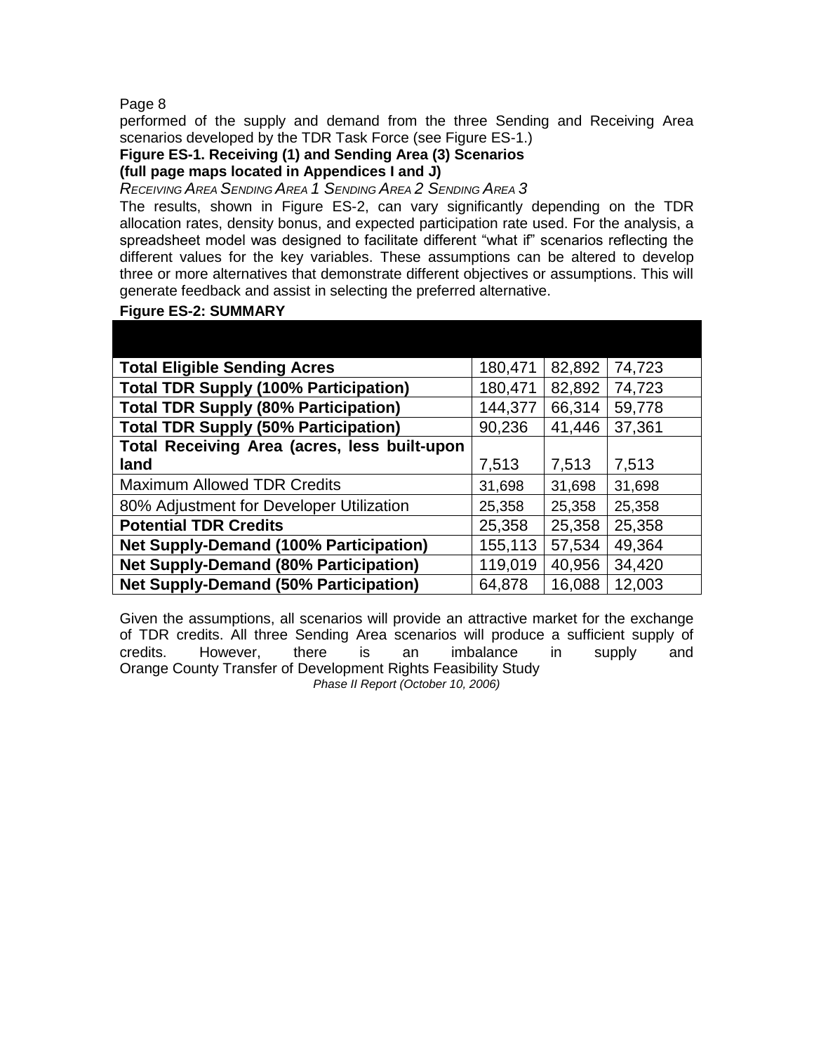performed of the supply and demand from the three Sending and Receiving Area scenarios developed by the TDR Task Force (see Figure ES-1.)

**Figure ES-1. Receiving (1) and Sending Area (3) Scenarios**
**(full page maps located in Appendices I and J)**

*Receiving Area Sending Area 1 Sending Area 2 Sending Area 3*

The results, shown in Figure ES-2, can vary significantly depending on the TDR allocation rates, density bonus, and expected participation rate used. For the analysis, a spreadsheet model was designed to facilitate different "what if" scenarios reflecting the different values for the key variables. These assumptions can be altered to develop three or more alternatives that demonstrate different objectives or assumptions. This will generate feedback and assist in selecting the preferred alternative.

**Figure ES-2: SUMMARY**

| | | | |
|---|---|---|---|
| **Total Eligible Sending Acres** | 180,471 | 82,892 | 74,723 |
| **Total TDR Supply (100% Participation)** | 180,471 | 82,892 | 74,723 |
| **Total TDR Supply (80% Participation)** | 144,377 | 66,314 | 59,778 |
| **Total TDR Supply (50% Participation)** | 90,236 | 41,446 | 37,361 |
| **Total Receiving Area (acres, less built-upon land** | 7,513 | 7,513 | 7,513 |
| Maximum Allowed TDR Credits | 31,698 | 31,698 | 31,698 |
| 80% Adjustment for Developer Utilization | 25,358 | 25,358 | 25,358 |
| **Potential TDR Credits** | 25,358 | 25,358 | 25,358 |
| **Net Supply-Demand (100% Participation)** | 155,113 | 57,534 | 49,364 |
| **Net Supply-Demand (80% Participation)** | 119,019 | 40,956 | 34,420 |
| **Net Supply-Demand (50% Participation)** | 64,878 | 16,088 | 12,003 |

Given the assumptions, all scenarios will provide an attractive market for the exchange of TDR credits. All three Sending Area scenarios will produce a sufficient supply of credits. However, there is an imbalance in supply and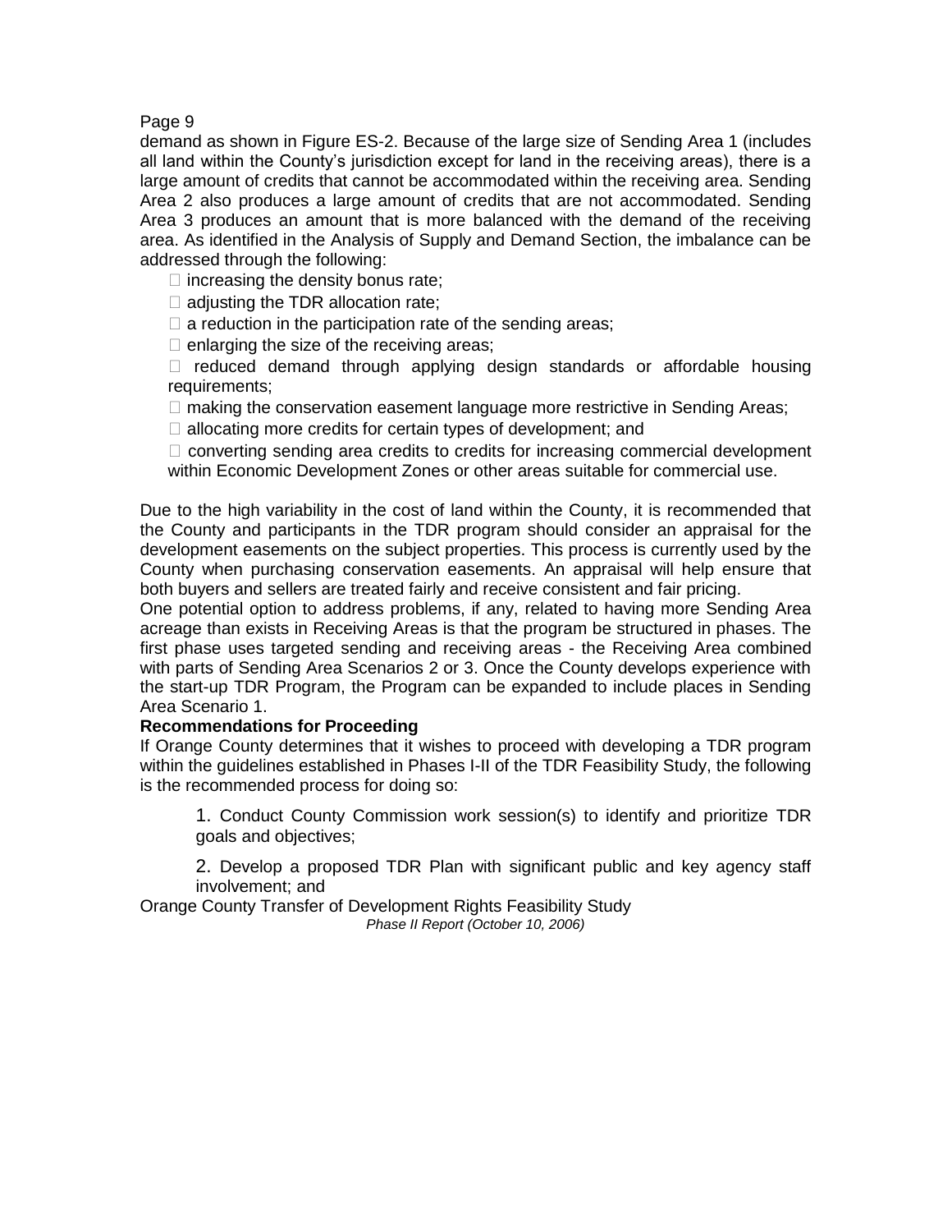demand as shown in Figure ES-2. Because of the large size of Sending Area 1 (includes all land within the County's jurisdiction except for land in the receiving areas), there is a large amount of credits that cannot be accommodated within the receiving area. Sending Area 2 also produces a large amount of credits that are not accommodated. Sending Area 3 produces an amount that is more balanced with the demand of the receiving area. As identified in the Analysis of Supply and Demand Section, the imbalance can be addressed through the following:

- increasing the density bonus rate;
- adjusting the TDR allocation rate;
- a reduction in the participation rate of the sending areas;
- enlarging the size of the receiving areas;
- reduced demand through applying design standards or affordable housing requirements;
- making the conservation easement language more restrictive in Sending Areas;
- allocating more credits for certain types of development; and
- converting sending area credits to credits for increasing commercial development within Economic Development Zones or other areas suitable for commercial use.

Due to the high variability in the cost of land within the County, it is recommended that the County and participants in the TDR program should consider an appraisal for the development easements on the subject properties. This process is currently used by the County when purchasing conservation easements. An appraisal will help ensure that both buyers and sellers are treated fairly and receive consistent and fair pricing.

One potential option to address problems, if any, related to having more Sending Area acreage than exists in Receiving Areas is that the program be structured in phases. The first phase uses targeted sending and receiving areas - the Receiving Area combined with parts of Sending Area Scenarios 2 or 3. Once the County develops experience with the start-up TDR Program, the Program can be expanded to include places in Sending Area Scenario 1.

**Recommendations for Proceeding**

If Orange County determines that it wishes to proceed with developing a TDR program within the guidelines established in Phases I-II of the TDR Feasibility Study, the following is the recommended process for doing so:

1. Conduct County Commission work session(s) to identify and prioritize TDR goals and objectives;

2. Develop a proposed TDR Plan with significant public and key agency staff involvement; and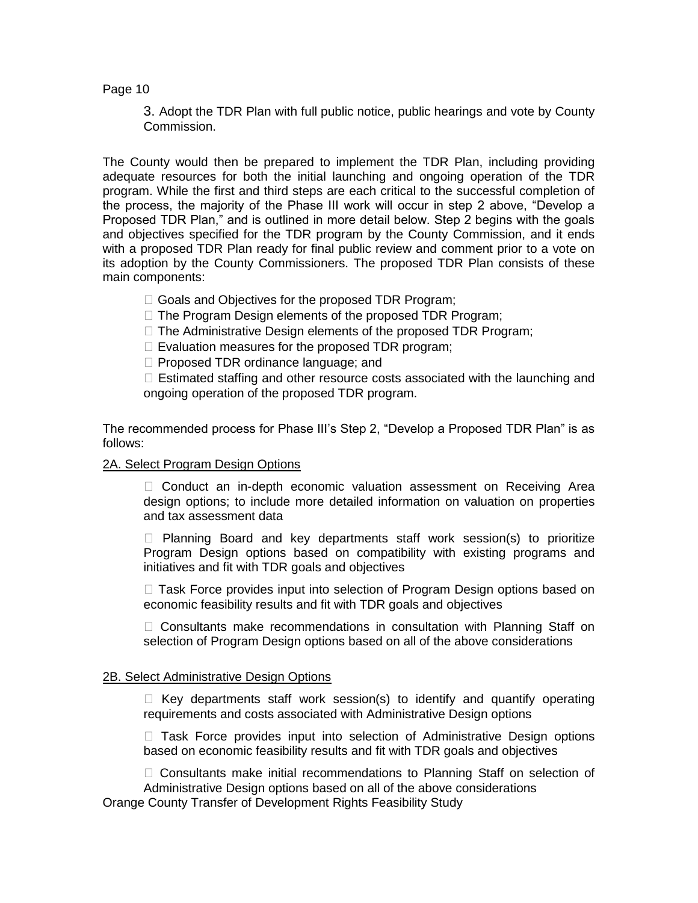3. Adopt the TDR Plan with full public notice, public hearings and vote by County Commission.

The County would then be prepared to implement the TDR Plan, including providing adequate resources for both the initial launching and ongoing operation of the TDR program. While the first and third steps are each critical to the successful completion of the process, the majority of the Phase III work will occur in step 2 above, "Develop a Proposed TDR Plan," and is outlined in more detail below. Step 2 begins with the goals and objectives specified for the TDR program by the County Commission, and it ends with a proposed TDR Plan ready for final public review and comment prior to a vote on its adoption by the County Commissioners. The proposed TDR Plan consists of these main components:

- Goals and Objectives for the proposed TDR Program;
- The Program Design elements of the proposed TDR Program;
- The Administrative Design elements of the proposed TDR Program;
- Evaluation measures for the proposed TDR program;
- Proposed TDR ordinance language; and
- Estimated staffing and other resource costs associated with the launching and ongoing operation of the proposed TDR program.

The recommended process for Phase III's Step 2, "Develop a Proposed TDR Plan" is as follows:

<u>2A. Select Program Design Options</u>

- Conduct an in-depth economic valuation assessment on Receiving Area design options; to include more detailed information on valuation on properties and tax assessment data
- Planning Board and key departments staff work session(s) to prioritize Program Design options based on compatibility with existing programs and initiatives and fit with TDR goals and objectives
- Task Force provides input into selection of Program Design options based on economic feasibility results and fit with TDR goals and objectives
- Consultants make recommendations in consultation with Planning Staff on selection of Program Design options based on all of the above considerations

<u>2B. Select Administrative Design Options</u>

- Key departments staff work session(s) to identify and quantify operating requirements and costs associated with Administrative Design options
- Task Force provides input into selection of Administrative Design options based on economic feasibility results and fit with TDR goals and objectives
- Consultants make initial recommendations to Planning Staff on selection of Administrative Design options based on all of the above considerations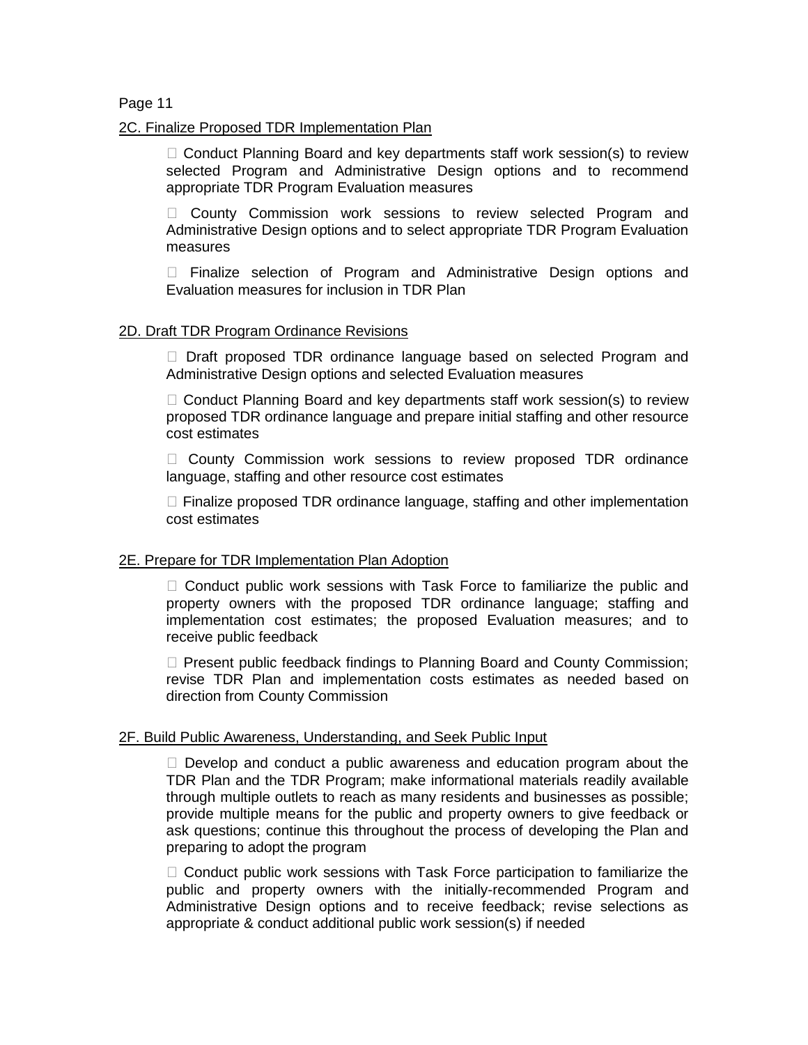2C. Finalize Proposed TDR Implementation Plan

- Conduct Planning Board and key departments staff work session(s) to review selected Program and Administrative Design options and to recommend appropriate TDR Program Evaluation measures
- County Commission work sessions to review selected Program and Administrative Design options and to select appropriate TDR Program Evaluation measures
- Finalize selection of Program and Administrative Design options and Evaluation measures for inclusion in TDR Plan

2D. Draft TDR Program Ordinance Revisions

- Draft proposed TDR ordinance language based on selected Program and Administrative Design options and selected Evaluation measures
- Conduct Planning Board and key departments staff work session(s) to review proposed TDR ordinance language and prepare initial staffing and other resource cost estimates
- County Commission work sessions to review proposed TDR ordinance language, staffing and other resource cost estimates
- Finalize proposed TDR ordinance language, staffing and other implementation cost estimates

2E. Prepare for TDR Implementation Plan Adoption

- Conduct public work sessions with Task Force to familiarize the public and property owners with the proposed TDR ordinance language; staffing and implementation cost estimates; the proposed Evaluation measures; and to receive public feedback
- Present public feedback findings to Planning Board and County Commission; revise TDR Plan and implementation costs estimates as needed based on direction from County Commission

2F. Build Public Awareness, Understanding, and Seek Public Input

- Develop and conduct a public awareness and education program about the TDR Plan and the TDR Program; make informational materials readily available through multiple outlets to reach as many residents and businesses as possible; provide multiple means for the public and property owners to give feedback or ask questions; continue this throughout the process of developing the Plan and preparing to adopt the program
- Conduct public work sessions with Task Force participation to familiarize the public and property owners with the initially-recommended Program and Administrative Design options and to receive feedback; revise selections as appropriate & conduct additional public work session(s) if needed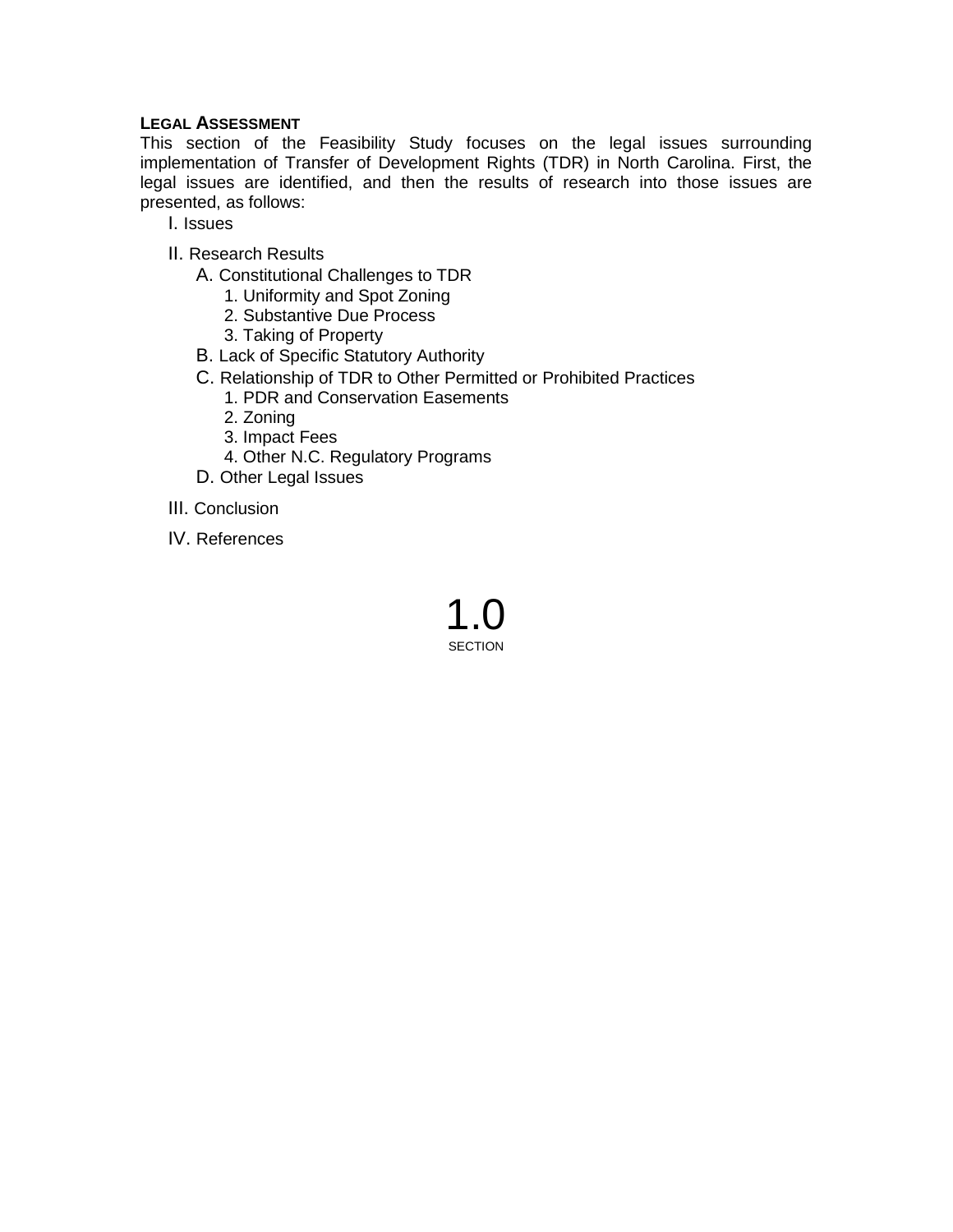## LEGAL ASSESSMENT

This section of the Feasibility Study focuses on the legal issues surrounding implementation of Transfer of Development Rights (TDR) in North Carolina. First, the legal issues are identified, and then the results of research into those issues are presented, as follows:

- I. Issues
- II. Research Results
  - A. Constitutional Challenges to TDR
    - 1. Uniformity and Spot Zoning
    - 2. Substantive Due Process
    - 3. Taking of Property
  - B. Lack of Specific Statutory Authority
  - C. Relationship of TDR to Other Permitted or Prohibited Practices
    - 1. PDR and Conservation Easements
    - 2. Zoning
    - 3. Impact Fees
    - 4. Other N.C. Regulatory Programs
  - D. Other Legal Issues
- III. Conclusion
- IV. References

1.0

SECTION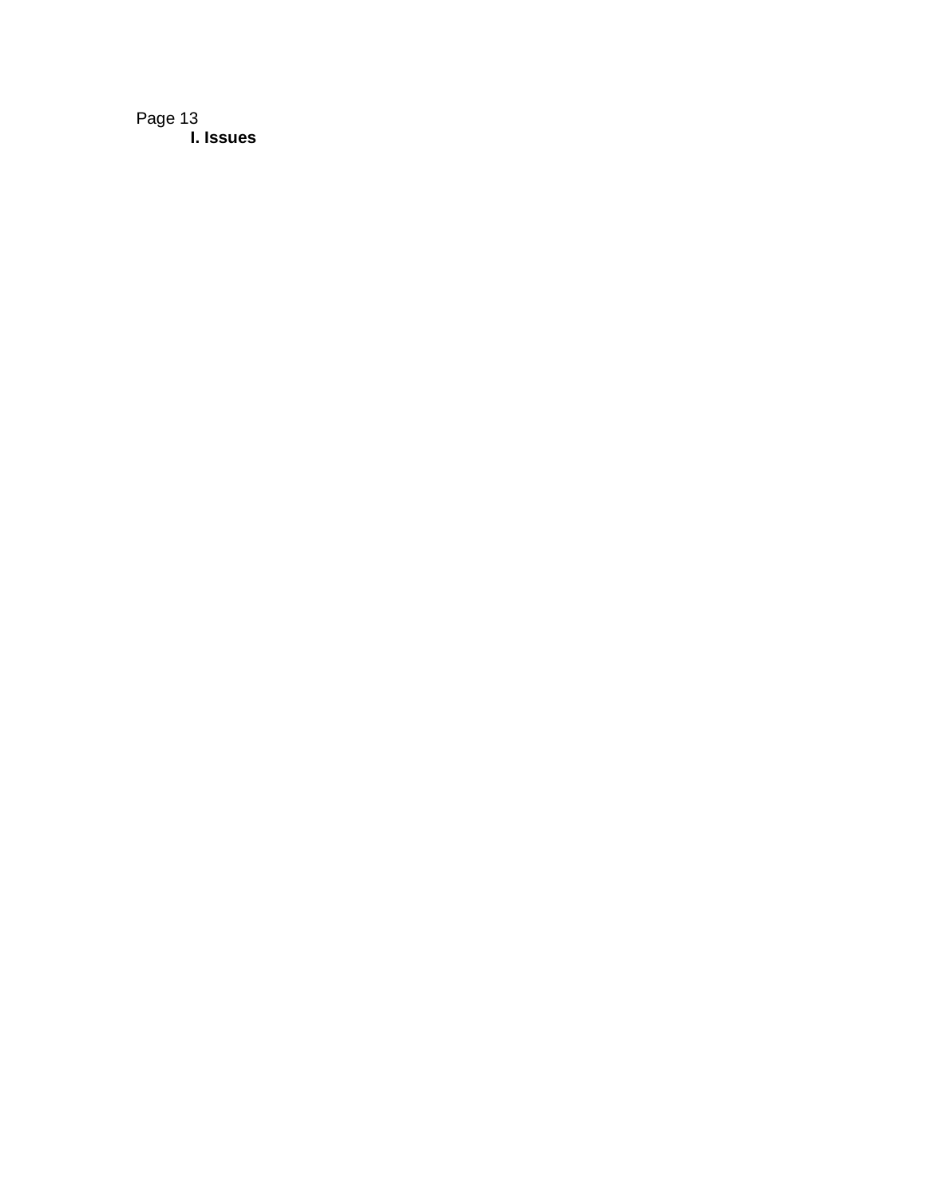## I. Issues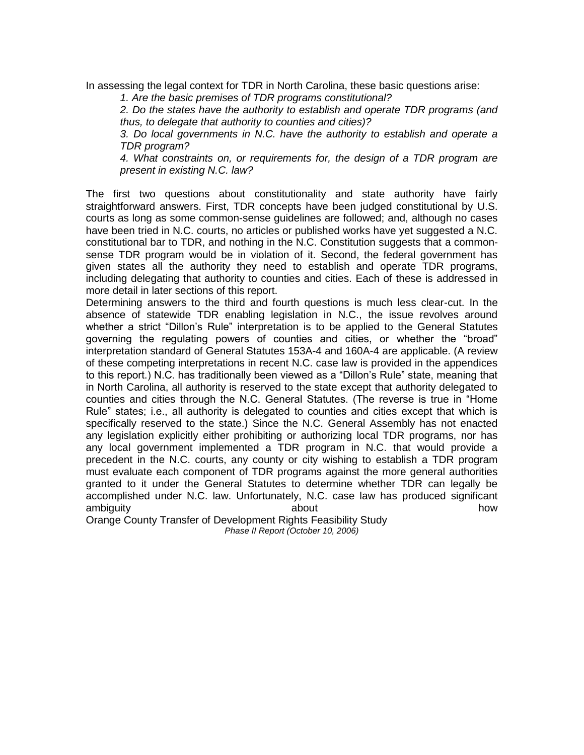In assessing the legal context for TDR in North Carolina, these basic questions arise:

> *1. Are the basic premises of TDR programs constitutional?*
>
> *2. Do the states have the authority to establish and operate TDR programs (and thus, to delegate that authority to counties and cities)?*
>
> *3. Do local governments in N.C. have the authority to establish and operate a TDR program?*
>
> *4. What constraints on, or requirements for, the design of a TDR program are present in existing N.C. law?*

The first two questions about constitutionality and state authority have fairly straightforward answers. First, TDR concepts have been judged constitutional by U.S. courts as long as some common-sense guidelines are followed; and, although no cases have been tried in N.C. courts, no articles or published works have yet suggested a N.C. constitutional bar to TDR, and nothing in the N.C. Constitution suggests that a common-sense TDR program would be in violation of it. Second, the federal government has given states all the authority they need to establish and operate TDR programs, including delegating that authority to counties and cities. Each of these is addressed in more detail in later sections of this report.

Determining answers to the third and fourth questions is much less clear-cut. In the absence of statewide TDR enabling legislation in N.C., the issue revolves around whether a strict "Dillon's Rule" interpretation is to be applied to the General Statutes governing the regulating powers of counties and cities, or whether the "broad" interpretation standard of General Statutes 153A-4 and 160A-4 are applicable. (A review of these competing interpretations in recent N.C. case law is provided in the appendices to this report.) N.C. has traditionally been viewed as a "Dillon's Rule" state, meaning that in North Carolina, all authority is reserved to the state except that authority delegated to counties and cities through the N.C. General Statutes. (The reverse is true in "Home Rule" states; i.e., all authority is delegated to counties and cities except that which is specifically reserved to the state.) Since the N.C. General Assembly has not enacted any legislation explicitly either prohibiting or authorizing local TDR programs, nor has any local government implemented a TDR program in N.C. that would provide a precedent in the N.C. courts, any county or city wishing to establish a TDR program must evaluate each component of TDR programs against the more general authorities granted to it under the General Statutes to determine whether TDR can legally be accomplished under N.C. law. Unfortunately, N.C. case law has produced significant ambiguity about how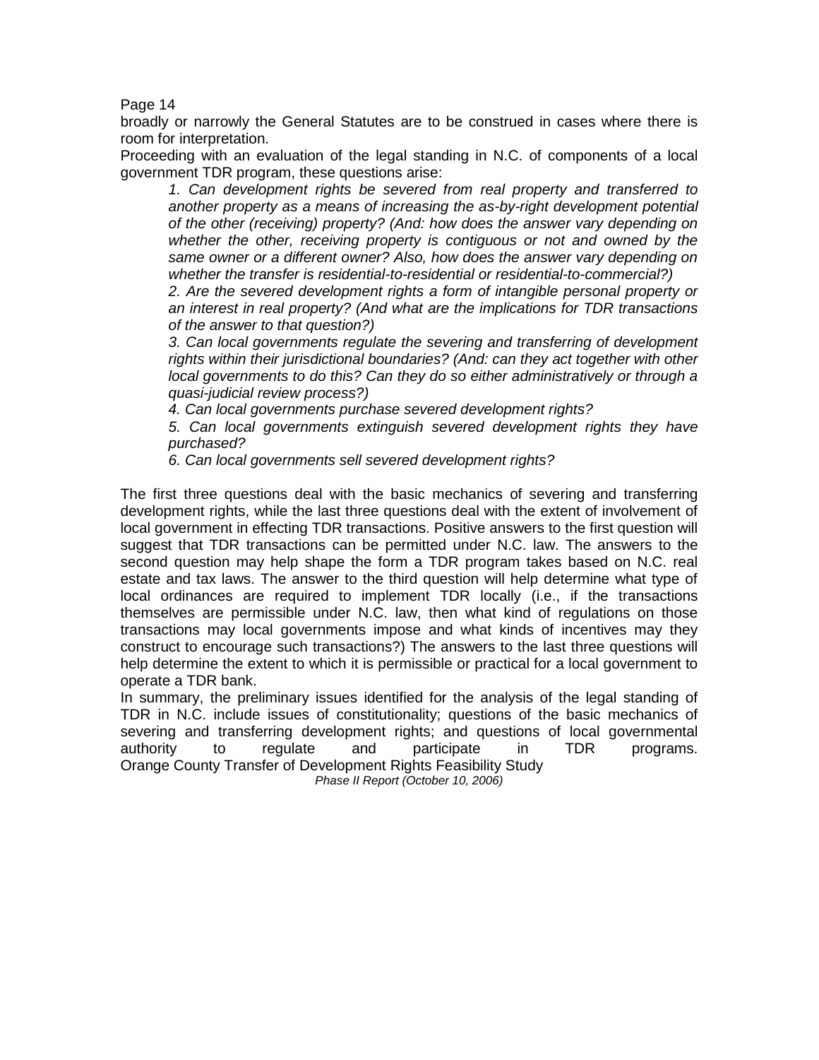broadly or narrowly the General Statutes are to be construed in cases where there is room for interpretation.

Proceeding with an evaluation of the legal standing in N.C. of components of a local government TDR program, these questions arise:

> *1. Can development rights be severed from real property and transferred to another property as a means of increasing the as-by-right development potential of the other (receiving) property? (And: how does the answer vary depending on whether the other, receiving property is contiguous or not and owned by the same owner or a different owner? Also, how does the answer vary depending on whether the transfer is residential-to-residential or residential-to-commercial?)*
>
> *2. Are the severed development rights a form of intangible personal property or an interest in real property? (And what are the implications for TDR transactions of the answer to that question?)*
>
> *3. Can local governments regulate the severing and transferring of development rights within their jurisdictional boundaries? (And: can they act together with other local governments to do this? Can they do so either administratively or through a quasi-judicial review process?)*
>
> *4. Can local governments purchase severed development rights?*
>
> *5. Can local governments extinguish severed development rights they have purchased?*
>
> *6. Can local governments sell severed development rights?*

The first three questions deal with the basic mechanics of severing and transferring development rights, while the last three questions deal with the extent of involvement of local government in effecting TDR transactions. Positive answers to the first question will suggest that TDR transactions can be permitted under N.C. law. The answers to the second question may help shape the form a TDR program takes based on N.C. real estate and tax laws. The answer to the third question will help determine what type of local ordinances are required to implement TDR locally (i.e., if the transactions themselves are permissible under N.C. law, then what kind of regulations on those transactions may local governments impose and what kinds of incentives may they construct to encourage such transactions?) The answers to the last three questions will help determine the extent to which it is permissible or practical for a local government to operate a TDR bank.

In summary, the preliminary issues identified for the analysis of the legal standing of TDR in N.C. include issues of constitutionality; questions of the basic mechanics of severing and transferring development rights; and questions of local governmental authority to regulate and participate in TDR programs.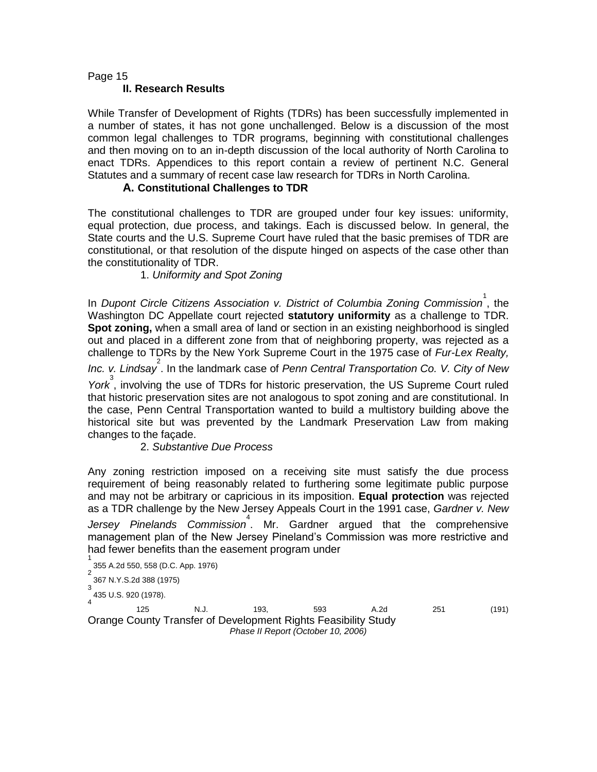## II. Research Results

While Transfer of Development Rights (TDRs) has been successfully implemented in a number of states, it has not gone unchallenged. Below is a discussion of the most common legal challenges to TDR programs, beginning with constitutional challenges and then moving on to an in-depth discussion of the local authority of North Carolina to enact TDRs. Appendices to this report contain a review of pertinent N.C. General Statutes and a summary of recent case law research for TDRs in North Carolina.

### A. Constitutional Challenges to TDR

The constitutional challenges to TDR are grouped under four key issues: uniformity, equal protection, due process, and takings. Each is discussed below. In general, the State courts and the U.S. Supreme Court have ruled that the basic premises of TDR are constitutional, or that resolution of the dispute hinged on aspects of the case other than the constitutionality of TDR.

#### 1. *Uniformity and Spot Zoning*

In *Dupont Circle Citizens Association v. District of Columbia Zoning Commission*[1], the Washington DC Appellate court rejected **statutory uniformity** as a challenge to TDR. **Spot zoning,** when a small area of land or section in an existing neighborhood is singled out and placed in a different zone from that of neighboring property, was rejected as a challenge to TDRs by the New York Supreme Court in the 1975 case of *Fur-Lex Realty, Inc. v. Lindsay*[2]. In the landmark case of *Penn Central Transportation Co. V. City of New York*[3], involving the use of TDRs for historic preservation, the US Supreme Court ruled that historic preservation sites are not analogous to spot zoning and are constitutional. In the case, Penn Central Transportation wanted to build a multistory building above the historical site but was prevented by the Landmark Preservation Law from making changes to the façade.

#### 2. *Substantive Due Process*

Any zoning restriction imposed on a receiving site must satisfy the due process requirement of being reasonably related to furthering some legitimate public purpose and may not be arbitrary or capricious in its imposition. **Equal protection** was rejected as a TDR challenge by the New Jersey Appeals Court in the 1991 case, *Gardner v. New Jersey Pinelands Commission*[4]. Mr. Gardner argued that the comprehensive management plan of the New Jersey Pineland's Commission was more restrictive and had fewer benefits than the easement program under

---

[1] 355 A.2d 550, 558 (D.C. App. 1976)

[2] 367 N.Y.S.2d 388 (1975)

[3] 435 U.S. 920 (1978).

[4] 125 N.J. 193, 593 A.2d 251 (191)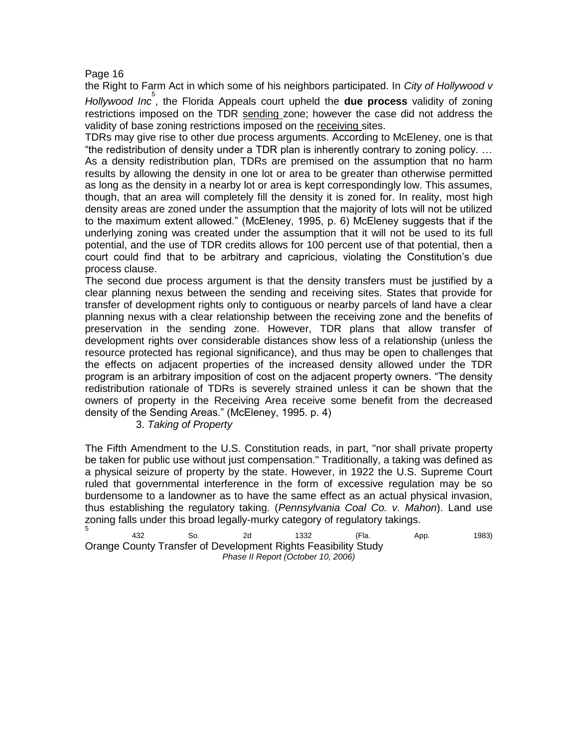the Right to Farm Act in which some of his neighbors participated. In *City of Hollywood v Hollywood Inc*[5], the Florida Appeals court upheld the **due process** validity of zoning restrictions imposed on the TDR sending zone; however the case did not address the validity of base zoning restrictions imposed on the receiving sites.

TDRs may give rise to other due process arguments. According to McEleney, one is that "the redistribution of density under a TDR plan is inherently contrary to zoning policy. … As a density redistribution plan, TDRs are premised on the assumption that no harm results by allowing the density in one lot or area to be greater than otherwise permitted as long as the density in a nearby lot or area is kept correspondingly low. This assumes, though, that an area will completely fill the density it is zoned for. In reality, most high density areas are zoned under the assumption that the majority of lots will not be utilized to the maximum extent allowed." (McEleney, 1995, p. 6) McEleney suggests that if the underlying zoning was created under the assumption that it will not be used to its full potential, and the use of TDR credits allows for 100 percent use of that potential, then a court could find that to be arbitrary and capricious, violating the Constitution's due process clause.

The second due process argument is that the density transfers must be justified by a clear planning nexus between the sending and receiving sites. States that provide for transfer of development rights only to contiguous or nearby parcels of land have a clear planning nexus with a clear relationship between the receiving zone and the benefits of preservation in the sending zone. However, TDR plans that allow transfer of development rights over considerable distances show less of a relationship (unless the resource protected has regional significance), and thus may be open to challenges that the effects on adjacent properties of the increased density allowed under the TDR program is an arbitrary imposition of cost on the adjacent property owners. "The density redistribution rationale of TDRs is severely strained unless it can be shown that the owners of property in the Receiving Area receive some benefit from the decreased density of the Sending Areas." (McEleney, 1995. p. 4)

### 3. *Taking of Property*

The Fifth Amendment to the U.S. Constitution reads, in part, "nor shall private property be taken for public use without just compensation." Traditionally, a taking was defined as a physical seizure of property by the state. However, in 1922 the U.S. Supreme Court ruled that governmental interference in the form of excessive regulation may be so burdensome to a landowner as to have the same effect as an actual physical invasion, thus establishing the regulatory taking. (*Pennsylvania Coal Co. v. Mahon*). Land use zoning falls under this broad legally-murky category of regulatory takings.

[5] 432 So. 2d 1332 (Fla. App. 1983)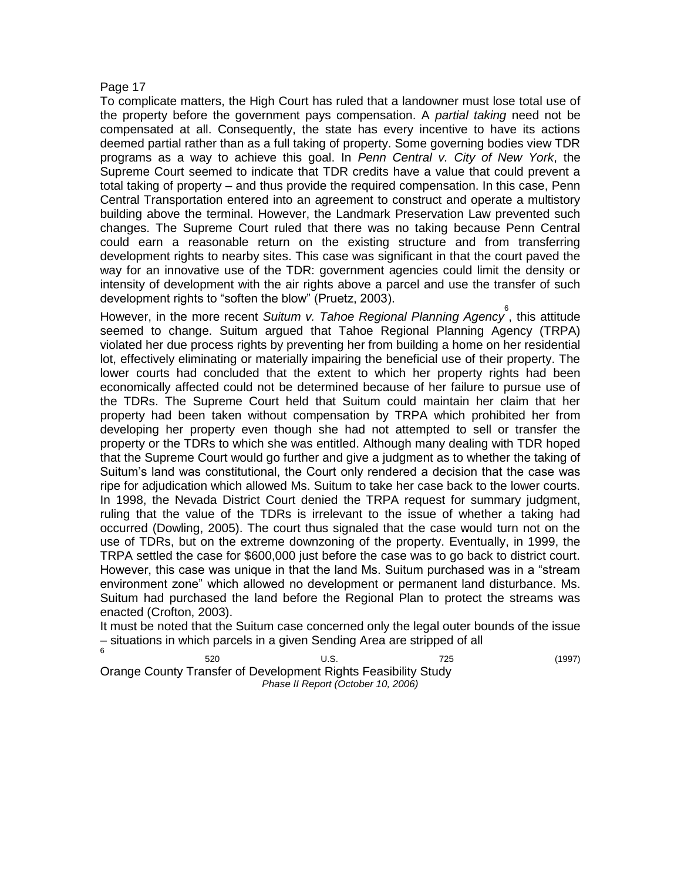To complicate matters, the High Court has ruled that a landowner must lose total use of the property before the government pays compensation. A *partial taking* need not be compensated at all. Consequently, the state has every incentive to have its actions deemed partial rather than as a full taking of property. Some governing bodies view TDR programs as a way to achieve this goal. In *Penn Central v. City of New York*, the Supreme Court seemed to indicate that TDR credits have a value that could prevent a total taking of property – and thus provide the required compensation. In this case, Penn Central Transportation entered into an agreement to construct and operate a multistory building above the terminal. However, the Landmark Preservation Law prevented such changes. The Supreme Court ruled that there was no taking because Penn Central could earn a reasonable return on the existing structure and from transferring development rights to nearby sites. This case was significant in that the court paved the way for an innovative use of the TDR: government agencies could limit the density or intensity of development with the air rights above a parcel and use the transfer of such development rights to "soften the blow" (Pruetz, 2003).

However, in the more recent *Suitum v. Tahoe Regional Planning Agency*[6], this attitude seemed to change. Suitum argued that Tahoe Regional Planning Agency (TRPA) violated her due process rights by preventing her from building a home on her residential lot, effectively eliminating or materially impairing the beneficial use of their property. The lower courts had concluded that the extent to which her property rights had been economically affected could not be determined because of her failure to pursue use of the TDRs. The Supreme Court held that Suitum could maintain her claim that her property had been taken without compensation by TRPA which prohibited her from developing her property even though she had not attempted to sell or transfer the property or the TDRs to which she was entitled. Although many dealing with TDR hoped that the Supreme Court would go further and give a judgment as to whether the taking of Suitum's land was constitutional, the Court only rendered a decision that the case was ripe for adjudication which allowed Ms. Suitum to take her case back to the lower courts. In 1998, the Nevada District Court denied the TRPA request for summary judgment, ruling that the value of the TDRs is irrelevant to the issue of whether a taking had occurred (Dowling, 2005). The court thus signaled that the case would turn not on the use of TDRs, but on the extreme downzoning of the property. Eventually, in 1999, the TRPA settled the case for $600,000 just before the case was to go back to district court. However, this case was unique in that the land Ms. Suitum purchased was in a "stream environment zone" which allowed no development or permanent land disturbance. Ms. Suitum had purchased the land before the Regional Plan to protect the streams was enacted (Crofton, 2003).

It must be noted that the Suitum case concerned only the legal outer bounds of the issue – situations in which parcels in a given Sending Area are stripped of all

[6] 520 U.S. 725 (1997)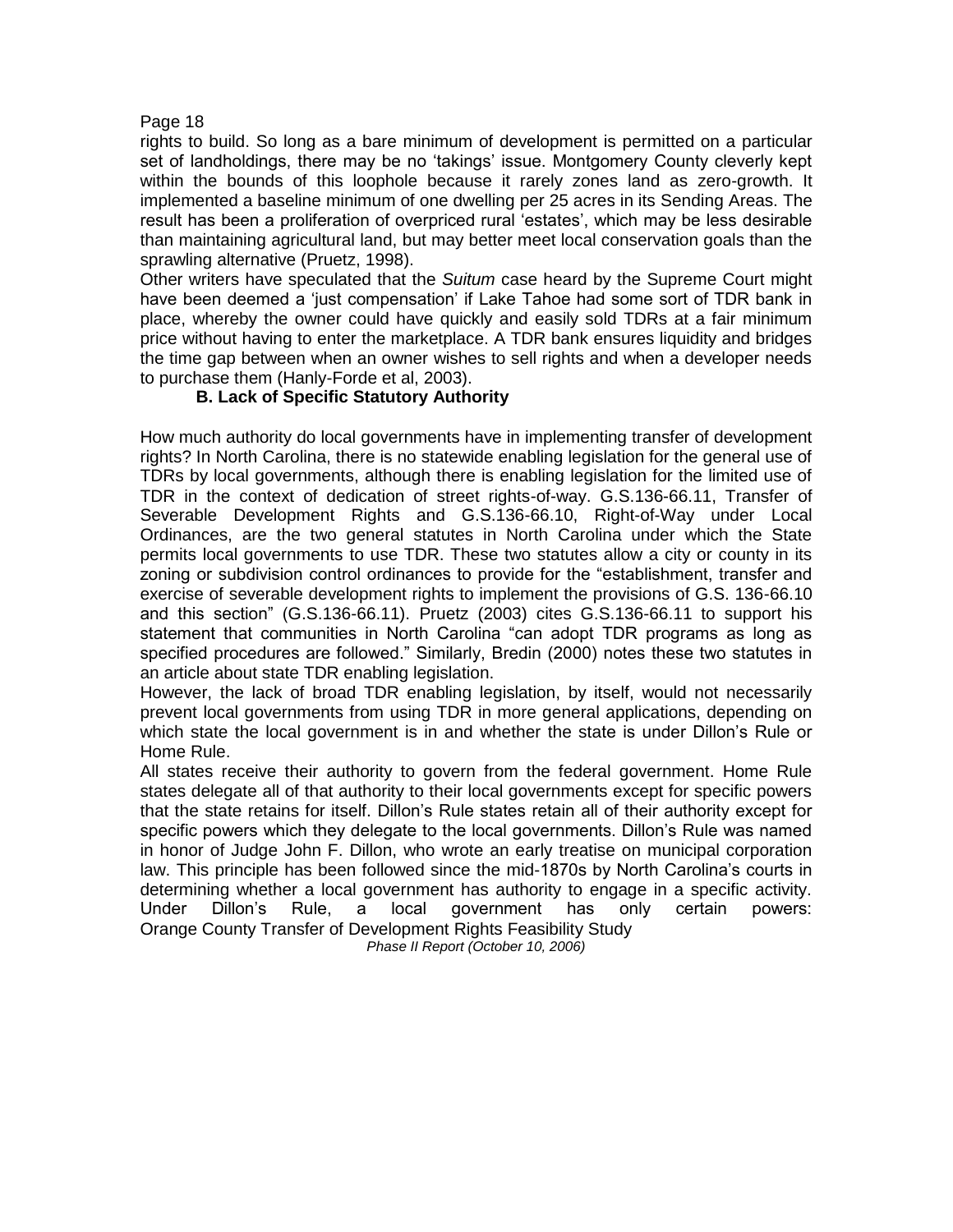rights to build. So long as a bare minimum of development is permitted on a particular set of landholdings, there may be no 'takings' issue. Montgomery County cleverly kept within the bounds of this loophole because it rarely zones land as zero-growth. It implemented a baseline minimum of one dwelling per 25 acres in its Sending Areas. The result has been a proliferation of overpriced rural 'estates', which may be less desirable than maintaining agricultural land, but may better meet local conservation goals than the sprawling alternative (Pruetz, 1998).

Other writers have speculated that the *Suitum* case heard by the Supreme Court might have been deemed a 'just compensation' if Lake Tahoe had some sort of TDR bank in place, whereby the owner could have quickly and easily sold TDRs at a fair minimum price without having to enter the marketplace. A TDR bank ensures liquidity and bridges the time gap between when an owner wishes to sell rights and when a developer needs to purchase them (Hanly-Forde et al, 2003).

### B. Lack of Specific Statutory Authority

How much authority do local governments have in implementing transfer of development rights? In North Carolina, there is no statewide enabling legislation for the general use of TDRs by local governments, although there is enabling legislation for the limited use of TDR in the context of dedication of street rights-of-way. G.S.136-66.11, Transfer of Severable Development Rights and G.S.136-66.10, Right-of-Way under Local Ordinances, are the two general statutes in North Carolina under which the State permits local governments to use TDR. These two statutes allow a city or county in its zoning or subdivision control ordinances to provide for the "establishment, transfer and exercise of severable development rights to implement the provisions of G.S. 136-66.10 and this section" (G.S.136-66.11). Pruetz (2003) cites G.S.136-66.11 to support his statement that communities in North Carolina "can adopt TDR programs as long as specified procedures are followed." Similarly, Bredin (2000) notes these two statutes in an article about state TDR enabling legislation.

However, the lack of broad TDR enabling legislation, by itself, would not necessarily prevent local governments from using TDR in more general applications, depending on which state the local government is in and whether the state is under Dillon's Rule or Home Rule.

All states receive their authority to govern from the federal government. Home Rule states delegate all of that authority to their local governments except for specific powers that the state retains for itself. Dillon's Rule states retain all of their authority except for specific powers which they delegate to the local governments. Dillon's Rule was named in honor of Judge John F. Dillon, who wrote an early treatise on municipal corporation law. This principle has been followed since the mid-1870s by North Carolina's courts in determining whether a local government has authority to engage in a specific activity. Under Dillon's Rule, a local government has only certain powers: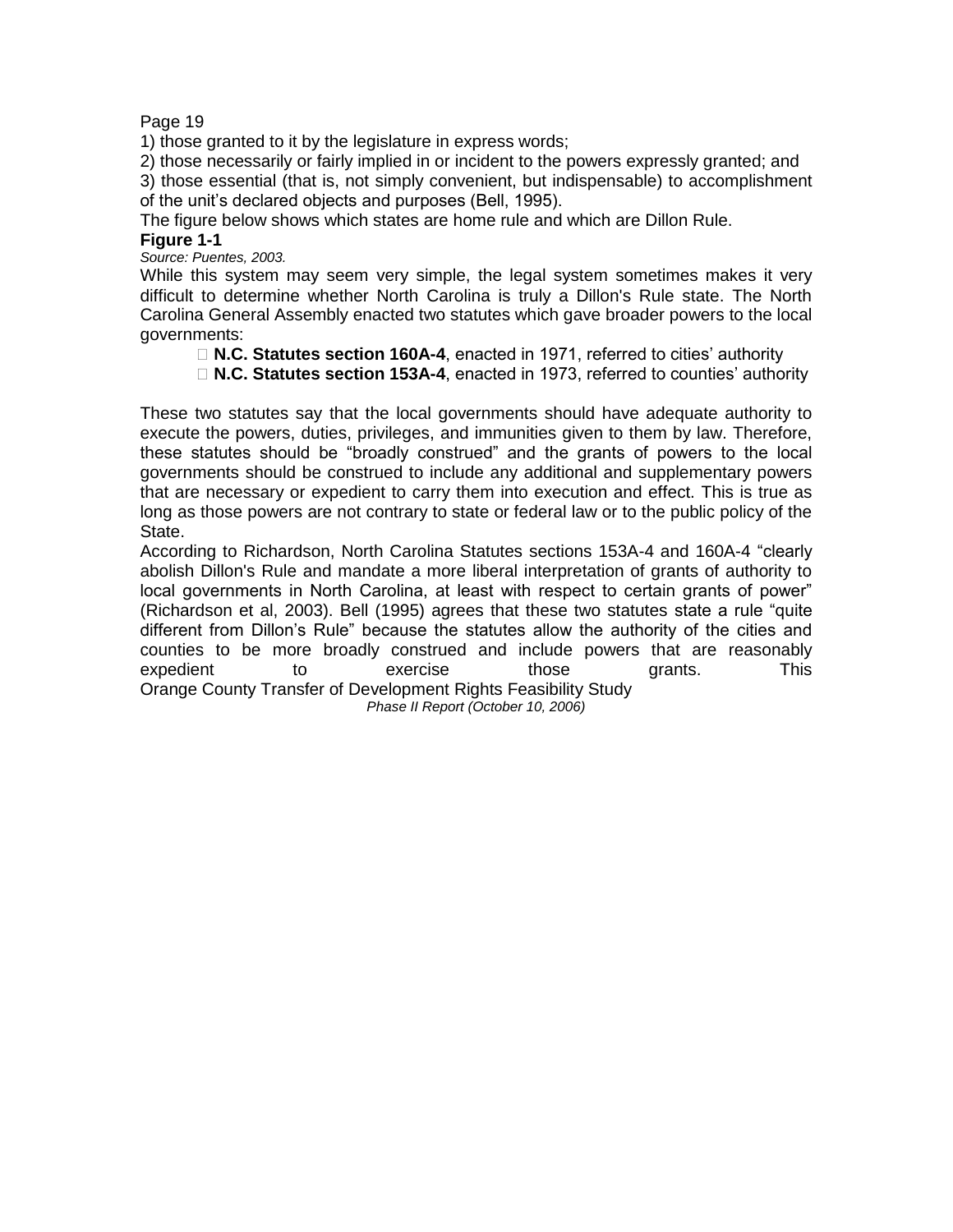1) those granted to it by the legislature in express words;

2) those necessarily or fairly implied in or incident to the powers expressly granted; and

3) those essential (that is, not simply convenient, but indispensable) to accomplishment of the unit's declared objects and purposes (Bell, 1995).

The figure below shows which states are home rule and which are Dillon Rule.

**Figure 1-1**

*Source: Puentes, 2003.*

While this system may seem very simple, the legal system sometimes makes it very difficult to determine whether North Carolina is truly a Dillon's Rule state. The North Carolina General Assembly enacted two statutes which gave broader powers to the local governments:

- **N.C. Statutes section 160A-4**, enacted in 1971, referred to cities' authority
- **N.C. Statutes section 153A-4**, enacted in 1973, referred to counties' authority

These two statutes say that the local governments should have adequate authority to execute the powers, duties, privileges, and immunities given to them by law. Therefore, these statutes should be "broadly construed" and the grants of powers to the local governments should be construed to include any additional and supplementary powers that are necessary or expedient to carry them into execution and effect. This is true as long as those powers are not contrary to state or federal law or to the public policy of the State.

According to Richardson, North Carolina Statutes sections 153A-4 and 160A-4 "clearly abolish Dillon's Rule and mandate a more liberal interpretation of grants of authority to local governments in North Carolina, at least with respect to certain grants of power" (Richardson et al, 2003). Bell (1995) agrees that these two statutes state a rule "quite different from Dillon's Rule" because the statutes allow the authority of the cities and counties to be more broadly construed and include powers that are reasonably expedient to exercise those grants. This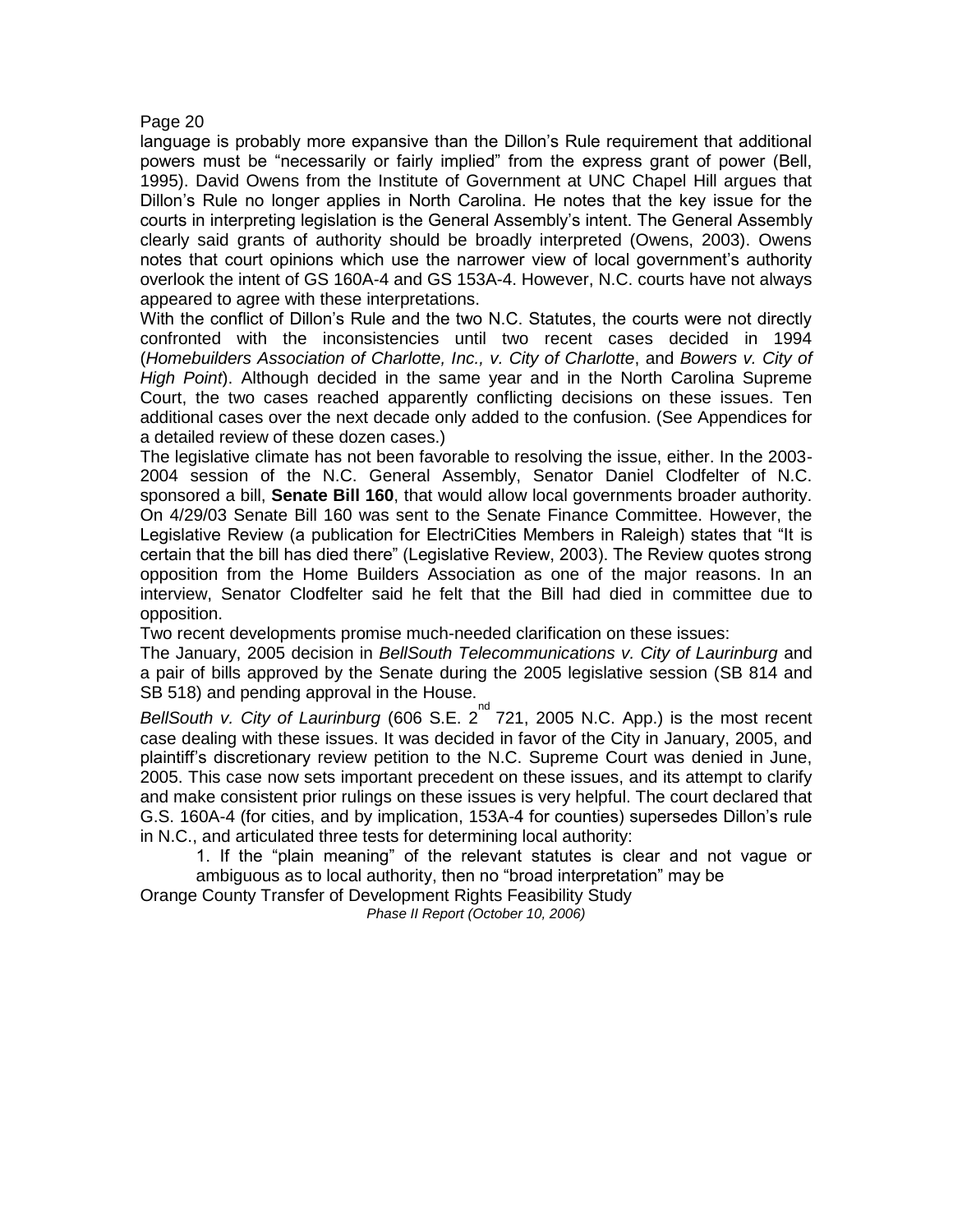language is probably more expansive than the Dillon's Rule requirement that additional powers must be "necessarily or fairly implied" from the express grant of power (Bell, 1995). David Owens from the Institute of Government at UNC Chapel Hill argues that Dillon's Rule no longer applies in North Carolina. He notes that the key issue for the courts in interpreting legislation is the General Assembly's intent. The General Assembly clearly said grants of authority should be broadly interpreted (Owens, 2003). Owens notes that court opinions which use the narrower view of local government's authority overlook the intent of GS 160A-4 and GS 153A-4. However, N.C. courts have not always appeared to agree with these interpretations.

With the conflict of Dillon's Rule and the two N.C. Statutes, the courts were not directly confronted with the inconsistencies until two recent cases decided in 1994 (*Homebuilders Association of Charlotte, Inc., v. City of Charlotte*, and *Bowers v. City of High Point*). Although decided in the same year and in the North Carolina Supreme Court, the two cases reached apparently conflicting decisions on these issues. Ten additional cases over the next decade only added to the confusion. (See Appendices for a detailed review of these dozen cases.)

The legislative climate has not been favorable to resolving the issue, either. In the 2003-2004 session of the N.C. General Assembly, Senator Daniel Clodfelter of N.C. sponsored a bill, **Senate Bill 160**, that would allow local governments broader authority. On 4/29/03 Senate Bill 160 was sent to the Senate Finance Committee. However, the Legislative Review (a publication for ElectriCities Members in Raleigh) states that "It is certain that the bill has died there" (Legislative Review, 2003). The Review quotes strong opposition from the Home Builders Association as one of the major reasons. In an interview, Senator Clodfelter said he felt that the Bill had died in committee due to opposition.

Two recent developments promise much-needed clarification on these issues:

The January, 2005 decision in *BellSouth Telecommunications v. City of Laurinburg* and a pair of bills approved by the Senate during the 2005 legislative session (SB 814 and SB 518) and pending approval in the House.

*BellSouth v. City of Laurinburg* (606 S.E. 2nd 721, 2005 N.C. App.) is the most recent case dealing with these issues. It was decided in favor of the City in January, 2005, and plaintiff's discretionary review petition to the N.C. Supreme Court was denied in June, 2005. This case now sets important precedent on these issues, and its attempt to clarify and make consistent prior rulings on these issues is very helpful. The court declared that G.S. 160A-4 (for cities, and by implication, 153A-4 for counties) supersedes Dillon's rule in N.C., and articulated three tests for determining local authority:

1. If the "plain meaning" of the relevant statutes is clear and not vague or ambiguous as to local authority, then no "broad interpretation" may be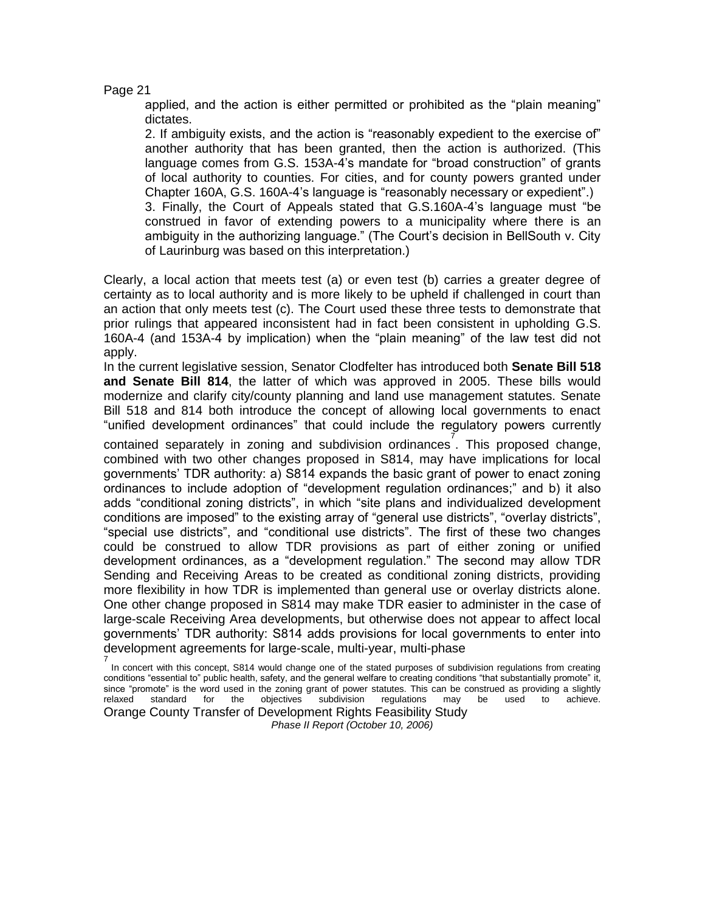applied, and the action is either permitted or prohibited as the "plain meaning" dictates.

2. If ambiguity exists, and the action is "reasonably expedient to the exercise of" another authority that has been granted, then the action is authorized. (This language comes from G.S. 153A-4's mandate for "broad construction" of grants of local authority to counties. For cities, and for county powers granted under Chapter 160A, G.S. 160A-4's language is "reasonably necessary or expedient".)

3. Finally, the Court of Appeals stated that G.S.160A-4's language must "be construed in favor of extending powers to a municipality where there is an ambiguity in the authorizing language." (The Court's decision in BellSouth v. City of Laurinburg was based on this interpretation.)

Clearly, a local action that meets test (a) or even test (b) carries a greater degree of certainty as to local authority and is more likely to be upheld if challenged in court than an action that only meets test (c). The Court used these three tests to demonstrate that prior rulings that appeared inconsistent had in fact been consistent in upholding G.S. 160A-4 (and 153A-4 by implication) when the "plain meaning" of the law test did not apply.

In the current legislative session, Senator Clodfelter has introduced both **Senate Bill 518 and Senate Bill 814**, the latter of which was approved in 2005. These bills would modernize and clarify city/county planning and land use management statutes. Senate Bill 518 and 814 both introduce the concept of allowing local governments to enact "unified development ordinances" that could include the regulatory powers currently contained separately in zoning and subdivision ordinances[7]. This proposed change, combined with two other changes proposed in S814, may have implications for local governments' TDR authority: a) S814 expands the basic grant of power to enact zoning ordinances to include adoption of "development regulation ordinances;" and b) it also adds "conditional zoning districts", in which "site plans and individualized development conditions are imposed" to the existing array of "general use districts", "overlay districts", "special use districts", and "conditional use districts". The first of these two changes could be construed to allow TDR provisions as part of either zoning or unified development ordinances, as a "development regulation." The second may allow TDR Sending and Receiving Areas to be created as conditional zoning districts, providing more flexibility in how TDR is implemented than general use or overlay districts alone. One other change proposed in S814 may make TDR easier to administer in the case of large-scale Receiving Area developments, but otherwise does not appear to affect local governments' TDR authority: S814 adds provisions for local governments to enter into development agreements for large-scale, multi-year, multi-phase

[7] In concert with this concept, S814 would change one of the stated purposes of subdivision regulations from creating conditions "essential to" public health, safety, and the general welfare to creating conditions "that substantially promote" it, since "promote" is the word used in the zoning grant of power statutes. This can be construed as providing a slightly relaxed standard for the objectives subdivision regulations may be used to achieve.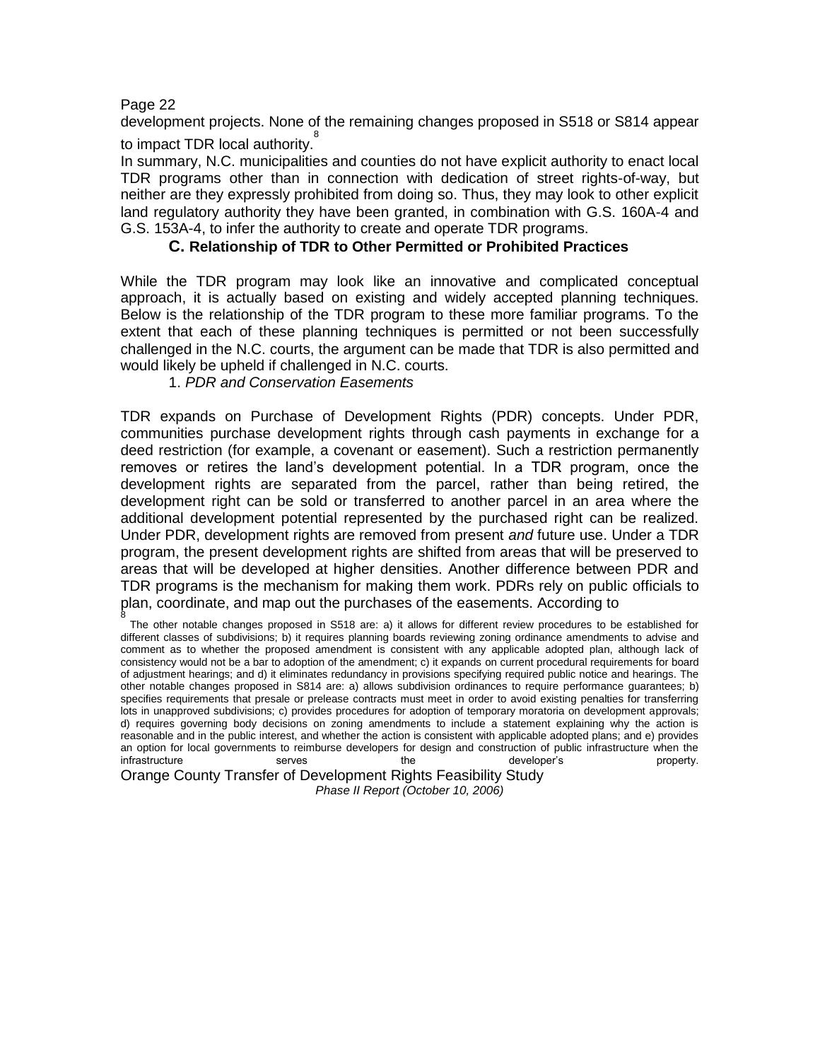development projects. None of the remaining changes proposed in S518 or S814 appear to impact TDR local authority.[8]

In summary, N.C. municipalities and counties do not have explicit authority to enact local TDR programs other than in connection with dedication of street rights-of-way, but neither are they expressly prohibited from doing so. Thus, they may look to other explicit land regulatory authority they have been granted, in combination with G.S. 160A-4 and G.S. 153A-4, to infer the authority to create and operate TDR programs.

### C. Relationship of TDR to Other Permitted or Prohibited Practices

While the TDR program may look like an innovative and complicated conceptual approach, it is actually based on existing and widely accepted planning techniques. Below is the relationship of the TDR program to these more familiar programs. To the extent that each of these planning techniques is permitted or not been successfully challenged in the N.C. courts, the argument can be made that TDR is also permitted and would likely be upheld if challenged in N.C. courts.

#### 1. *PDR and Conservation Easements*

TDR expands on Purchase of Development Rights (PDR) concepts. Under PDR, communities purchase development rights through cash payments in exchange for a deed restriction (for example, a covenant or easement). Such a restriction permanently removes or retires the land's development potential. In a TDR program, once the development rights are separated from the parcel, rather than being retired, the development right can be sold or transferred to another parcel in an area where the additional development potential represented by the purchased right can be realized. Under PDR, development rights are removed from present *and* future use. Under a TDR program, the present development rights are shifted from areas that will be preserved to areas that will be developed at higher densities. Another difference between PDR and TDR programs is the mechanism for making them work. PDRs rely on public officials to plan, coordinate, and map out the purchases of the easements. According to

[8] The other notable changes proposed in S518 are: a) it allows for different review procedures to be established for different classes of subdivisions; b) it requires planning boards reviewing zoning ordinance amendments to advise and comment as to whether the proposed amendment is consistent with any applicable adopted plan, although lack of consistency would not be a bar to adoption of the amendment; c) it expands on current procedural requirements for board of adjustment hearings; and d) it eliminates redundancy in provisions specifying required public notice and hearings. The other notable changes proposed in S814 are: a) allows subdivision ordinances to require performance guarantees; b) specifies requirements that presale or prelease contracts must meet in order to avoid existing penalties for transferring lots in unapproved subdivisions; c) provides procedures for adoption of temporary moratoria on development approvals; d) requires governing body decisions on zoning amendments to include a statement explaining why the action is reasonable and in the public interest, and whether the action is consistent with applicable adopted plans; and e) provides an option for local governments to reimburse developers for design and construction of public infrastructure when the infrastructure serves the developer's property.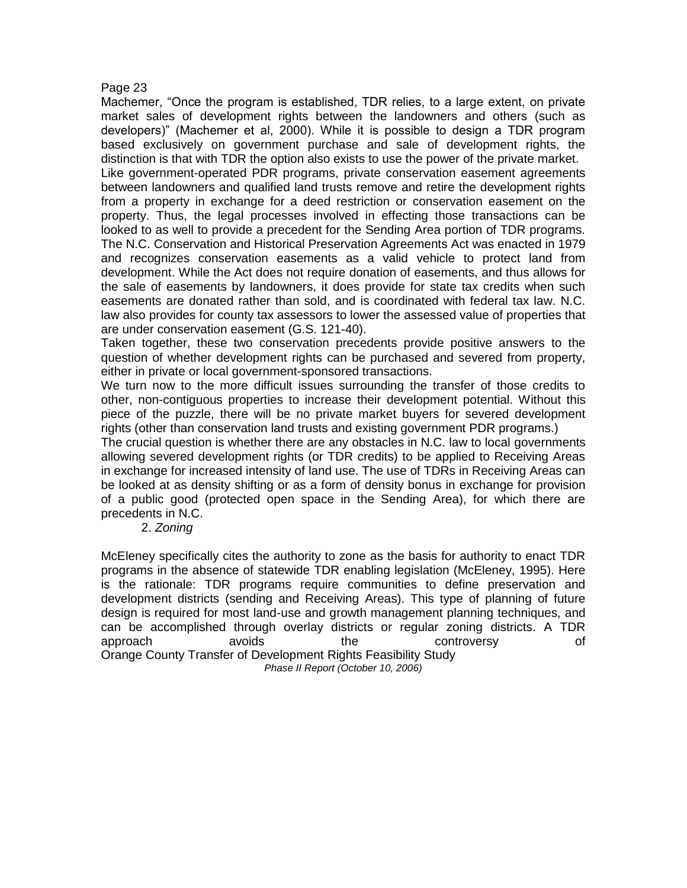Machemer, “Once the program is established, TDR relies, to a large extent, on private market sales of development rights between the landowners and others (such as developers)” (Machemer et al, 2000). While it is possible to design a TDR program based exclusively on government purchase and sale of development rights, the distinction is that with TDR the option also exists to use the power of the private market.

Like government-operated PDR programs, private conservation easement agreements between landowners and qualified land trusts remove and retire the development rights from a property in exchange for a deed restriction or conservation easement on the property. Thus, the legal processes involved in effecting those transactions can be looked to as well to provide a precedent for the Sending Area portion of TDR programs. The N.C. Conservation and Historical Preservation Agreements Act was enacted in 1979 and recognizes conservation easements as a valid vehicle to protect land from development. While the Act does not require donation of easements, and thus allows for the sale of easements by landowners, it does provide for state tax credits when such easements are donated rather than sold, and is coordinated with federal tax law. N.C. law also provides for county tax assessors to lower the assessed value of properties that are under conservation easement (G.S. 121-40).

Taken together, these two conservation precedents provide positive answers to the question of whether development rights can be purchased and severed from property, either in private or local government-sponsored transactions.

We turn now to the more difficult issues surrounding the transfer of those credits to other, non-contiguous properties to increase their development potential. Without this piece of the puzzle, there will be no private market buyers for severed development rights (other than conservation land trusts and existing government PDR programs.)

The crucial question is whether there are any obstacles in N.C. law to local governments allowing severed development rights (or TDR credits) to be applied to Receiving Areas in exchange for increased intensity of land use. The use of TDRs in Receiving Areas can be looked at as density shifting or as a form of density bonus in exchange for provision of a public good (protected open space in the Sending Area), for which there are precedents in N.C.

2. *Zoning*

McEleney specifically cites the authority to zone as the basis for authority to enact TDR programs in the absence of statewide TDR enabling legislation (McEleney, 1995). Here is the rationale: TDR programs require communities to define preservation and development districts (sending and Receiving Areas). This type of planning of future design is required for most land-use and growth management planning techniques, and can be accomplished through overlay districts or regular zoning districts. A TDR approach avoids the controversy of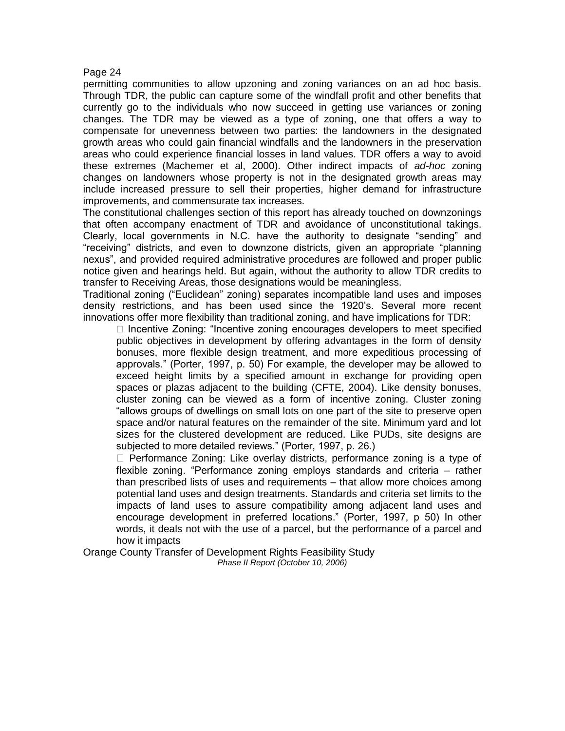permitting communities to allow upzoning and zoning variances on an ad hoc basis. Through TDR, the public can capture some of the windfall profit and other benefits that currently go to the individuals who now succeed in getting use variances or zoning changes. The TDR may be viewed as a type of zoning, one that offers a way to compensate for unevenness between two parties: the landowners in the designated growth areas who could gain financial windfalls and the landowners in the preservation areas who could experience financial losses in land values. TDR offers a way to avoid these extremes (Machemer et al, 2000). Other indirect impacts of *ad-hoc* zoning changes on landowners whose property is not in the designated growth areas may include increased pressure to sell their properties, higher demand for infrastructure improvements, and commensurate tax increases.

The constitutional challenges section of this report has already touched on downzonings that often accompany enactment of TDR and avoidance of unconstitutional takings. Clearly, local governments in N.C. have the authority to designate "sending" and "receiving" districts, and even to downzone districts, given an appropriate "planning nexus", and provided required administrative procedures are followed and proper public notice given and hearings held. But again, without the authority to allow TDR credits to transfer to Receiving Areas, those designations would be meaningless.

Traditional zoning ("Euclidean" zoning) separates incompatible land uses and imposes density restrictions, and has been used since the 1920's. Several more recent innovations offer more flexibility than traditional zoning, and have implications for TDR:

- Incentive Zoning: "Incentive zoning encourages developers to meet specified public objectives in development by offering advantages in the form of density bonuses, more flexible design treatment, and more expeditious processing of approvals." (Porter, 1997, p. 50) For example, the developer may be allowed to exceed height limits by a specified amount in exchange for providing open spaces or plazas adjacent to the building (CFTE, 2004). Like density bonuses, cluster zoning can be viewed as a form of incentive zoning. Cluster zoning "allows groups of dwellings on small lots on one part of the site to preserve open space and/or natural features on the remainder of the site. Minimum yard and lot sizes for the clustered development are reduced. Like PUDs, site designs are subjected to more detailed reviews." (Porter, 1997, p. 26.)
- Performance Zoning: Like overlay districts, performance zoning is a type of flexible zoning. "Performance zoning employs standards and criteria – rather than prescribed lists of uses and requirements – that allow more choices among potential land uses and design treatments. Standards and criteria set limits to the impacts of land uses to assure compatibility among adjacent land uses and encourage development in preferred locations." (Porter, 1997, p 50) In other words, it deals not with the use of a parcel, but the performance of a parcel and how it impacts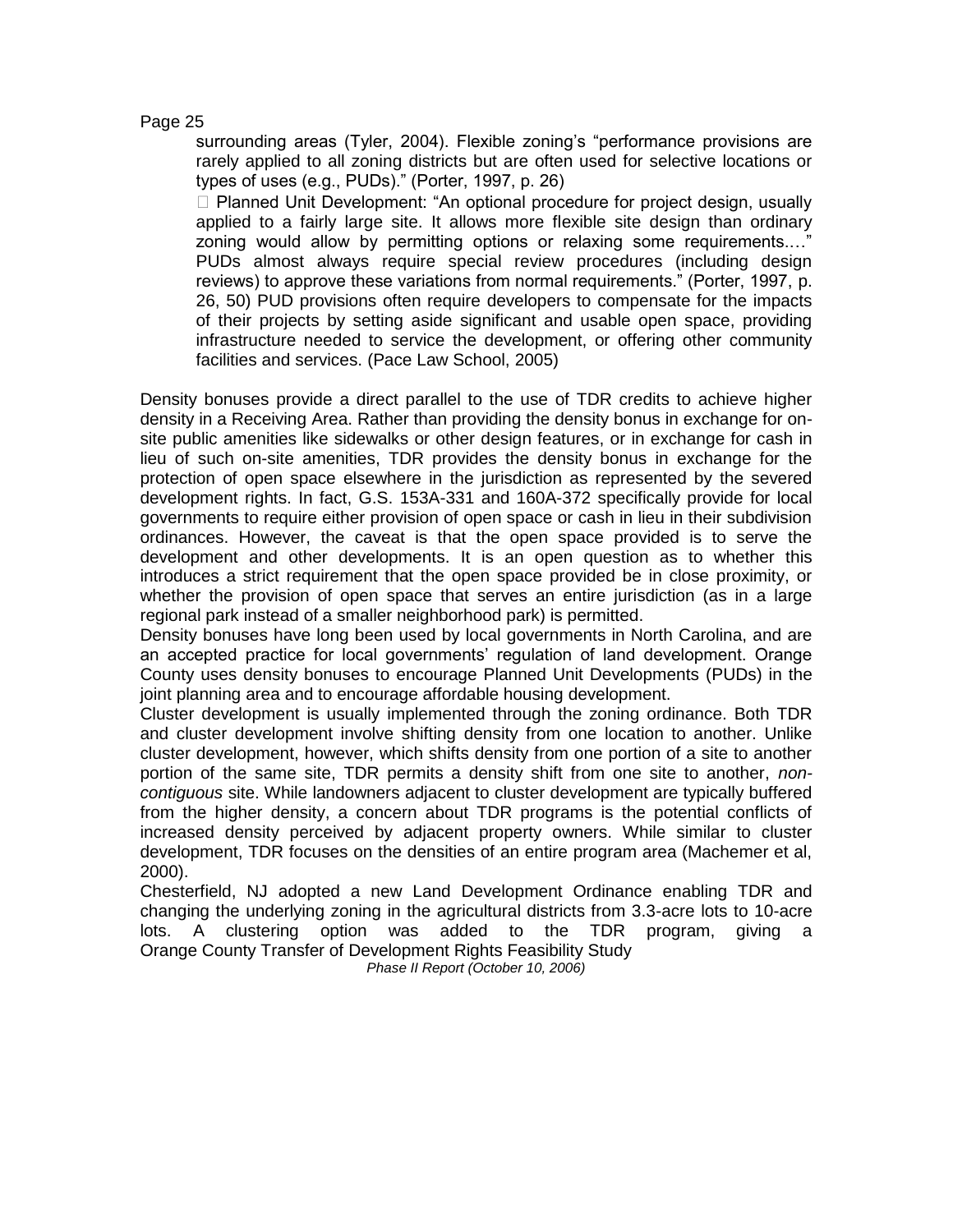surrounding areas (Tyler, 2004). Flexible zoning's "performance provisions are rarely applied to all zoning districts but are often used for selective locations or types of uses (e.g., PUDs)." (Porter, 1997, p. 26)

- Planned Unit Development: "An optional procedure for project design, usually applied to a fairly large site. It allows more flexible site design than ordinary zoning would allow by permitting options or relaxing some requirements.…" PUDs almost always require special review procedures (including design reviews) to approve these variations from normal requirements." (Porter, 1997, p. 26, 50) PUD provisions often require developers to compensate for the impacts of their projects by setting aside significant and usable open space, providing infrastructure needed to service the development, or offering other community facilities and services. (Pace Law School, 2005)

Density bonuses provide a direct parallel to the use of TDR credits to achieve higher density in a Receiving Area. Rather than providing the density bonus in exchange for on-site public amenities like sidewalks or other design features, or in exchange for cash in lieu of such on-site amenities, TDR provides the density bonus in exchange for the protection of open space elsewhere in the jurisdiction as represented by the severed development rights. In fact, G.S. 153A-331 and 160A-372 specifically provide for local governments to require either provision of open space or cash in lieu in their subdivision ordinances. However, the caveat is that the open space provided is to serve the development and other developments. It is an open question as to whether this introduces a strict requirement that the open space provided be in close proximity, or whether the provision of open space that serves an entire jurisdiction (as in a large regional park instead of a smaller neighborhood park) is permitted.

Density bonuses have long been used by local governments in North Carolina, and are an accepted practice for local governments' regulation of land development. Orange County uses density bonuses to encourage Planned Unit Developments (PUDs) in the joint planning area and to encourage affordable housing development.

Cluster development is usually implemented through the zoning ordinance. Both TDR and cluster development involve shifting density from one location to another. Unlike cluster development, however, which shifts density from one portion of a site to another portion of the same site, TDR permits a density shift from one site to another, *non-contiguous* site. While landowners adjacent to cluster development are typically buffered from the higher density, a concern about TDR programs is the potential conflicts of increased density perceived by adjacent property owners. While similar to cluster development, TDR focuses on the densities of an entire program area (Machemer et al, 2000).

Chesterfield, NJ adopted a new Land Development Ordinance enabling TDR and changing the underlying zoning in the agricultural districts from 3.3-acre lots to 10-acre lots. A clustering option was added to the TDR program, giving a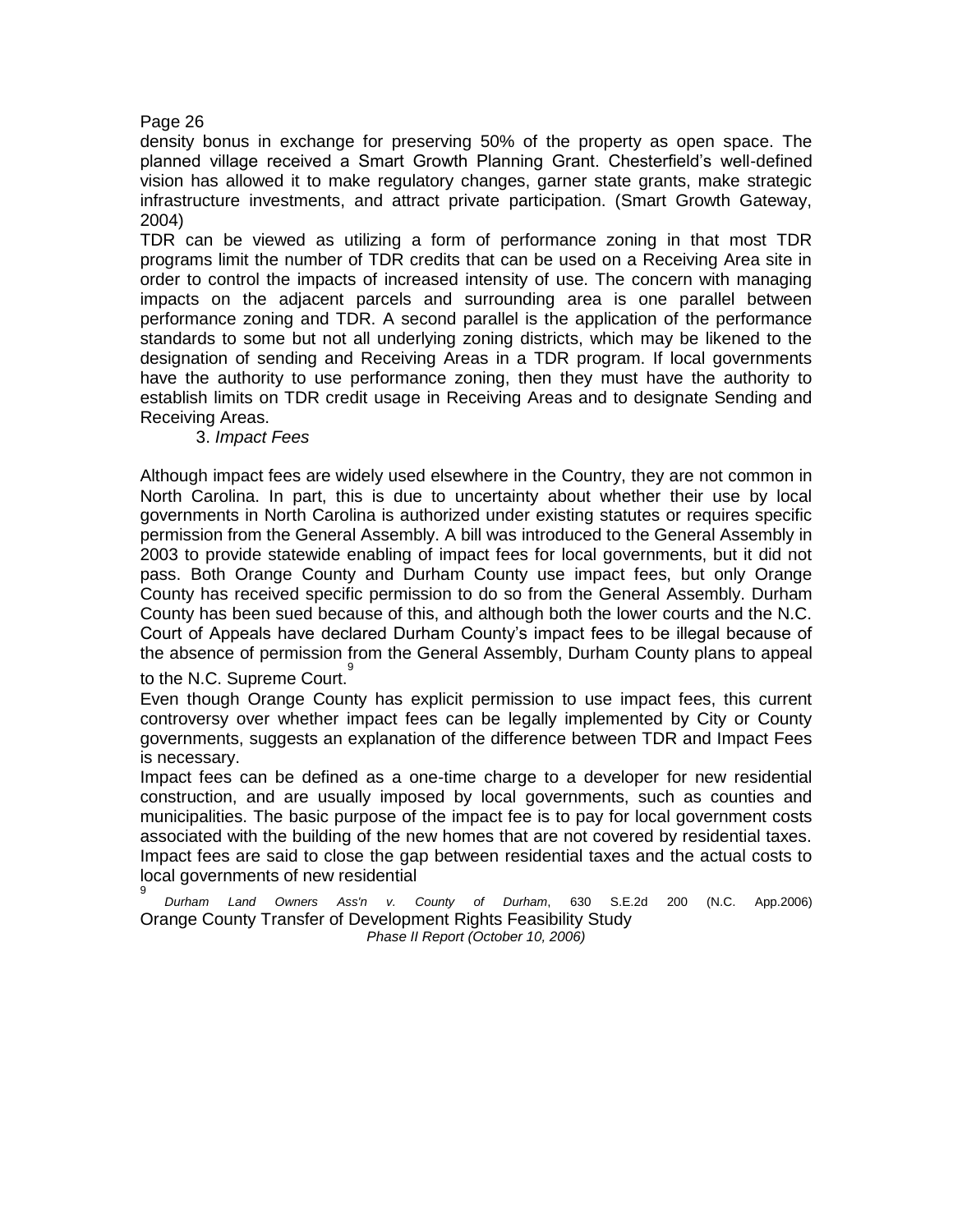density bonus in exchange for preserving 50% of the property as open space. The planned village received a Smart Growth Planning Grant. Chesterfield's well-defined vision has allowed it to make regulatory changes, garner state grants, make strategic infrastructure investments, and attract private participation. (Smart Growth Gateway, 2004)

TDR can be viewed as utilizing a form of performance zoning in that most TDR programs limit the number of TDR credits that can be used on a Receiving Area site in order to control the impacts of increased intensity of use. The concern with managing impacts on the adjacent parcels and surrounding area is one parallel between performance zoning and TDR. A second parallel is the application of the performance standards to some but not all underlying zoning districts, which may be likened to the designation of sending and Receiving Areas in a TDR program. If local governments have the authority to use performance zoning, then they must have the authority to establish limits on TDR credit usage in Receiving Areas and to designate Sending and Receiving Areas.

### 3. *Impact Fees*

Although impact fees are widely used elsewhere in the Country, they are not common in North Carolina. In part, this is due to uncertainty about whether their use by local governments in North Carolina is authorized under existing statutes or requires specific permission from the General Assembly. A bill was introduced to the General Assembly in 2003 to provide statewide enabling of impact fees for local governments, but it did not pass. Both Orange County and Durham County use impact fees, but only Orange County has received specific permission to do so from the General Assembly. Durham County has been sued because of this, and although both the lower courts and the N.C. Court of Appeals have declared Durham County's impact fees to be illegal because of the absence of permission from the General Assembly, Durham County plans to appeal to the N.C. Supreme Court.[9]

Even though Orange County has explicit permission to use impact fees, this current controversy over whether impact fees can be legally implemented by City or County governments, suggests an explanation of the difference between TDR and Impact Fees is necessary.

Impact fees can be defined as a one-time charge to a developer for new residential construction, and are usually imposed by local governments, such as counties and municipalities. The basic purpose of the impact fee is to pay for local government costs associated with the building of the new homes that are not covered by residential taxes. Impact fees are said to close the gap between residential taxes and the actual costs to local governments of new residential

[9] *Durham Land Owners Ass'n v. County of Durham*, 630 S.E.2d 200 (N.C. App.2006)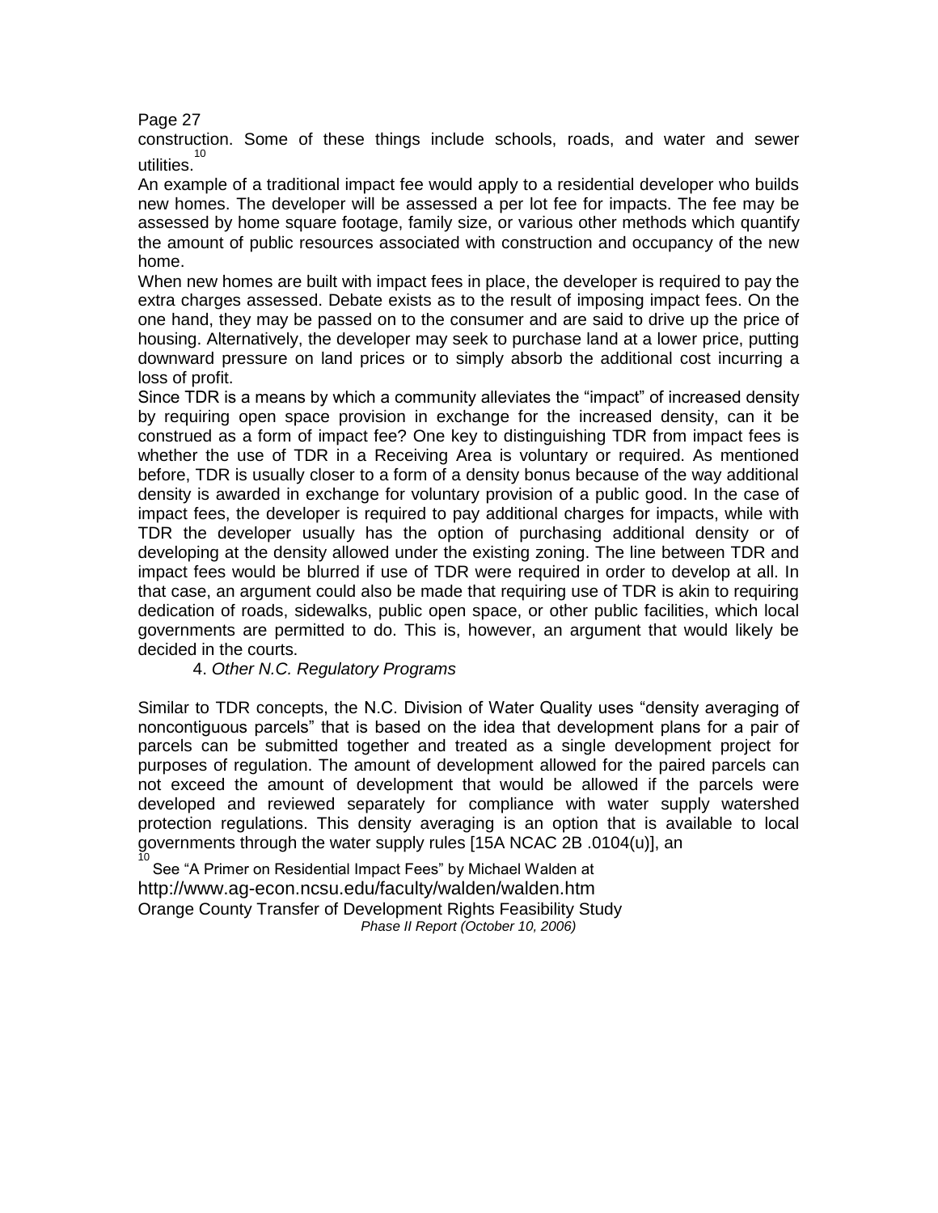construction. Some of these things include schools, roads, and water and sewer utilities.[10]

An example of a traditional impact fee would apply to a residential developer who builds new homes. The developer will be assessed a per lot fee for impacts. The fee may be assessed by home square footage, family size, or various other methods which quantify the amount of public resources associated with construction and occupancy of the new home.

When new homes are built with impact fees in place, the developer is required to pay the extra charges assessed. Debate exists as to the result of imposing impact fees. On the one hand, they may be passed on to the consumer and are said to drive up the price of housing. Alternatively, the developer may seek to purchase land at a lower price, putting downward pressure on land prices or to simply absorb the additional cost incurring a loss of profit.

Since TDR is a means by which a community alleviates the "impact" of increased density by requiring open space provision in exchange for the increased density, can it be construed as a form of impact fee? One key to distinguishing TDR from impact fees is whether the use of TDR in a Receiving Area is voluntary or required. As mentioned before, TDR is usually closer to a form of a density bonus because of the way additional density is awarded in exchange for voluntary provision of a public good. In the case of impact fees, the developer is required to pay additional charges for impacts, while with TDR the developer usually has the option of purchasing additional density or of developing at the density allowed under the existing zoning. The line between TDR and impact fees would be blurred if use of TDR were required in order to develop at all. In that case, an argument could also be made that requiring use of TDR is akin to requiring dedication of roads, sidewalks, public open space, or other public facilities, which local governments are permitted to do. This is, however, an argument that would likely be decided in the courts.

### 4. *Other N.C. Regulatory Programs*

Similar to TDR concepts, the N.C. Division of Water Quality uses "density averaging of noncontiguous parcels" that is based on the idea that development plans for a pair of parcels can be submitted together and treated as a single development project for purposes of regulation. The amount of development allowed for the paired parcels can not exceed the amount of development that would be allowed if the parcels were developed and reviewed separately for compliance with water supply watershed protection regulations. This density averaging is an option that is available to local governments through the water supply rules [15A NCAC 2B .0104(u)], an

[10] See "A Primer on Residential Impact Fees" by Michael Walden at http://www.ag-econ.ncsu.edu/faculty/walden/walden.htm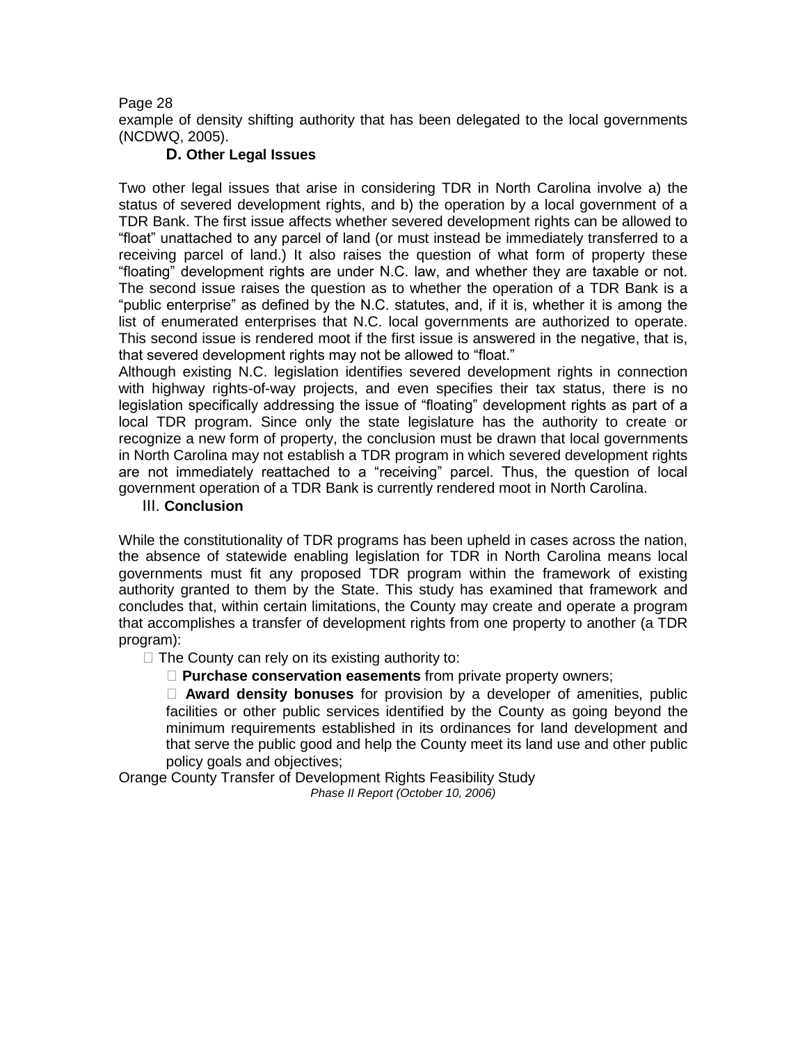example of density shifting authority that has been delegated to the local governments (NCDWQ, 2005).

### D. Other Legal Issues

Two other legal issues that arise in considering TDR in North Carolina involve a) the status of severed development rights, and b) the operation by a local government of a TDR Bank. The first issue affects whether severed development rights can be allowed to "float" unattached to any parcel of land (or must instead be immediately transferred to a receiving parcel of land.) It also raises the question of what form of property these "floating" development rights are under N.C. law, and whether they are taxable or not. The second issue raises the question as to whether the operation of a TDR Bank is a "public enterprise" as defined by the N.C. statutes, and, if it is, whether it is among the list of enumerated enterprises that N.C. local governments are authorized to operate. This second issue is rendered moot if the first issue is answered in the negative, that is, that severed development rights may not be allowed to "float."

Although existing N.C. legislation identifies severed development rights in connection with highway rights-of-way projects, and even specifies their tax status, there is no legislation specifically addressing the issue of "floating" development rights as part of a local TDR program. Since only the state legislature has the authority to create or recognize a new form of property, the conclusion must be drawn that local governments in North Carolina may not establish a TDR program in which severed development rights are not immediately reattached to a "receiving" parcel. Thus, the question of local government operation of a TDR Bank is currently rendered moot in North Carolina.

## III. Conclusion

While the constitutionality of TDR programs has been upheld in cases across the nation, the absence of statewide enabling legislation for TDR in North Carolina means local governments must fit any proposed TDR program within the framework of existing authority granted to them by the State. This study has examined that framework and concludes that, within certain limitations, the County may create and operate a program that accomplishes a transfer of development rights from one property to another (a TDR program):

- The County can rely on its existing authority to:
  - **Purchase conservation easements** from private property owners;
  - **Award density bonuses** for provision by a developer of amenities, public facilities or other public services identified by the County as going beyond the minimum requirements established in its ordinances for land development and that serve the public good and help the County meet its land use and other public policy goals and objectives;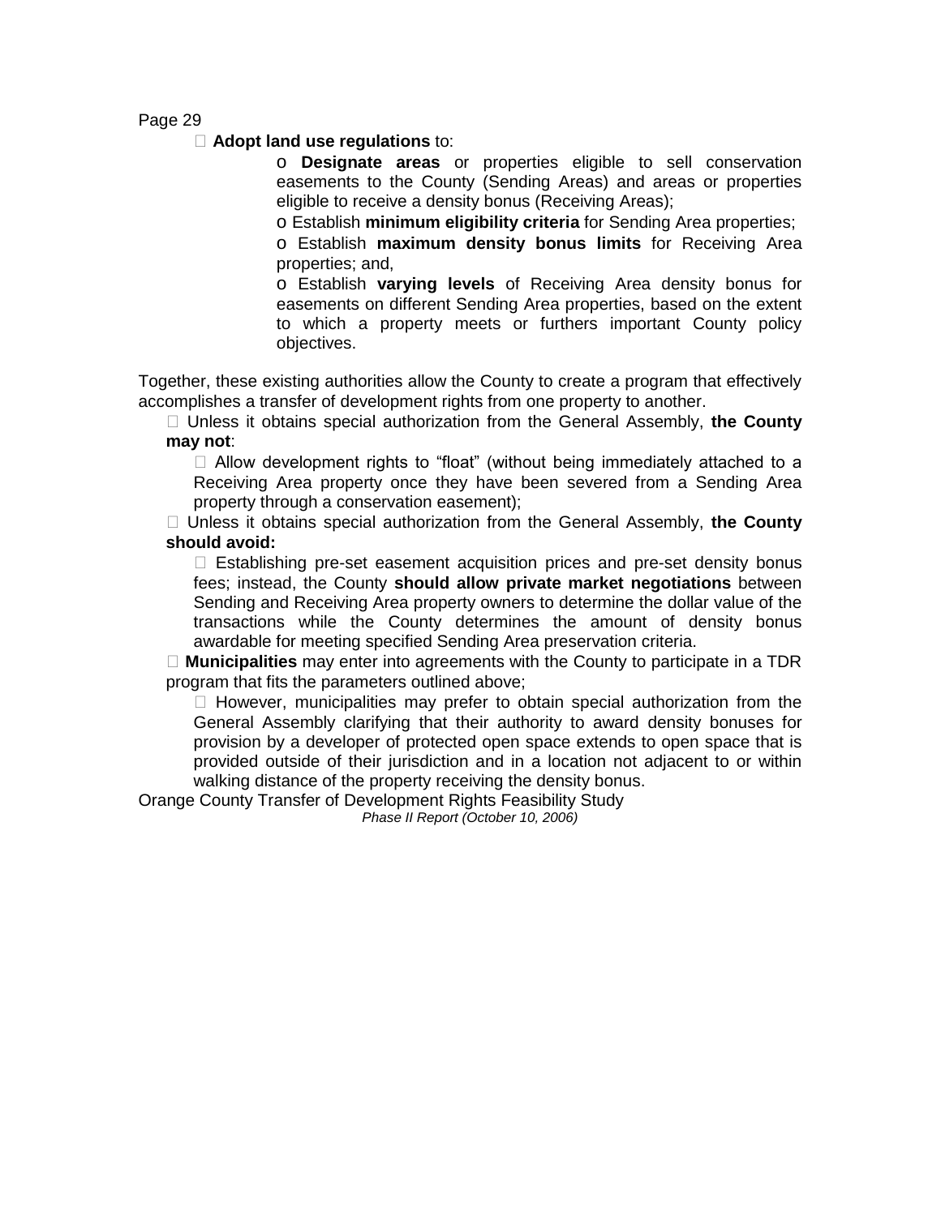- **Adopt land use regulations** to:
  - **Designate areas** or properties eligible to sell conservation easements to the County (Sending Areas) and areas or properties eligible to receive a density bonus (Receiving Areas);
  - Establish **minimum eligibility criteria** for Sending Area properties;
  - Establish **maximum density bonus limits** for Receiving Area properties; and,
  - Establish **varying levels** of Receiving Area density bonus for easements on different Sending Area properties, based on the extent to which a property meets or furthers important County policy objectives.

Together, these existing authorities allow the County to create a program that effectively accomplishes a transfer of development rights from one property to another.

- Unless it obtains special authorization from the General Assembly, **the County may not**:
  - Allow development rights to "float" (without being immediately attached to a Receiving Area property once they have been severed from a Sending Area property through a conservation easement);
- Unless it obtains special authorization from the General Assembly, **the County should avoid:**
  - Establishing pre-set easement acquisition prices and pre-set density bonus fees; instead, the County **should allow private market negotiations** between Sending and Receiving Area property owners to determine the dollar value of the transactions while the County determines the amount of density bonus awardable for meeting specified Sending Area preservation criteria.
- **Municipalities** may enter into agreements with the County to participate in a TDR program that fits the parameters outlined above;
  - However, municipalities may prefer to obtain special authorization from the General Assembly clarifying that their authority to award density bonuses for provision by a developer of protected open space extends to open space that is provided outside of their jurisdiction and in a location not adjacent to or within walking distance of the property receiving the density bonus.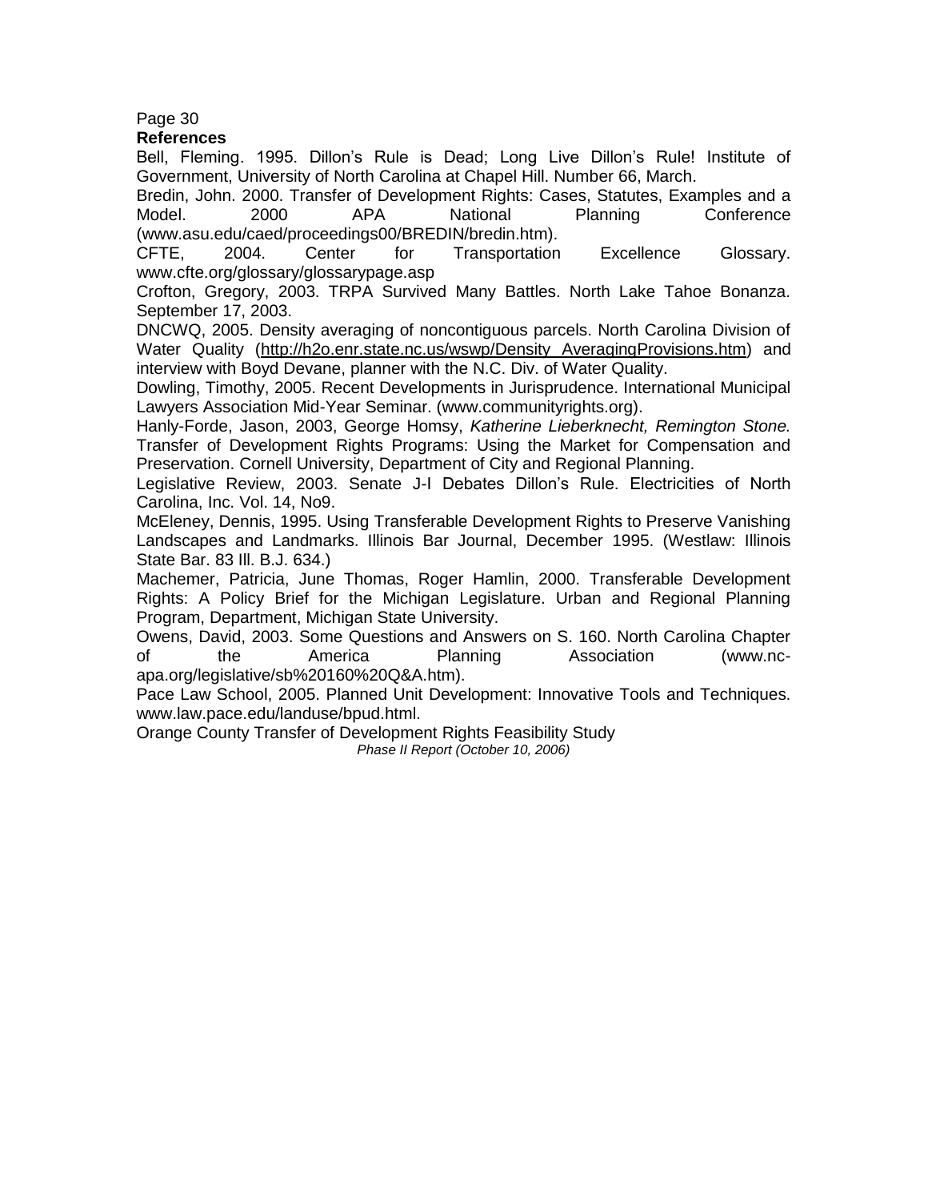## References

Bell, Fleming. 1995. Dillon's Rule is Dead; Long Live Dillon's Rule! Institute of Government, University of North Carolina at Chapel Hill. Number 66, March.

Bredin, John. 2000. Transfer of Development Rights: Cases, Statutes, Examples and a Model. 2000 APA National Planning Conference (www.asu.edu/caed/proceedings00/BREDIN/bredin.htm).

CFTE, 2004. Center for Transportation Excellence Glossary. www.cfte.org/glossary/glossarypage.asp

Crofton, Gregory, 2003. TRPA Survived Many Battles. North Lake Tahoe Bonanza. September 17, 2003.

DNCWQ, 2005. Density averaging of noncontiguous parcels. North Carolina Division of Water Quality (http://h2o.enr.state.nc.us/wswp/Density_AveragingProvisions.htm) and interview with Boyd Devane, planner with the N.C. Div. of Water Quality.

Dowling, Timothy, 2005. Recent Developments in Jurisprudence. International Municipal Lawyers Association Mid-Year Seminar. (www.communityrights.org).

Hanly-Forde, Jason, 2003, George Homsy, *Katherine Lieberknecht, Remington Stone.* Transfer of Development Rights Programs: Using the Market for Compensation and Preservation. Cornell University, Department of City and Regional Planning.

Legislative Review, 2003. Senate J-I Debates Dillon's Rule. Electricities of North Carolina, Inc. Vol. 14, No9.

McEleney, Dennis, 1995. Using Transferable Development Rights to Preserve Vanishing Landscapes and Landmarks. Illinois Bar Journal, December 1995. (Westlaw: Illinois State Bar. 83 Ill. B.J. 634.)

Machemer, Patricia, June Thomas, Roger Hamlin, 2000. Transferable Development Rights: A Policy Brief for the Michigan Legislature. Urban and Regional Planning Program, Department, Michigan State University.

Owens, David, 2003. Some Questions and Answers on S. 160. North Carolina Chapter of the America Planning Association (www.nc-apa.org/legislative/sb%20160%20Q&A.htm).

Pace Law School, 2005. Planned Unit Development: Innovative Tools and Techniques. www.law.pace.edu/landuse/bpud.html.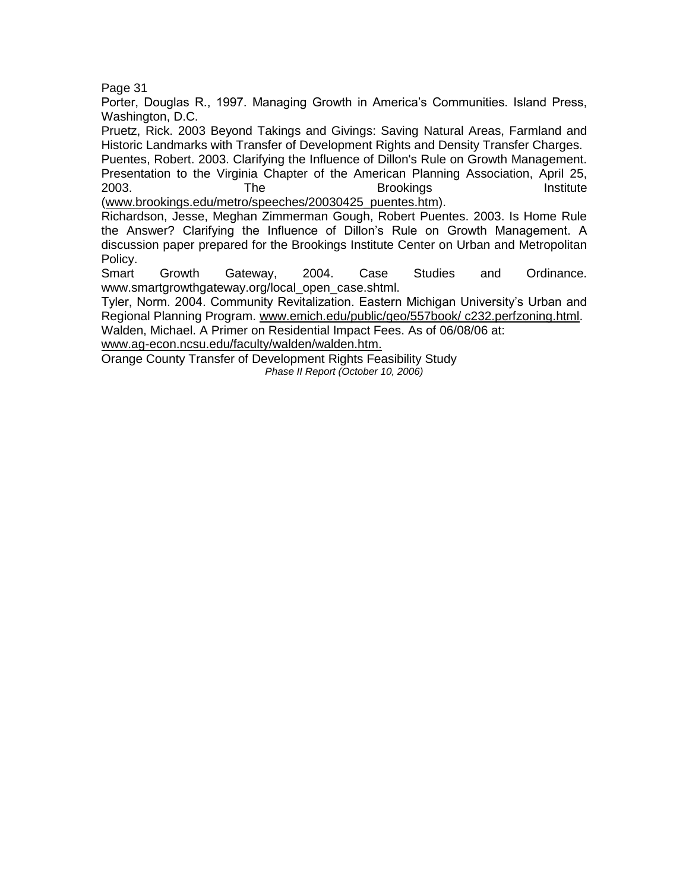Porter, Douglas R., 1997. Managing Growth in America's Communities. Island Press, Washington, D.C.

Pruetz, Rick. 2003 Beyond Takings and Givings: Saving Natural Areas, Farmland and Historic Landmarks with Transfer of Development Rights and Density Transfer Charges.

Puentes, Robert. 2003. Clarifying the Influence of Dillon's Rule on Growth Management. Presentation to the Virginia Chapter of the American Planning Association, April 25, 2003. The Brookings Institute (www.brookings.edu/metro/speeches/20030425_puentes.htm).

Richardson, Jesse, Meghan Zimmerman Gough, Robert Puentes. 2003. Is Home Rule the Answer? Clarifying the Influence of Dillon's Rule on Growth Management. A discussion paper prepared for the Brookings Institute Center on Urban and Metropolitan Policy.

Smart Growth Gateway, 2004. Case Studies and Ordinance. www.smartgrowthgateway.org/local_open_case.shtml.

Tyler, Norm. 2004. Community Revitalization. Eastern Michigan University's Urban and Regional Planning Program. www.emich.edu/public/geo/557book/ c232.perfzoning.html.

Walden, Michael. A Primer on Residential Impact Fees. As of 06/08/06 at: www.ag-econ.ncsu.edu/faculty/walden/walden.htm.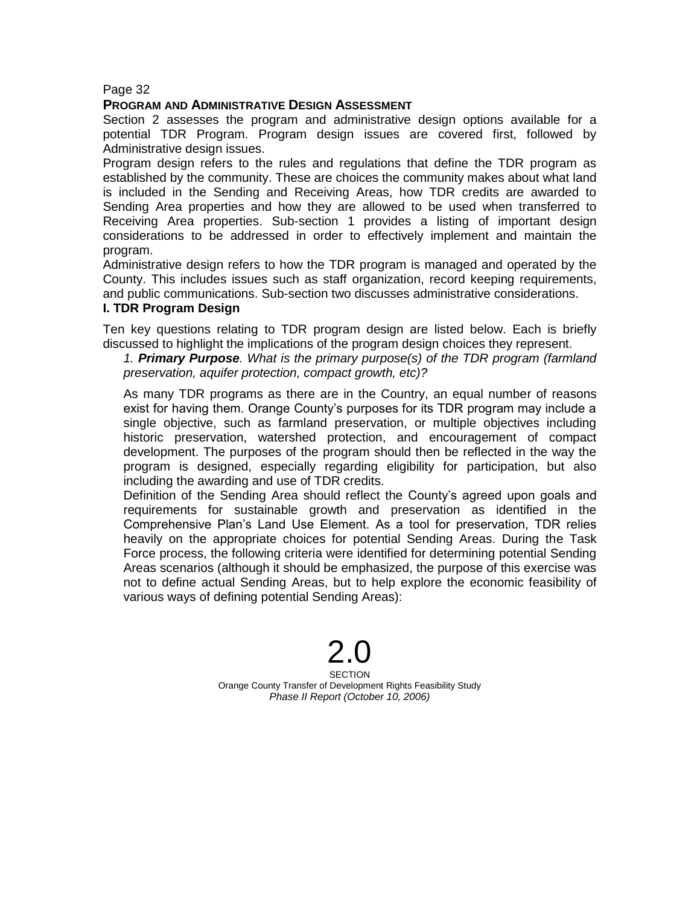## PROGRAM AND ADMINISTRATIVE DESIGN ASSESSMENT

Section 2 assesses the program and administrative design options available for a potential TDR Program. Program design issues are covered first, followed by Administrative design issues.

Program design refers to the rules and regulations that define the TDR program as established by the community. These are choices the community makes about what land is included in the Sending and Receiving Areas, how TDR credits are awarded to Sending Area properties and how they are allowed to be used when transferred to Receiving Area properties. Sub-section 1 provides a listing of important design considerations to be addressed in order to effectively implement and maintain the program.

Administrative design refers to how the TDR program is managed and operated by the County. This includes issues such as staff organization, record keeping requirements, and public communications. Sub-section two discusses administrative considerations.

### I. TDR Program Design

Ten key questions relating to TDR program design are listed below. Each is briefly discussed to highlight the implications of the program design choices they represent.

*1. **Primary Purpose**. What is the primary purpose(s) of the TDR program (farmland preservation, aquifer protection, compact growth, etc)?*

As many TDR programs as there are in the Country, an equal number of reasons exist for having them. Orange County's purposes for its TDR program may include a single objective, such as farmland preservation, or multiple objectives including historic preservation, watershed protection, and encouragement of compact development. The purposes of the program should then be reflected in the way the program is designed, especially regarding eligibility for participation, but also including the awarding and use of TDR credits.

Definition of the Sending Area should reflect the County's agreed upon goals and requirements for sustainable growth and preservation as identified in the Comprehensive Plan's Land Use Element. As a tool for preservation, TDR relies heavily on the appropriate choices for potential Sending Areas. During the Task Force process, the following criteria were identified for determining potential Sending Areas scenarios (although it should be emphasized, the purpose of this exercise was not to define actual Sending Areas, but to help explore the economic feasibility of various ways of defining potential Sending Areas):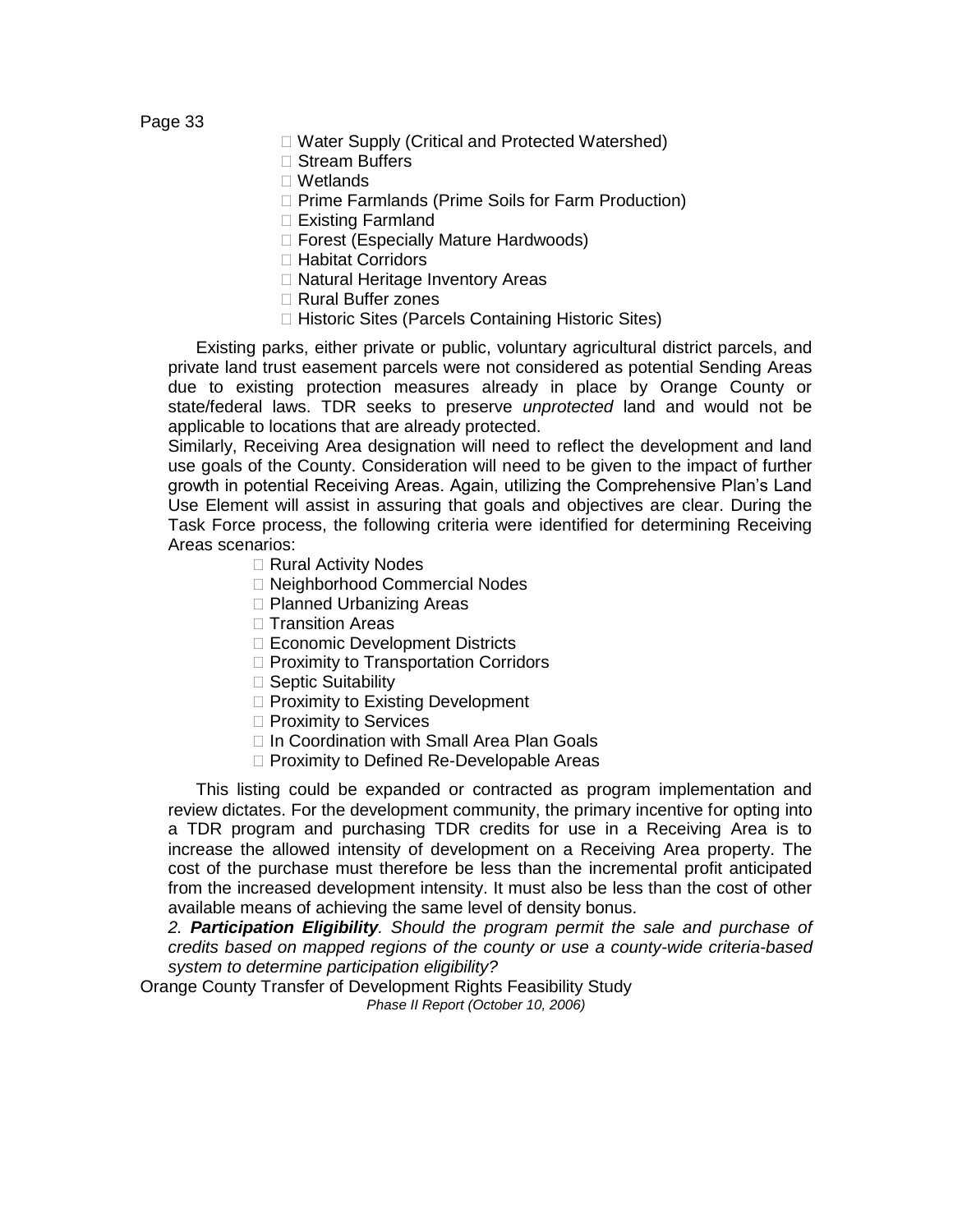- Water Supply (Critical and Protected Watershed)
- Stream Buffers
- Wetlands
- Prime Farmlands (Prime Soils for Farm Production)
- Existing Farmland
- Forest (Especially Mature Hardwoods)
- Habitat Corridors
- Natural Heritage Inventory Areas
- Rural Buffer zones
- Historic Sites (Parcels Containing Historic Sites)

Existing parks, either private or public, voluntary agricultural district parcels, and private land trust easement parcels were not considered as potential Sending Areas due to existing protection measures already in place by Orange County or state/federal laws. TDR seeks to preserve *unprotected* land and would not be applicable to locations that are already protected.

Similarly, Receiving Area designation will need to reflect the development and land use goals of the County. Consideration will need to be given to the impact of further growth in potential Receiving Areas. Again, utilizing the Comprehensive Plan's Land Use Element will assist in assuring that goals and objectives are clear. During the Task Force process, the following criteria were identified for determining Receiving Areas scenarios:

- Rural Activity Nodes
- Neighborhood Commercial Nodes
- Planned Urbanizing Areas
- Transition Areas
- Economic Development Districts
- Proximity to Transportation Corridors
- Septic Suitability
- Proximity to Existing Development
- Proximity to Services
- In Coordination with Small Area Plan Goals
- Proximity to Defined Re-Developable Areas

This listing could be expanded or contracted as program implementation and review dictates. For the development community, the primary incentive for opting into a TDR program and purchasing TDR credits for use in a Receiving Area is to increase the allowed intensity of development on a Receiving Area property. The cost of the purchase must therefore be less than the incremental profit anticipated from the increased development intensity. It must also be less than the cost of other available means of achieving the same level of density bonus.

*2. **Participation Eligibility**. Should the program permit the sale and purchase of credits based on mapped regions of the county or use a county-wide criteria-based system to determine participation eligibility?*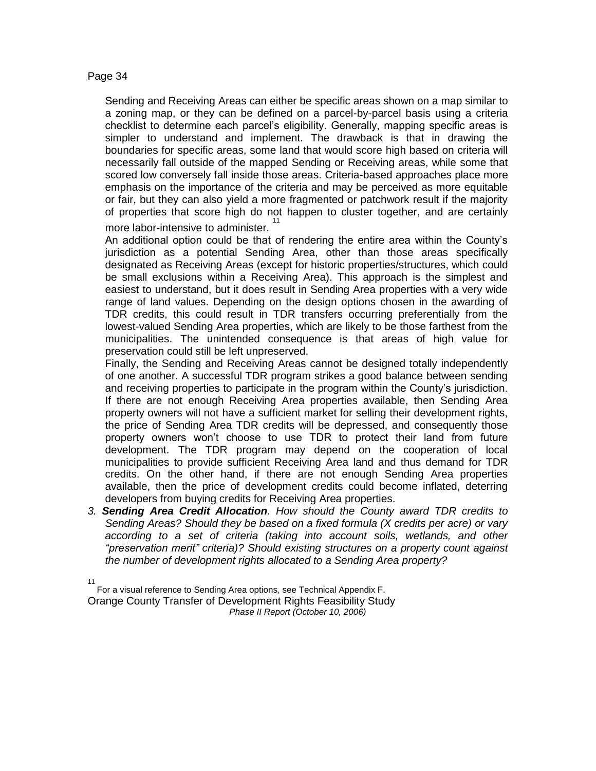Sending and Receiving Areas can either be specific areas shown on a map similar to a zoning map, or they can be defined on a parcel-by-parcel basis using a criteria checklist to determine each parcel's eligibility. Generally, mapping specific areas is simpler to understand and implement. The drawback is that in drawing the boundaries for specific areas, some land that would score high based on criteria will necessarily fall outside of the mapped Sending or Receiving areas, while some that scored low conversely fall inside those areas. Criteria-based approaches place more emphasis on the importance of the criteria and may be perceived as more equitable or fair, but they can also yield a more fragmented or patchwork result if the majority of properties that score high do not happen to cluster together, and are certainly more labor-intensive to administer.[11]

An additional option could be that of rendering the entire area within the County's jurisdiction as a potential Sending Area, other than those areas specifically designated as Receiving Areas (except for historic properties/structures, which could be small exclusions within a Receiving Area). This approach is the simplest and easiest to understand, but it does result in Sending Area properties with a very wide range of land values. Depending on the design options chosen in the awarding of TDR credits, this could result in TDR transfers occurring preferentially from the lowest-valued Sending Area properties, which are likely to be those farthest from the municipalities. The unintended consequence is that areas of high value for preservation could still be left unpreserved.

Finally, the Sending and Receiving Areas cannot be designed totally independently of one another. A successful TDR program strikes a good balance between sending and receiving properties to participate in the program within the County's jurisdiction. If there are not enough Receiving Area properties available, then Sending Area property owners will not have a sufficient market for selling their development rights, the price of Sending Area TDR credits will be depressed, and consequently those property owners won't choose to use TDR to protect their land from future development. The TDR program may depend on the cooperation of local municipalities to provide sufficient Receiving Area land and thus demand for TDR credits. On the other hand, if there are not enough Sending Area properties available, then the price of development credits could become inflated, deterring developers from buying credits for Receiving Area properties.

3. ***Sending Area Credit Allocation****. How should the County award TDR credits to Sending Areas? Should they be based on a fixed formula (X credits per acre) or vary according to a set of criteria (taking into account soils, wetlands, and other "preservation merit" criteria)? Should existing structures on a property count against the number of development rights allocated to a Sending Area property?*

[11] For a visual reference to Sending Area options, see Technical Appendix F.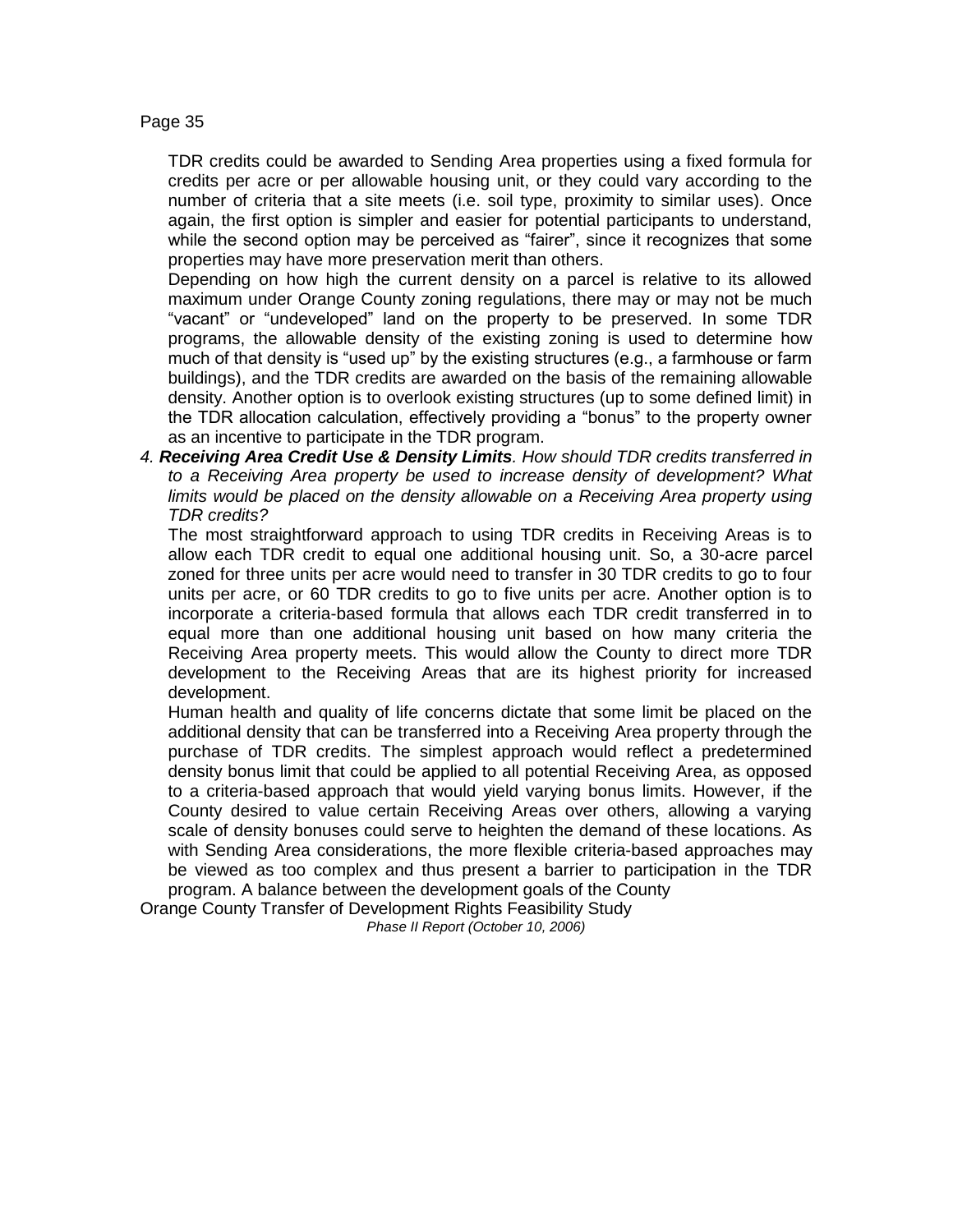TDR credits could be awarded to Sending Area properties using a fixed formula for credits per acre or per allowable housing unit, or they could vary according to the number of criteria that a site meets (i.e. soil type, proximity to similar uses). Once again, the first option is simpler and easier for potential participants to understand, while the second option may be perceived as "fairer", since it recognizes that some properties may have more preservation merit than others.

Depending on how high the current density on a parcel is relative to its allowed maximum under Orange County zoning regulations, there may or may not be much "vacant" or "undeveloped" land on the property to be preserved. In some TDR programs, the allowable density of the existing zoning is used to determine how much of that density is "used up" by the existing structures (e.g., a farmhouse or farm buildings), and the TDR credits are awarded on the basis of the remaining allowable density. Another option is to overlook existing structures (up to some defined limit) in the TDR allocation calculation, effectively providing a "bonus" to the property owner as an incentive to participate in the TDR program.

4. ***Receiving Area Credit Use & Density Limits****. How should TDR credits transferred in to a Receiving Area property be used to increase density of development? What limits would be placed on the density allowable on a Receiving Area property using TDR credits?*

   The most straightforward approach to using TDR credits in Receiving Areas is to allow each TDR credit to equal one additional housing unit. So, a 30-acre parcel zoned for three units per acre would need to transfer in 30 TDR credits to go to four units per acre, or 60 TDR credits to go to five units per acre. Another option is to incorporate a criteria-based formula that allows each TDR credit transferred in to equal more than one additional housing unit based on how many criteria the Receiving Area property meets. This would allow the County to direct more TDR development to the Receiving Areas that are its highest priority for increased development.

   Human health and quality of life concerns dictate that some limit be placed on the additional density that can be transferred into a Receiving Area property through the purchase of TDR credits. The simplest approach would reflect a predetermined density bonus limit that could be applied to all potential Receiving Area, as opposed to a criteria-based approach that would yield varying bonus limits. However, if the County desired to value certain Receiving Areas over others, allowing a varying scale of density bonuses could serve to heighten the demand of these locations. As with Sending Area considerations, the more flexible criteria-based approaches may be viewed as too complex and thus present a barrier to participation in the TDR program. A balance between the development goals of the County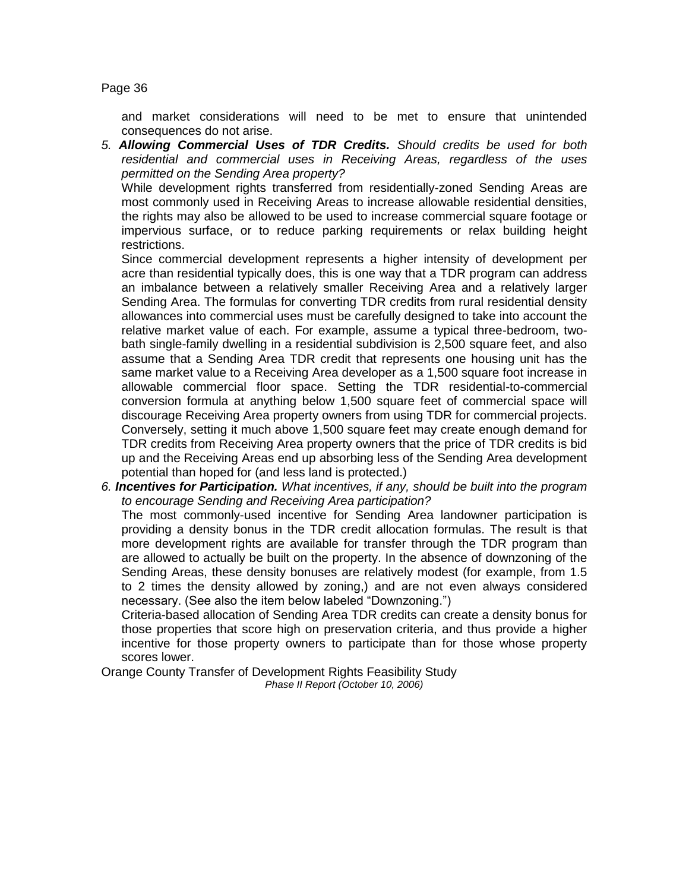and market considerations will need to be met to ensure that unintended consequences do not arise.

5. ***Allowing Commercial Uses of TDR Credits.*** *Should credits be used for both residential and commercial uses in Receiving Areas, regardless of the uses permitted on the Sending Area property?*

   While development rights transferred from residentially-zoned Sending Areas are most commonly used in Receiving Areas to increase allowable residential densities, the rights may also be allowed to be used to increase commercial square footage or impervious surface, or to reduce parking requirements or relax building height restrictions.

   Since commercial development represents a higher intensity of development per acre than residential typically does, this is one way that a TDR program can address an imbalance between a relatively smaller Receiving Area and a relatively larger Sending Area. The formulas for converting TDR credits from rural residential density allowances into commercial uses must be carefully designed to take into account the relative market value of each. For example, assume a typical three-bedroom, two-bath single-family dwelling in a residential subdivision is 2,500 square feet, and also assume that a Sending Area TDR credit that represents one housing unit has the same market value to a Receiving Area developer as a 1,500 square foot increase in allowable commercial floor space. Setting the TDR residential-to-commercial conversion formula at anything below 1,500 square feet of commercial space will discourage Receiving Area property owners from using TDR for commercial projects. Conversely, setting it much above 1,500 square feet may create enough demand for TDR credits from Receiving Area property owners that the price of TDR credits is bid up and the Receiving Areas end up absorbing less of the Sending Area development potential than hoped for (and less land is protected.)

6. ***Incentives for Participation.*** *What incentives, if any, should be built into the program to encourage Sending and Receiving Area participation?*

   The most commonly-used incentive for Sending Area landowner participation is providing a density bonus in the TDR credit allocation formulas. The result is that more development rights are available for transfer through the TDR program than are allowed to actually be built on the property. In the absence of downzoning of the Sending Areas, these density bonuses are relatively modest (for example, from 1.5 to 2 times the density allowed by zoning,) and are not even always considered necessary. (See also the item below labeled "Downzoning.")

   Criteria-based allocation of Sending Area TDR credits can create a density bonus for those properties that score high on preservation criteria, and thus provide a higher incentive for those property owners to participate than for those whose property scores lower.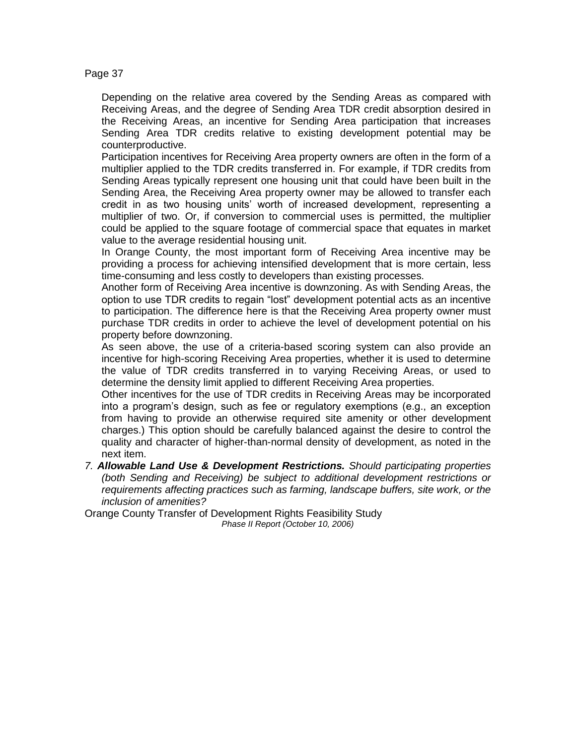Depending on the relative area covered by the Sending Areas as compared with Receiving Areas, and the degree of Sending Area TDR credit absorption desired in the Receiving Areas, an incentive for Sending Area participation that increases Sending Area TDR credits relative to existing development potential may be counterproductive.

Participation incentives for Receiving Area property owners are often in the form of a multiplier applied to the TDR credits transferred in. For example, if TDR credits from Sending Areas typically represent one housing unit that could have been built in the Sending Area, the Receiving Area property owner may be allowed to transfer each credit in as two housing units' worth of increased development, representing a multiplier of two. Or, if conversion to commercial uses is permitted, the multiplier could be applied to the square footage of commercial space that equates in market value to the average residential housing unit.

In Orange County, the most important form of Receiving Area incentive may be providing a process for achieving intensified development that is more certain, less time-consuming and less costly to developers than existing processes.

Another form of Receiving Area incentive is downzoning. As with Sending Areas, the option to use TDR credits to regain "lost" development potential acts as an incentive to participation. The difference here is that the Receiving Area property owner must purchase TDR credits in order to achieve the level of development potential on his property before downzoning.

As seen above, the use of a criteria-based scoring system can also provide an incentive for high-scoring Receiving Area properties, whether it is used to determine the value of TDR credits transferred in to varying Receiving Areas, or used to determine the density limit applied to different Receiving Area properties.

Other incentives for the use of TDR credits in Receiving Areas may be incorporated into a program's design, such as fee or regulatory exemptions (e.g., an exception from having to provide an otherwise required site amenity or other development charges.) This option should be carefully balanced against the desire to control the quality and character of higher-than-normal density of development, as noted in the next item.

7. ***Allowable Land Use & Development Restrictions.*** *Should participating properties (both Sending and Receiving) be subject to additional development restrictions or requirements affecting practices such as farming, landscape buffers, site work, or the inclusion of amenities?*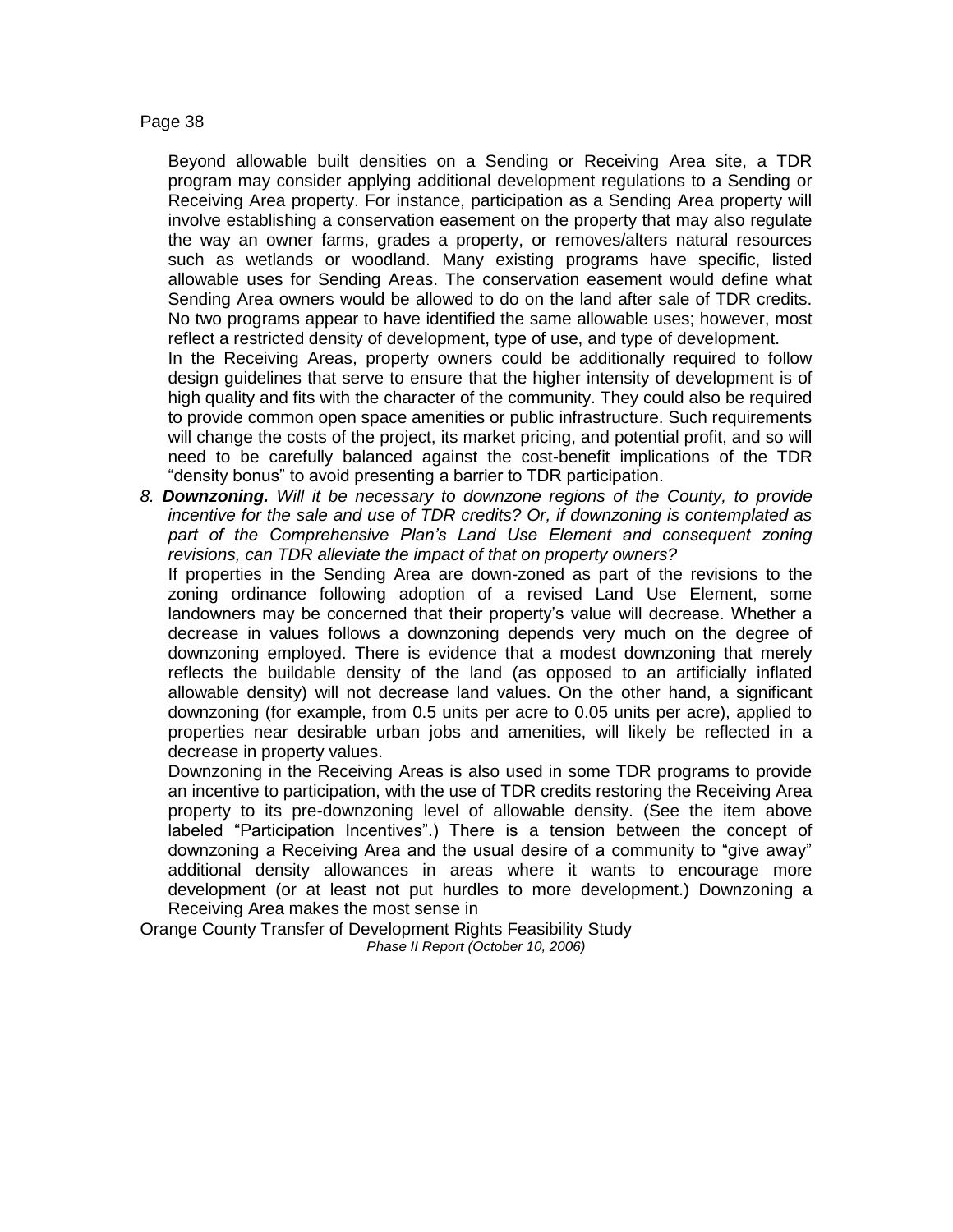Beyond allowable built densities on a Sending or Receiving Area site, a TDR program may consider applying additional development regulations to a Sending or Receiving Area property. For instance, participation as a Sending Area property will involve establishing a conservation easement on the property that may also regulate the way an owner farms, grades a property, or removes/alters natural resources such as wetlands or woodland. Many existing programs have specific, listed allowable uses for Sending Areas. The conservation easement would define what Sending Area owners would be allowed to do on the land after sale of TDR credits. No two programs appear to have identified the same allowable uses; however, most reflect a restricted density of development, type of use, and type of development.

In the Receiving Areas, property owners could be additionally required to follow design guidelines that serve to ensure that the higher intensity of development is of high quality and fits with the character of the community. They could also be required to provide common open space amenities or public infrastructure. Such requirements will change the costs of the project, its market pricing, and potential profit, and so will need to be carefully balanced against the cost-benefit implications of the TDR "density bonus" to avoid presenting a barrier to TDR participation.

8. ***Downzoning.*** *Will it be necessary to downzone regions of the County, to provide incentive for the sale and use of TDR credits? Or, if downzoning is contemplated as part of the Comprehensive Plan's Land Use Element and consequent zoning revisions, can TDR alleviate the impact of that on property owners?*

   If properties in the Sending Area are down-zoned as part of the revisions to the zoning ordinance following adoption of a revised Land Use Element, some landowners may be concerned that their property's value will decrease. Whether a decrease in values follows a downzoning depends very much on the degree of downzoning employed. There is evidence that a modest downzoning that merely reflects the buildable density of the land (as opposed to an artificially inflated allowable density) will not decrease land values. On the other hand, a significant downzoning (for example, from 0.5 units per acre to 0.05 units per acre), applied to properties near desirable urban jobs and amenities, will likely be reflected in a decrease in property values.

   Downzoning in the Receiving Areas is also used in some TDR programs to provide an incentive to participation, with the use of TDR credits restoring the Receiving Area property to its pre-downzoning level of allowable density. (See the item above labeled "Participation Incentives".) There is a tension between the concept of downzoning a Receiving Area and the usual desire of a community to "give away" additional density allowances in areas where it wants to encourage more development (or at least not put hurdles to more development.) Downzoning a Receiving Area makes the most sense in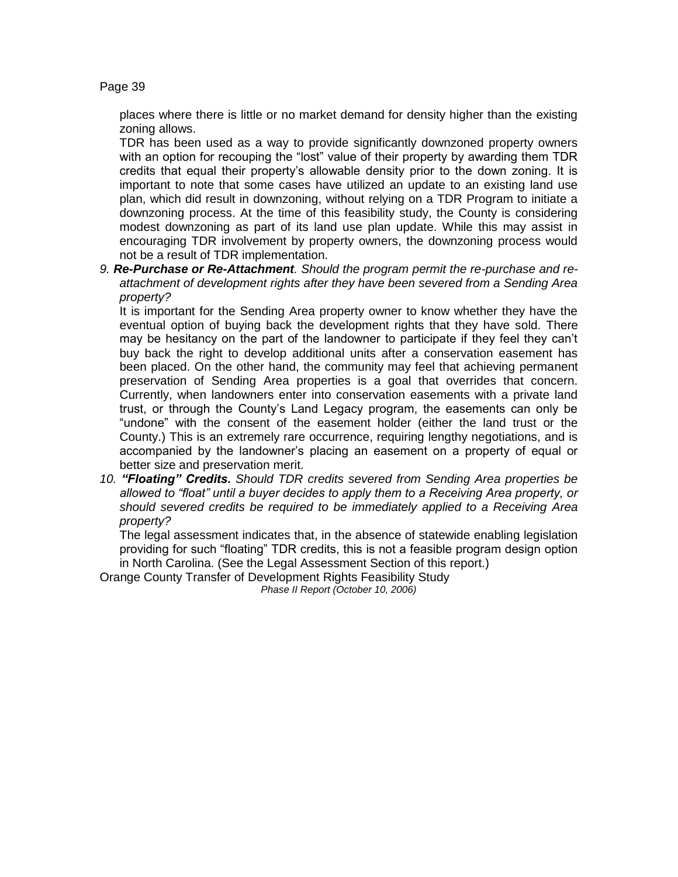places where there is little or no market demand for density higher than the existing zoning allows.

TDR has been used as a way to provide significantly downzoned property owners with an option for recouping the "lost" value of their property by awarding them TDR credits that equal their property's allowable density prior to the down zoning. It is important to note that some cases have utilized an update to an existing land use plan, which did result in downzoning, without relying on a TDR Program to initiate a downzoning process. At the time of this feasibility study, the County is considering modest downzoning as part of its land use plan update. While this may assist in encouraging TDR involvement by property owners, the downzoning process would not be a result of TDR implementation.

9. ***Re-Purchase or Re-Attachment****. Should the program permit the re-purchase and re-attachment of development rights after they have been severed from a Sending Area property?*

   It is important for the Sending Area property owner to know whether they have the eventual option of buying back the development rights that they have sold. There may be hesitancy on the part of the landowner to participate if they feel they can't buy back the right to develop additional units after a conservation easement has been placed. On the other hand, the community may feel that achieving permanent preservation of Sending Area properties is a goal that overrides that concern. Currently, when landowners enter into conservation easements with a private land trust, or through the County's Land Legacy program, the easements can only be "undone" with the consent of the easement holder (either the land trust or the County.) This is an extremely rare occurrence, requiring lengthy negotiations, and is accompanied by the landowner's placing an easement on a property of equal or better size and preservation merit.

10. ***"Floating" Credits.*** *Should TDR credits severed from Sending Area properties be allowed to "float" until a buyer decides to apply them to a Receiving Area property, or should severed credits be required to be immediately applied to a Receiving Area property?*

    The legal assessment indicates that, in the absence of statewide enabling legislation providing for such "floating" TDR credits, this is not a feasible program design option in North Carolina. (See the Legal Assessment Section of this report.)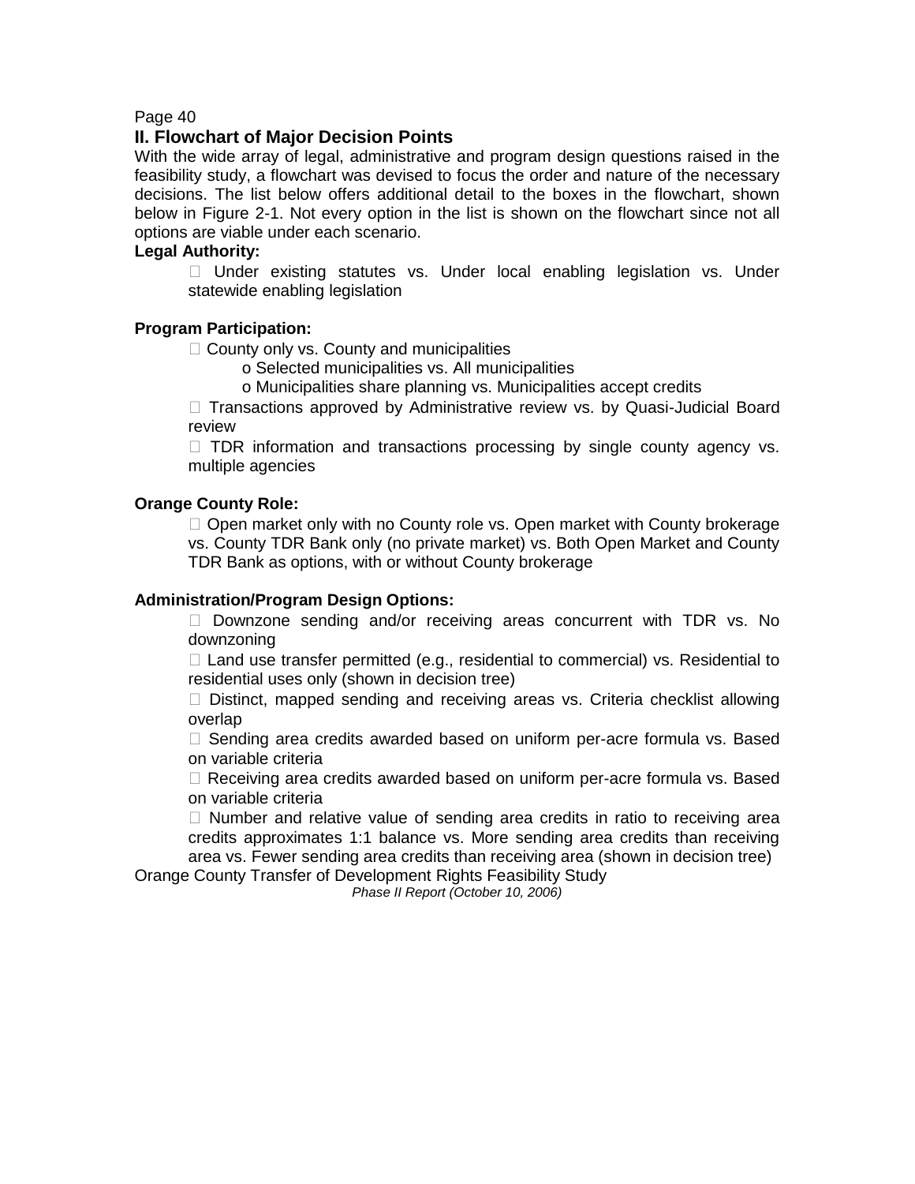## II. Flowchart of Major Decision Points

With the wide array of legal, administrative and program design questions raised in the feasibility study, a flowchart was devised to focus the order and nature of the necessary decisions. The list below offers additional detail to the boxes in the flowchart, shown below in Figure 2-1. Not every option in the list is shown on the flowchart since not all options are viable under each scenario.

**Legal Authority:**

- Under existing statutes vs. Under local enabling legislation vs. Under statewide enabling legislation

**Program Participation:**

- County only vs. County and municipalities
  - Selected municipalities vs. All municipalities
  - Municipalities share planning vs. Municipalities accept credits
- Transactions approved by Administrative review vs. by Quasi-Judicial Board review
- TDR information and transactions processing by single county agency vs. multiple agencies

**Orange County Role:**

- Open market only with no County role vs. Open market with County brokerage vs. County TDR Bank only (no private market) vs. Both Open Market and County TDR Bank as options, with or without County brokerage

**Administration/Program Design Options:**

- Downzone sending and/or receiving areas concurrent with TDR vs. No downzoning
- Land use transfer permitted (e.g., residential to commercial) vs. Residential to residential uses only (shown in decision tree)
- Distinct, mapped sending and receiving areas vs. Criteria checklist allowing overlap
- Sending area credits awarded based on uniform per-acre formula vs. Based on variable criteria
- Receiving area credits awarded based on uniform per-acre formula vs. Based on variable criteria
- Number and relative value of sending area credits in ratio to receiving area credits approximates 1:1 balance vs. More sending area credits than receiving area vs. Fewer sending area credits than receiving area (shown in decision tree)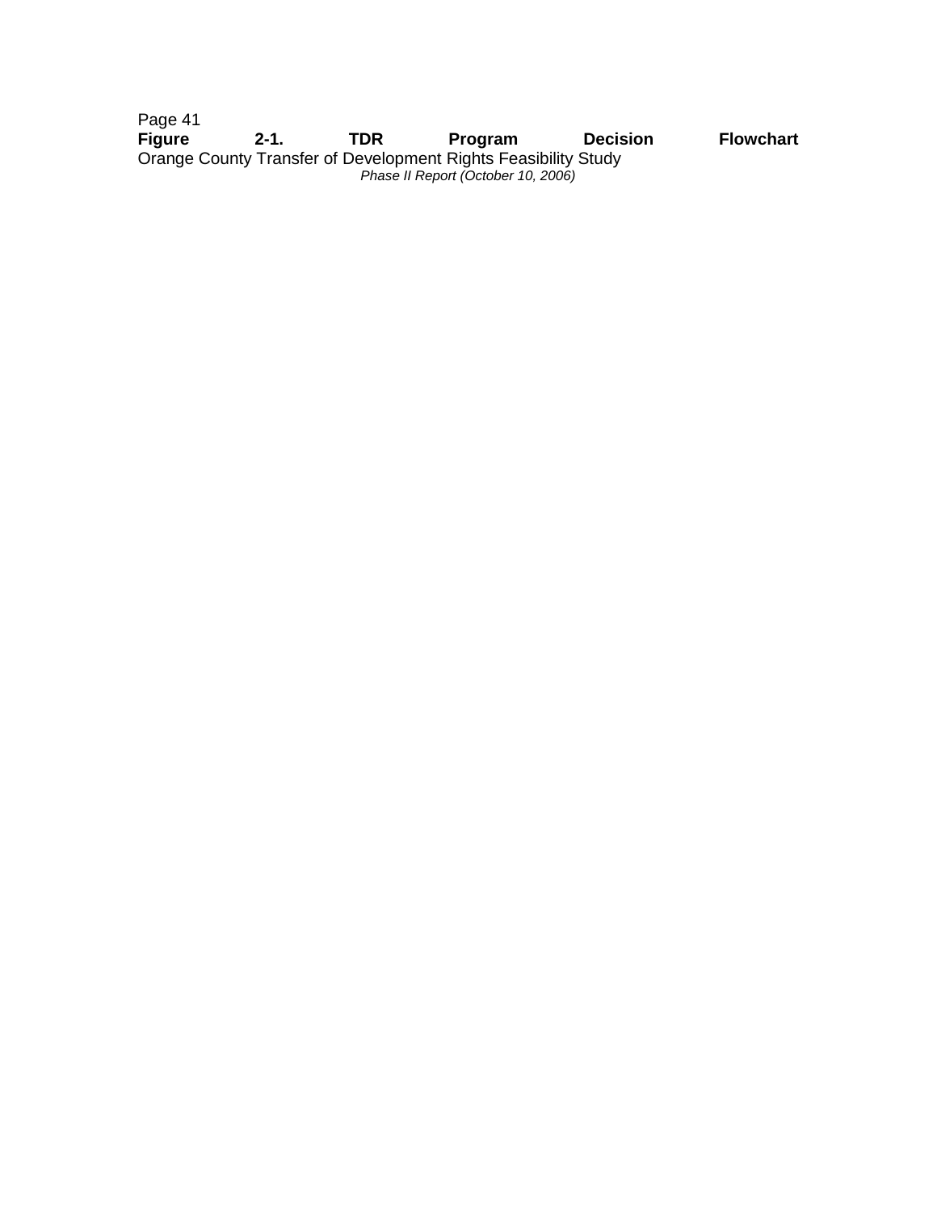**Figure 2-1. TDR Program Decision Flowchart**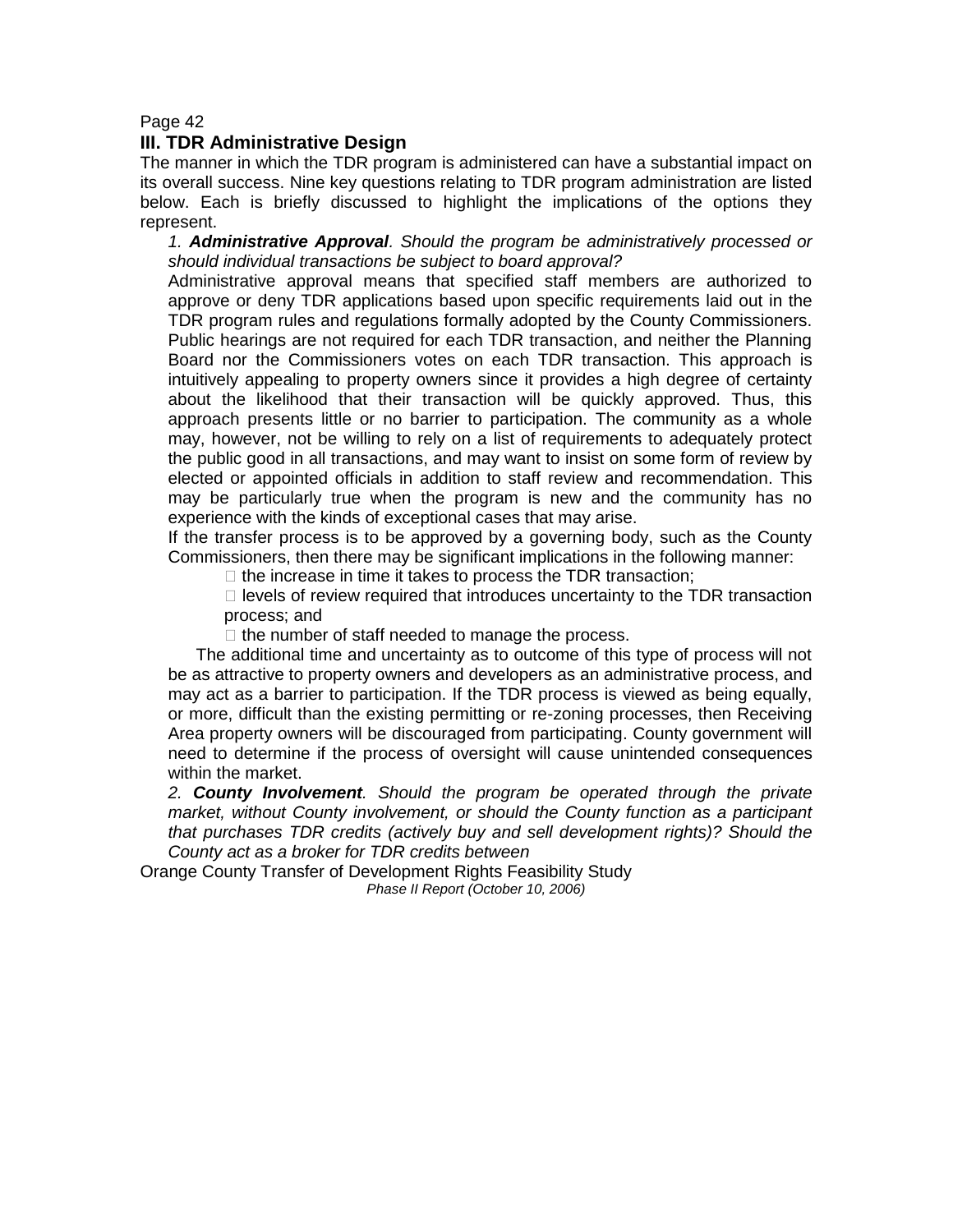## III. TDR Administrative Design

The manner in which the TDR program is administered can have a substantial impact on its overall success. Nine key questions relating to TDR program administration are listed below. Each is briefly discussed to highlight the implications of the options they represent.

*1.* ***Administrative Approval****. Should the program be administratively processed or should individual transactions be subject to board approval?*

Administrative approval means that specified staff members are authorized to approve or deny TDR applications based upon specific requirements laid out in the TDR program rules and regulations formally adopted by the County Commissioners. Public hearings are not required for each TDR transaction, and neither the Planning Board nor the Commissioners votes on each TDR transaction. This approach is intuitively appealing to property owners since it provides a high degree of certainty about the likelihood that their transaction will be quickly approved. Thus, this approach presents little or no barrier to participation. The community as a whole may, however, not be willing to rely on a list of requirements to adequately protect the public good in all transactions, and may want to insist on some form of review by elected or appointed officials in addition to staff review and recommendation. This may be particularly true when the program is new and the community has no experience with the kinds of exceptional cases that may arise.

If the transfer process is to be approved by a governing body, such as the County Commissioners, then there may be significant implications in the following manner:

- the increase in time it takes to process the TDR transaction;
- levels of review required that introduces uncertainty to the TDR transaction process; and
- the number of staff needed to manage the process.

The additional time and uncertainty as to outcome of this type of process will not be as attractive to property owners and developers as an administrative process, and may act as a barrier to participation. If the TDR process is viewed as being equally, or more, difficult than the existing permitting or re-zoning processes, then Receiving Area property owners will be discouraged from participating. County government will need to determine if the process of oversight will cause unintended consequences within the market.

*2.* ***County Involvement****. Should the program be operated through the private market, without County involvement, or should the County function as a participant that purchases TDR credits (actively buy and sell development rights)? Should the County act as a broker for TDR credits between*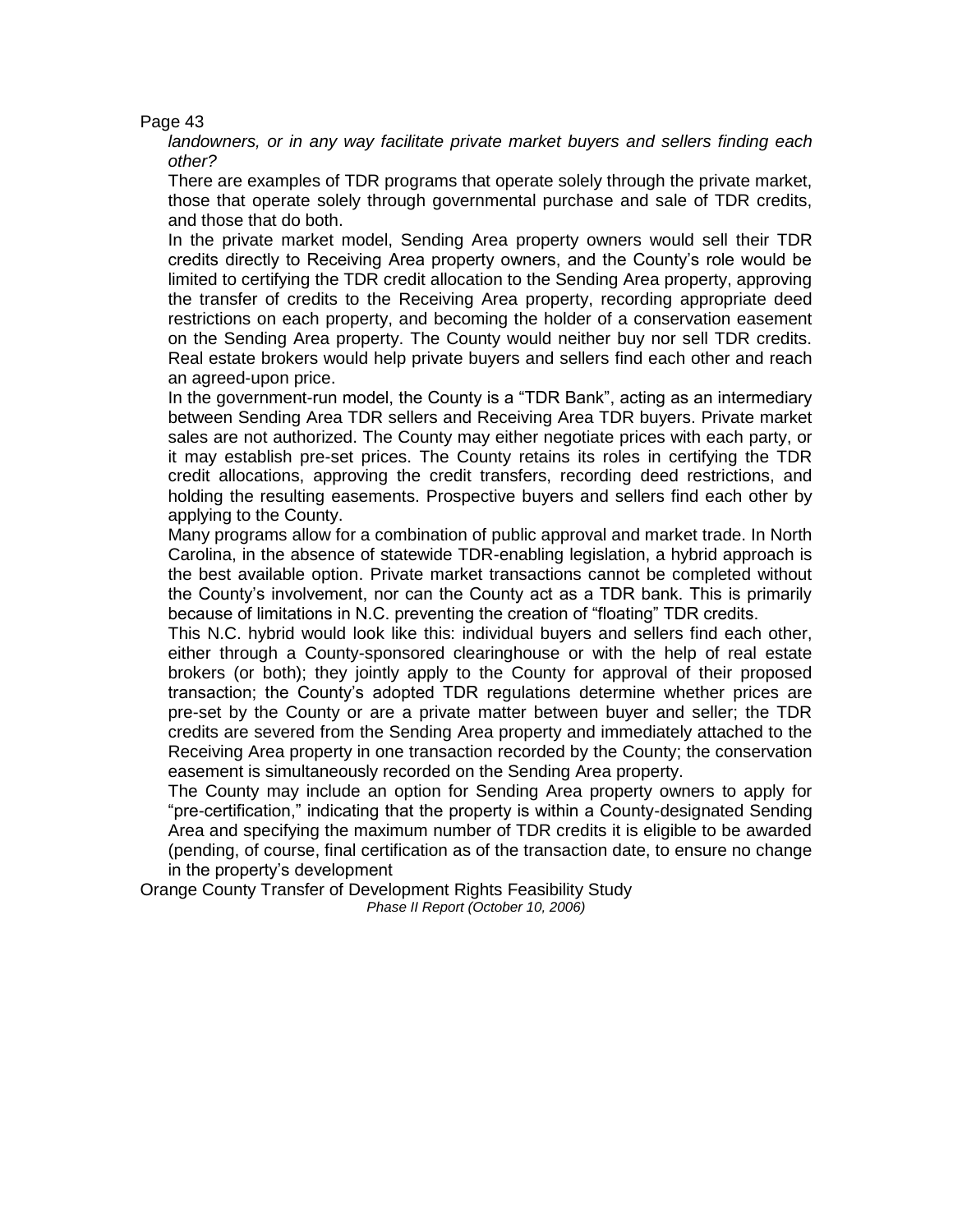*landowners, or in any way facilitate private market buyers and sellers finding each other?*

There are examples of TDR programs that operate solely through the private market, those that operate solely through governmental purchase and sale of TDR credits, and those that do both.

In the private market model, Sending Area property owners would sell their TDR credits directly to Receiving Area property owners, and the County's role would be limited to certifying the TDR credit allocation to the Sending Area property, approving the transfer of credits to the Receiving Area property, recording appropriate deed restrictions on each property, and becoming the holder of a conservation easement on the Sending Area property. The County would neither buy nor sell TDR credits. Real estate brokers would help private buyers and sellers find each other and reach an agreed-upon price.

In the government-run model, the County is a "TDR Bank", acting as an intermediary between Sending Area TDR sellers and Receiving Area TDR buyers. Private market sales are not authorized. The County may either negotiate prices with each party, or it may establish pre-set prices. The County retains its roles in certifying the TDR credit allocations, approving the credit transfers, recording deed restrictions, and holding the resulting easements. Prospective buyers and sellers find each other by applying to the County.

Many programs allow for a combination of public approval and market trade. In North Carolina, in the absence of statewide TDR-enabling legislation, a hybrid approach is the best available option. Private market transactions cannot be completed without the County's involvement, nor can the County act as a TDR bank. This is primarily because of limitations in N.C. preventing the creation of "floating" TDR credits.

This N.C. hybrid would look like this: individual buyers and sellers find each other, either through a County-sponsored clearinghouse or with the help of real estate brokers (or both); they jointly apply to the County for approval of their proposed transaction; the County's adopted TDR regulations determine whether prices are pre-set by the County or are a private matter between buyer and seller; the TDR credits are severed from the Sending Area property and immediately attached to the Receiving Area property in one transaction recorded by the County; the conservation easement is simultaneously recorded on the Sending Area property.

The County may include an option for Sending Area property owners to apply for "pre-certification," indicating that the property is within a County-designated Sending Area and specifying the maximum number of TDR credits it is eligible to be awarded (pending, of course, final certification as of the transaction date, to ensure no change in the property's development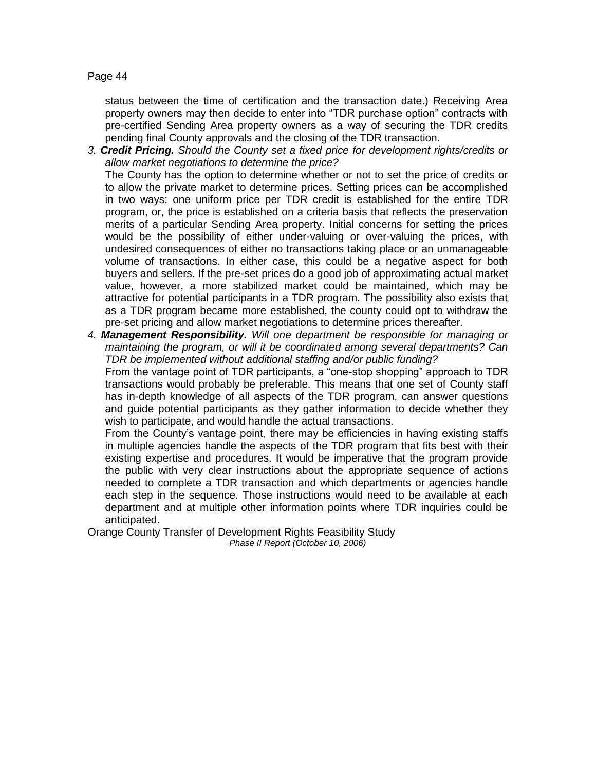status between the time of certification and the transaction date.) Receiving Area property owners may then decide to enter into "TDR purchase option" contracts with pre-certified Sending Area property owners as a way of securing the TDR credits pending final County approvals and the closing of the TDR transaction.

3. ***Credit Pricing.*** *Should the County set a fixed price for development rights/credits or allow market negotiations to determine the price?*

   The County has the option to determine whether or not to set the price of credits or to allow the private market to determine prices. Setting prices can be accomplished in two ways: one uniform price per TDR credit is established for the entire TDR program, or, the price is established on a criteria basis that reflects the preservation merits of a particular Sending Area property. Initial concerns for setting the prices would be the possibility of either under-valuing or over-valuing the prices, with undesired consequences of either no transactions taking place or an unmanageable volume of transactions. In either case, this could be a negative aspect for both buyers and sellers. If the pre-set prices do a good job of approximating actual market value, however, a more stabilized market could be maintained, which may be attractive for potential participants in a TDR program. The possibility also exists that as a TDR program became more established, the county could opt to withdraw the pre-set pricing and allow market negotiations to determine prices thereafter.

4. ***Management Responsibility.*** *Will one department be responsible for managing or maintaining the program, or will it be coordinated among several departments? Can TDR be implemented without additional staffing and/or public funding?*

   From the vantage point of TDR participants, a "one-stop shopping" approach to TDR transactions would probably be preferable. This means that one set of County staff has in-depth knowledge of all aspects of the TDR program, can answer questions and guide potential participants as they gather information to decide whether they wish to participate, and would handle the actual transactions.

   From the County's vantage point, there may be efficiencies in having existing staffs in multiple agencies handle the aspects of the TDR program that fits best with their existing expertise and procedures. It would be imperative that the program provide the public with very clear instructions about the appropriate sequence of actions needed to complete a TDR transaction and which departments or agencies handle each step in the sequence. Those instructions would need to be available at each department and at multiple other information points where TDR inquiries could be anticipated.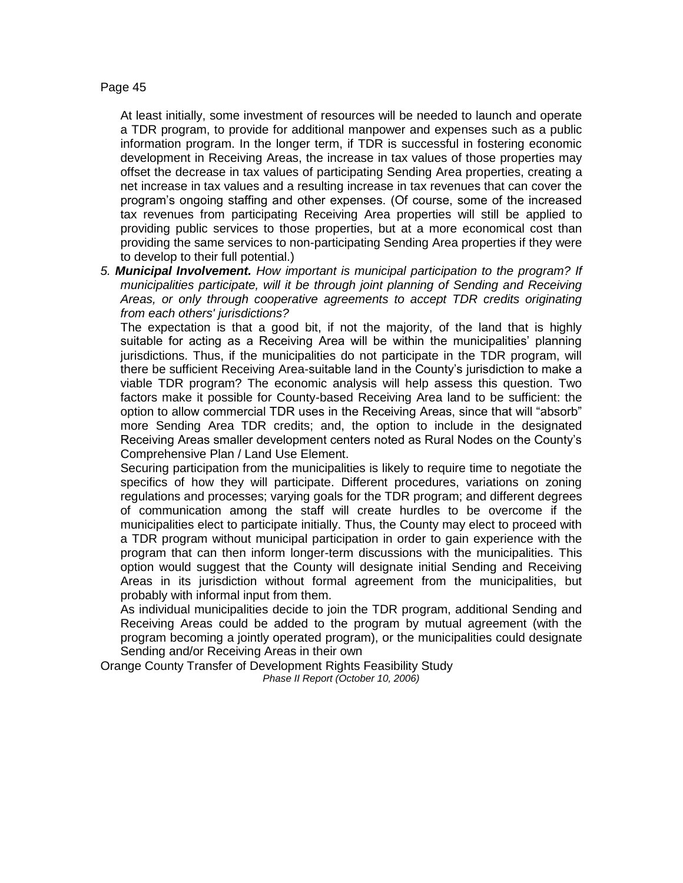At least initially, some investment of resources will be needed to launch and operate a TDR program, to provide for additional manpower and expenses such as a public information program. In the longer term, if TDR is successful in fostering economic development in Receiving Areas, the increase in tax values of those properties may offset the decrease in tax values of participating Sending Area properties, creating a net increase in tax values and a resulting increase in tax revenues that can cover the program's ongoing staffing and other expenses. (Of course, some of the increased tax revenues from participating Receiving Area properties will still be applied to providing public services to those properties, but at a more economical cost than providing the same services to non-participating Sending Area properties if they were to develop to their full potential.)

5. ***Municipal Involvement.*** *How important is municipal participation to the program? If municipalities participate, will it be through joint planning of Sending and Receiving Areas, or only through cooperative agreements to accept TDR credits originating from each others' jurisdictions?*

   The expectation is that a good bit, if not the majority, of the land that is highly suitable for acting as a Receiving Area will be within the municipalities' planning jurisdictions. Thus, if the municipalities do not participate in the TDR program, will there be sufficient Receiving Area-suitable land in the County's jurisdiction to make a viable TDR program? The economic analysis will help assess this question. Two factors make it possible for County-based Receiving Area land to be sufficient: the option to allow commercial TDR uses in the Receiving Areas, since that will "absorb" more Sending Area TDR credits; and, the option to include in the designated Receiving Areas smaller development centers noted as Rural Nodes on the County's Comprehensive Plan / Land Use Element.

   Securing participation from the municipalities is likely to require time to negotiate the specifics of how they will participate. Different procedures, variations on zoning regulations and processes; varying goals for the TDR program; and different degrees of communication among the staff will create hurdles to be overcome if the municipalities elect to participate initially. Thus, the County may elect to proceed with a TDR program without municipal participation in order to gain experience with the program that can then inform longer-term discussions with the municipalities. This option would suggest that the County will designate initial Sending and Receiving Areas in its jurisdiction without formal agreement from the municipalities, but probably with informal input from them.

   As individual municipalities decide to join the TDR program, additional Sending and Receiving Areas could be added to the program by mutual agreement (with the program becoming a jointly operated program), or the municipalities could designate Sending and/or Receiving Areas in their own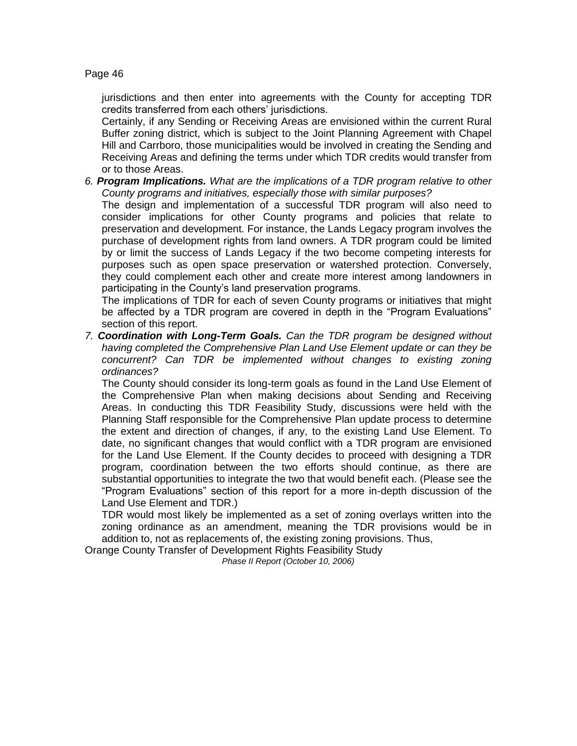jurisdictions and then enter into agreements with the County for accepting TDR credits transferred from each others' jurisdictions.

Certainly, if any Sending or Receiving Areas are envisioned within the current Rural Buffer zoning district, which is subject to the Joint Planning Agreement with Chapel Hill and Carrboro, those municipalities would be involved in creating the Sending and Receiving Areas and defining the terms under which TDR credits would transfer from or to those Areas.

6. ***Program Implications.*** *What are the implications of a TDR program relative to other County programs and initiatives, especially those with similar purposes?*

   The design and implementation of a successful TDR program will also need to consider implications for other County programs and policies that relate to preservation and development. For instance, the Lands Legacy program involves the purchase of development rights from land owners. A TDR program could be limited by or limit the success of Lands Legacy if the two become competing interests for purposes such as open space preservation or watershed protection. Conversely, they could complement each other and create more interest among landowners in participating in the County's land preservation programs.

   The implications of TDR for each of seven County programs or initiatives that might be affected by a TDR program are covered in depth in the "Program Evaluations" section of this report.

7. ***Coordination with Long-Term Goals.*** *Can the TDR program be designed without having completed the Comprehensive Plan Land Use Element update or can they be concurrent? Can TDR be implemented without changes to existing zoning ordinances?*

   The County should consider its long-term goals as found in the Land Use Element of the Comprehensive Plan when making decisions about Sending and Receiving Areas. In conducting this TDR Feasibility Study, discussions were held with the Planning Staff responsible for the Comprehensive Plan update process to determine the extent and direction of changes, if any, to the existing Land Use Element. To date, no significant changes that would conflict with a TDR program are envisioned for the Land Use Element. If the County decides to proceed with designing a TDR program, coordination between the two efforts should continue, as there are substantial opportunities to integrate the two that would benefit each. (Please see the "Program Evaluations" section of this report for a more in-depth discussion of the Land Use Element and TDR.)

   TDR would most likely be implemented as a set of zoning overlays written into the zoning ordinance as an amendment, meaning the TDR provisions would be in addition to, not as replacements of, the existing zoning provisions. Thus,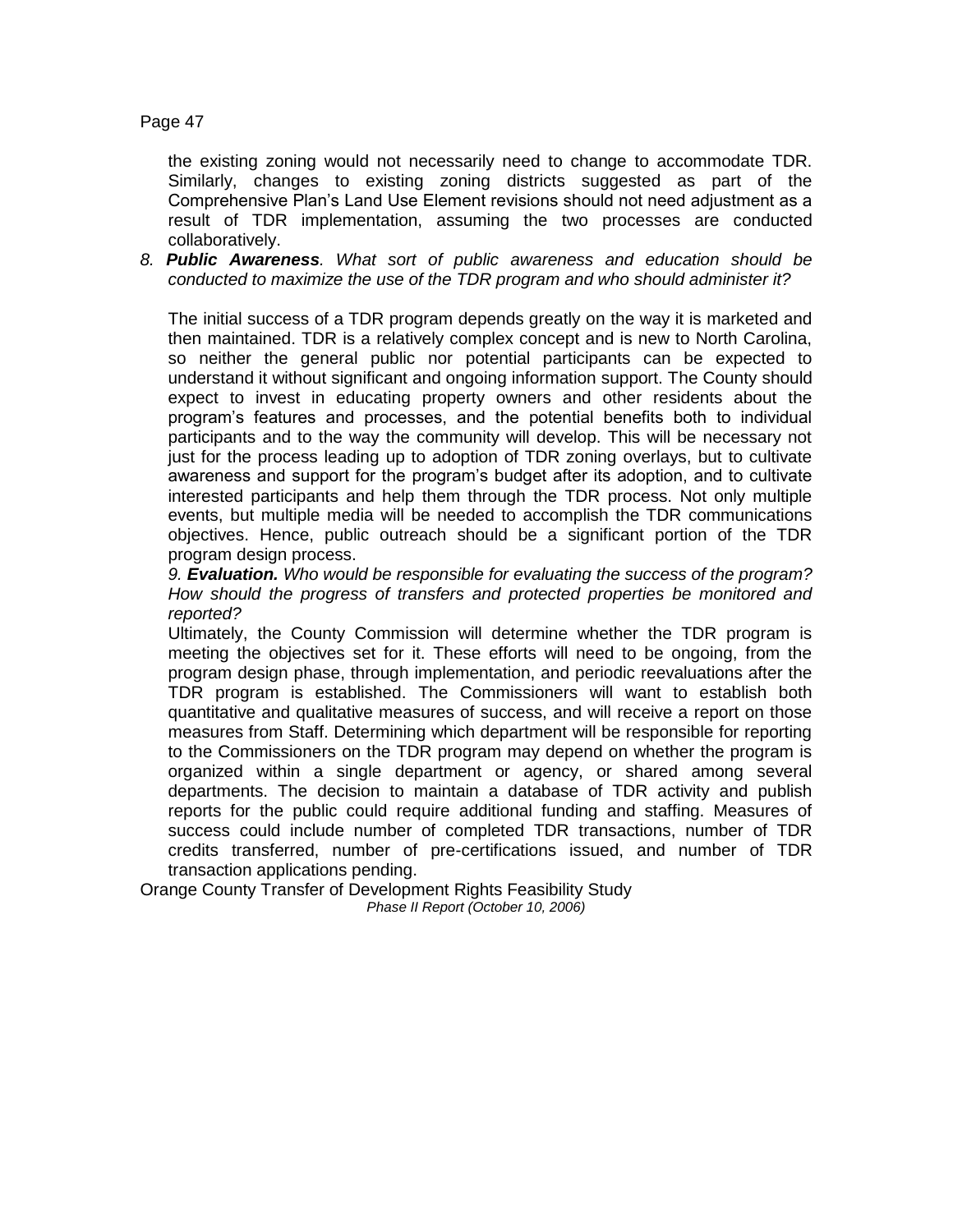the existing zoning would not necessarily need to change to accommodate TDR. Similarly, changes to existing zoning districts suggested as part of the Comprehensive Plan's Land Use Element revisions should not need adjustment as a result of TDR implementation, assuming the two processes are conducted collaboratively.

8. ***Public Awareness****. What sort of public awareness and education should be conducted to maximize the use of the TDR program and who should administer it?*

   The initial success of a TDR program depends greatly on the way it is marketed and then maintained. TDR is a relatively complex concept and is new to North Carolina, so neither the general public nor potential participants can be expected to understand it without significant and ongoing information support. The County should expect to invest in educating property owners and other residents about the program's features and processes, and the potential benefits both to individual participants and to the way the community will develop. This will be necessary not just for the process leading up to adoption of TDR zoning overlays, but to cultivate awareness and support for the program's budget after its adoption, and to cultivate interested participants and help them through the TDR process. Not only multiple events, but multiple media will be needed to accomplish the TDR communications objectives. Hence, public outreach should be a significant portion of the TDR program design process.

9. ***Evaluation.*** *Who would be responsible for evaluating the success of the program? How should the progress of transfers and protected properties be monitored and reported?*

   Ultimately, the County Commission will determine whether the TDR program is meeting the objectives set for it. These efforts will need to be ongoing, from the program design phase, through implementation, and periodic reevaluations after the TDR program is established. The Commissioners will want to establish both quantitative and qualitative measures of success, and will receive a report on those measures from Staff. Determining which department will be responsible for reporting to the Commissioners on the TDR program may depend on whether the program is organized within a single department or agency, or shared among several departments. The decision to maintain a database of TDR activity and publish reports for the public could require additional funding and staffing. Measures of success could include number of completed TDR transactions, number of TDR credits transferred, number of pre-certifications issued, and number of TDR transaction applications pending.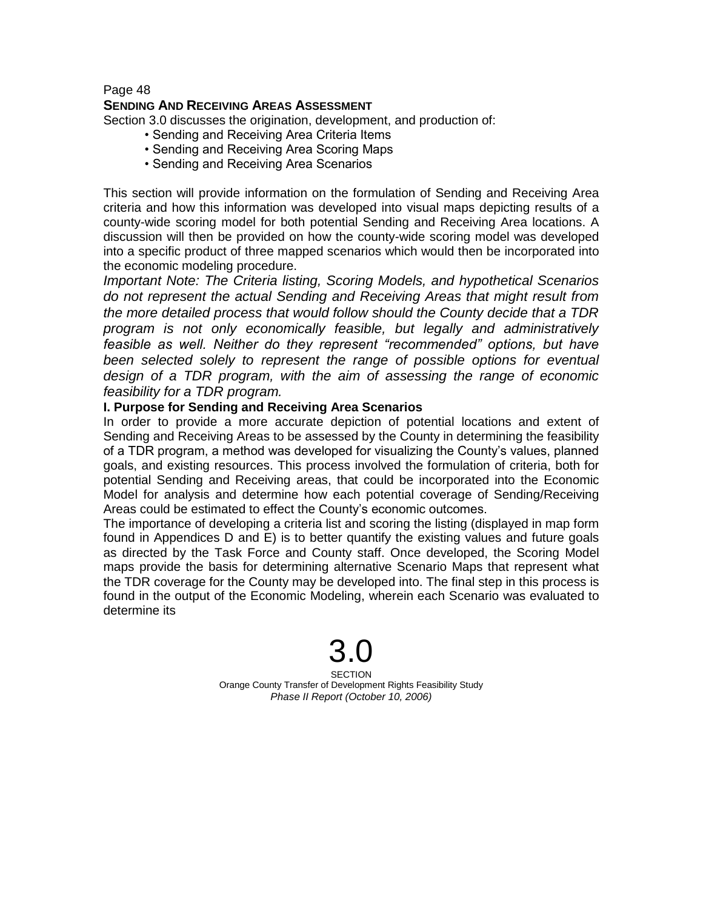## SENDING AND RECEIVING AREAS ASSESSMENT

Section 3.0 discusses the origination, development, and production of:

- Sending and Receiving Area Criteria Items
- Sending and Receiving Area Scoring Maps
- Sending and Receiving Area Scenarios

This section will provide information on the formulation of Sending and Receiving Area criteria and how this information was developed into visual maps depicting results of a county-wide scoring model for both potential Sending and Receiving Area locations. A discussion will then be provided on how the county-wide scoring model was developed into a specific product of three mapped scenarios which would then be incorporated into the economic modeling procedure.

*Important Note: The Criteria listing, Scoring Models, and hypothetical Scenarios do not represent the actual Sending and Receiving Areas that might result from the more detailed process that would follow should the County decide that a TDR program is not only economically feasible, but legally and administratively feasible as well. Neither do they represent "recommended" options, but have been selected solely to represent the range of possible options for eventual design of a TDR program, with the aim of assessing the range of economic feasibility for a TDR program.*

### I. Purpose for Sending and Receiving Area Scenarios

In order to provide a more accurate depiction of potential locations and extent of Sending and Receiving Areas to be assessed by the County in determining the feasibility of a TDR program, a method was developed for visualizing the County's values, planned goals, and existing resources. This process involved the formulation of criteria, both for potential Sending and Receiving areas, that could be incorporated into the Economic Model for analysis and determine how each potential coverage of Sending/Receiving Areas could be estimated to effect the County's economic outcomes.

The importance of developing a criteria list and scoring the listing (displayed in map form found in Appendices D and E) is to better quantify the existing values and future goals as directed by the Task Force and County staff. Once developed, the Scoring Model maps provide the basis for determining alternative Scenario Maps that represent what the TDR coverage for the County may be developed into. The final step in this process is found in the output of the Economic Modeling, wherein each Scenario was evaluated to determine its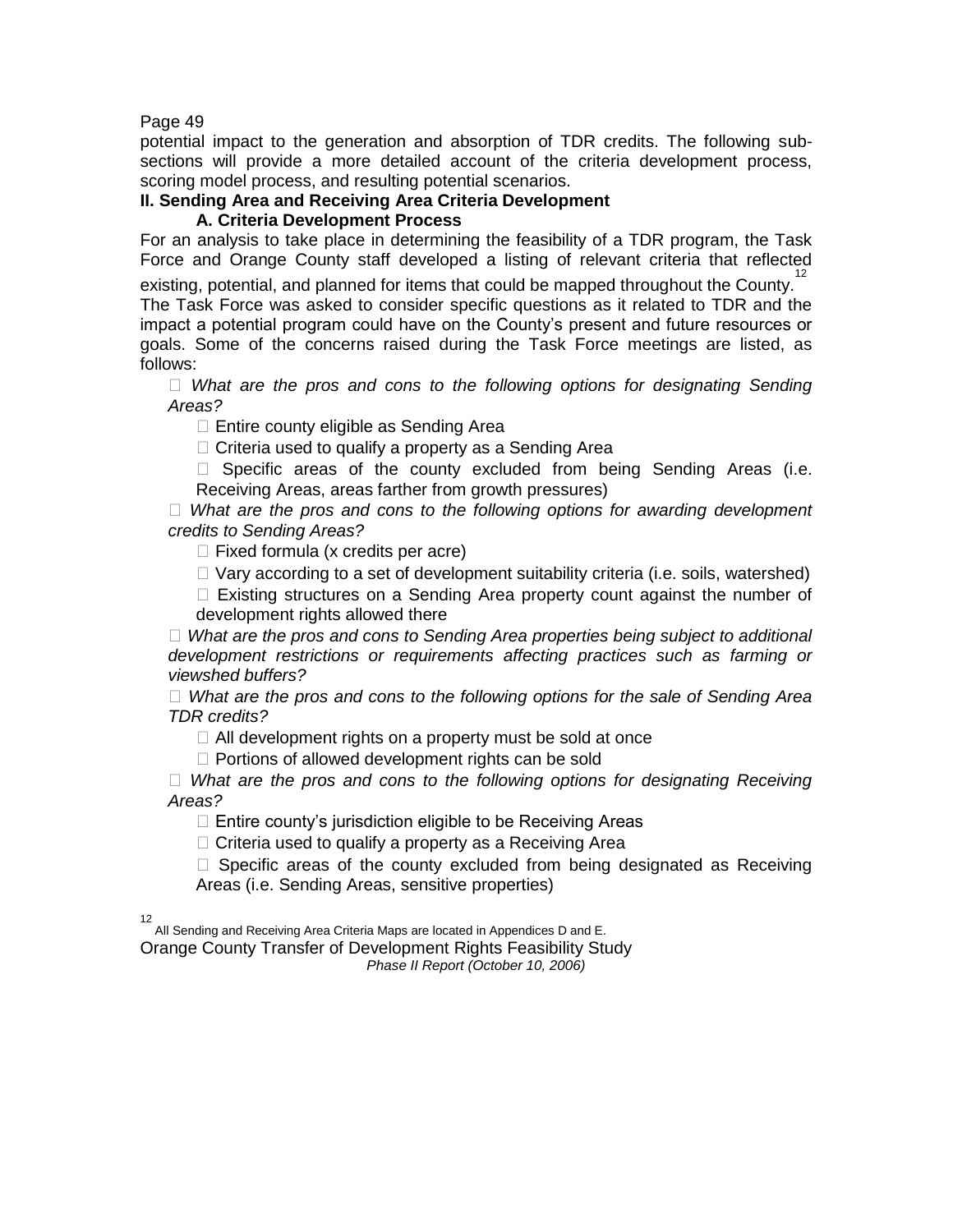potential impact to the generation and absorption of TDR credits. The following sub-sections will provide a more detailed account of the criteria development process, scoring model process, and resulting potential scenarios.

## II. Sending Area and Receiving Area Criteria Development

### A. Criteria Development Process

For an analysis to take place in determining the feasibility of a TDR program, the Task Force and Orange County staff developed a listing of relevant criteria that reflected existing, potential, and planned for items that could be mapped throughout the County.[12] The Task Force was asked to consider specific questions as it related to TDR and the impact a potential program could have on the County's present and future resources or goals. Some of the concerns raised during the Task Force meetings are listed, as follows:

- *What are the pros and cons to the following options for designating Sending Areas?*
  - Entire county eligible as Sending Area
  - Criteria used to qualify a property as a Sending Area
  - Specific areas of the county excluded from being Sending Areas (i.e. Receiving Areas, areas farther from growth pressures)
- *What are the pros and cons to the following options for awarding development credits to Sending Areas?*
  - Fixed formula (x credits per acre)
  - Vary according to a set of development suitability criteria (i.e. soils, watershed)
  - Existing structures on a Sending Area property count against the number of development rights allowed there
- *What are the pros and cons to Sending Area properties being subject to additional development restrictions or requirements affecting practices such as farming or viewshed buffers?*
- *What are the pros and cons to the following options for the sale of Sending Area TDR credits?*
  - All development rights on a property must be sold at once
  - Portions of allowed development rights can be sold
- *What are the pros and cons to the following options for designating Receiving Areas?*
  - Entire county's jurisdiction eligible to be Receiving Areas
  - Criteria used to qualify a property as a Receiving Area
  - Specific areas of the county excluded from being designated as Receiving Areas (i.e. Sending Areas, sensitive properties)

[12] All Sending and Receiving Area Criteria Maps are located in Appendices D and E.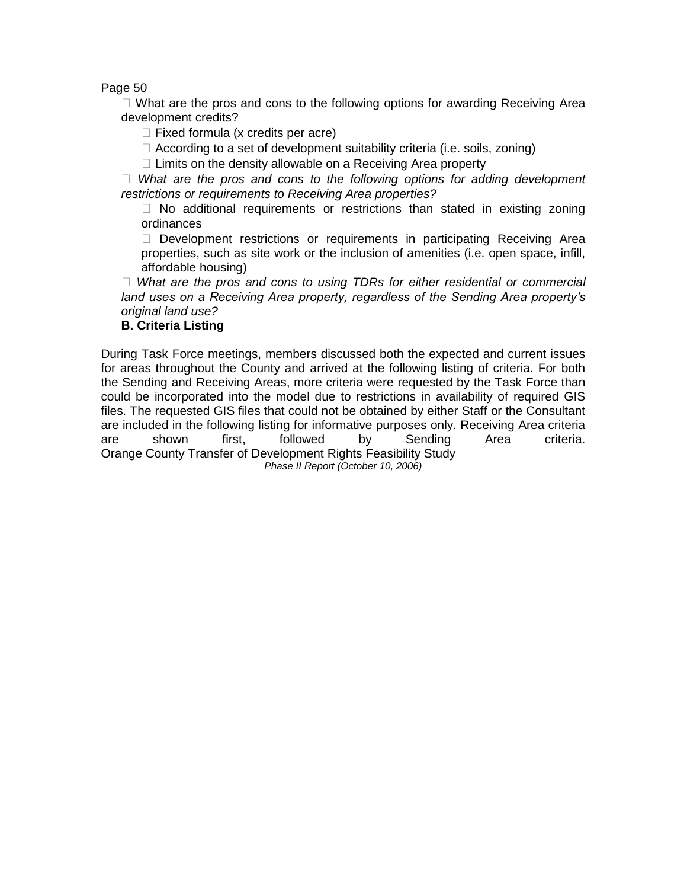- What are the pros and cons to the following options for awarding Receiving Area development credits?
  - Fixed formula (x credits per acre)
  - According to a set of development suitability criteria (i.e. soils, zoning)
  - Limits on the density allowable on a Receiving Area property
- *What are the pros and cons to the following options for adding development restrictions or requirements to Receiving Area properties?*
  - No additional requirements or restrictions than stated in existing zoning ordinances
  - Development restrictions or requirements in participating Receiving Area properties, such as site work or the inclusion of amenities (i.e. open space, infill, affordable housing)
- *What are the pros and cons to using TDRs for either residential or commercial land uses on a Receiving Area property, regardless of the Sending Area property's original land use?*

**B. Criteria Listing**

During Task Force meetings, members discussed both the expected and current issues for areas throughout the County and arrived at the following listing of criteria. For both the Sending and Receiving Areas, more criteria were requested by the Task Force than could be incorporated into the model due to restrictions in availability of required GIS files. The requested GIS files that could not be obtained by either Staff or the Consultant are included in the following listing for informative purposes only. Receiving Area criteria are shown first, followed by Sending Area criteria.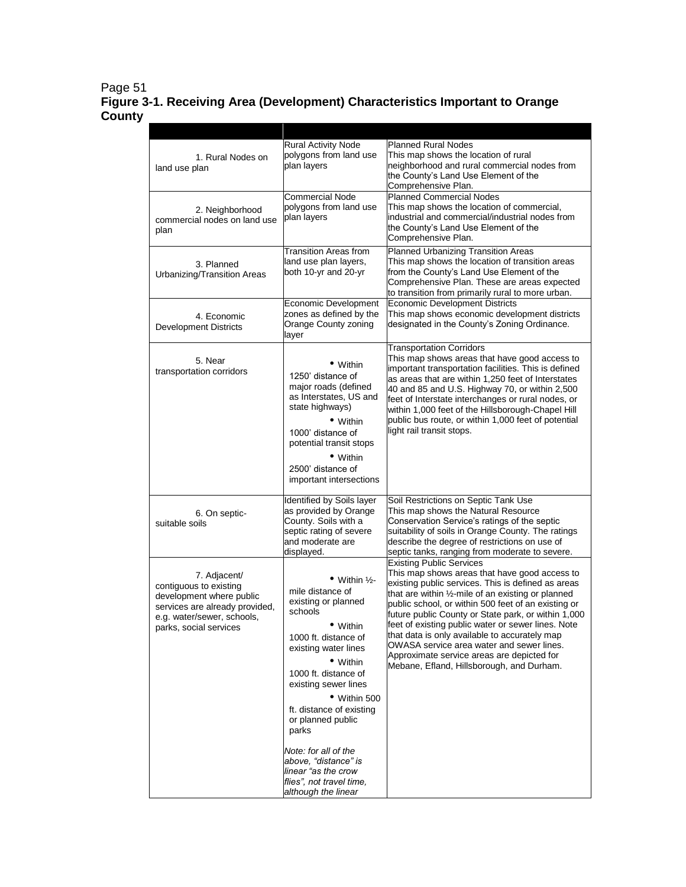Page 51

**Figure 3-1. Receiving Area (Development) Characteristics Important to Orange County**

| | | |
|---|---|---|
| 1. Rural Nodes on land use plan | Rural Activity Node polygons from land use plan layers | Planned Rural Nodes<br>This map shows the location of rural neighborhood and rural commercial nodes from the County's Land Use Element of the Comprehensive Plan. |
| 2. Neighborhood commercial nodes on land use plan | Commercial Node polygons from land use plan layers | Planned Commercial Nodes<br>This map shows the location of commercial, industrial and commercial/industrial nodes from the County's Land Use Element of the Comprehensive Plan. |
| 3. Planned Urbanizing/Transition Areas | Transition Areas from land use plan layers, both 10-yr and 20-yr | Planned Urbanizing Transition Areas<br>This map shows the location of transition areas from the County's Land Use Element of the Comprehensive Plan. These are areas expected to transition from primarily rural to more urban. |
| 4. Economic Development Districts | Economic Development zones as defined by the Orange County zoning layer | Economic Development Districts<br>This map shows economic development districts designated in the County's Zoning Ordinance. |
| 5. Near transportation corridors | • Within 1250' distance of major roads (defined as Interstates, US and state highways)<br>• Within 1000' distance of potential transit stops<br>• Within 2500' distance of important intersections | Transportation Corridors<br>This map shows areas that have good access to important transportation facilities. This is defined as areas that are within 1,250 feet of Interstates 40 and 85 and U.S. Highway 70, or within 2,500 feet of Interstate interchanges or rural nodes, or within 1,000 feet of the Hillsborough-Chapel Hill public bus route, or within 1,000 feet of potential light rail transit stops. |
| 6. On septic-suitable soils | Identified by Soils layer as provided by Orange County. Soils with a septic rating of severe and moderate are displayed. | Soil Restrictions on Septic Tank Use<br>This map shows the Natural Resource Conservation Service's ratings of the septic suitability of soils in Orange County. The ratings describe the degree of restrictions on use of septic tanks, ranging from moderate to severe. |
| 7. Adjacent/ contiguous to existing development where public services are already provided, e.g. water/sewer, schools, parks, social services | • Within ½-mile distance of existing or planned schools<br>• Within 1000 ft. distance of existing water lines<br>• Within 1000 ft. distance of existing sewer lines<br>• Within 500 ft. distance of existing or planned public parks<br><br>*Note: for all of the above, "distance" is linear "as the crow flies", not travel time, although the linear* | Existing Public Services<br>This map shows areas that have good access to existing public services. This is defined as areas that are within ½-mile of an existing or planned public school, or within 500 feet of an existing or future public County or State park, or within 1,000 feet of existing public water or sewer lines. Note that data is only available to accurately map OWASA service area water and sewer lines. Approximate service areas are depicted for Mebane, Efland, Hillsborough, and Durham. |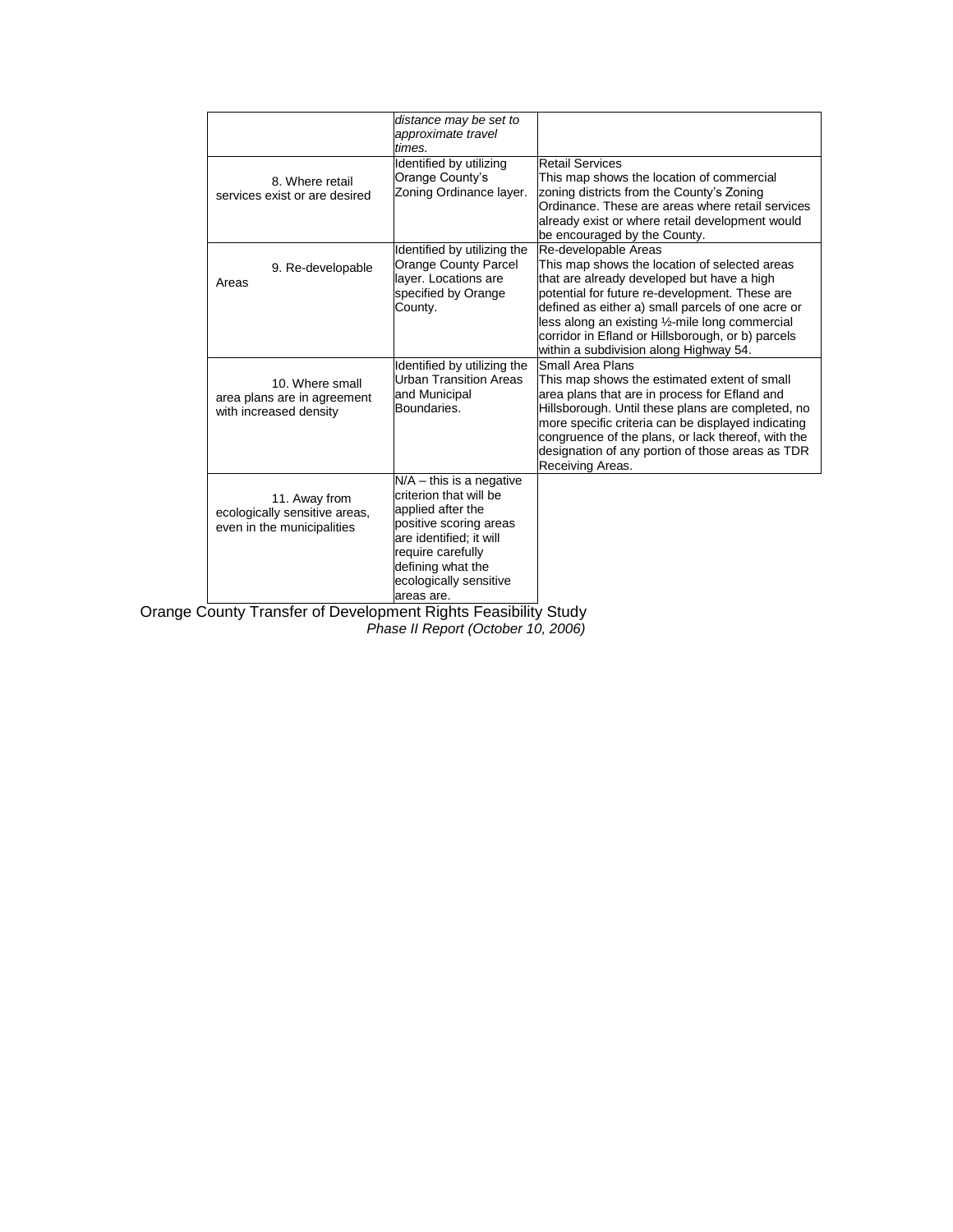| | | |
|---|---|---|
| | *distance may be set to approximate travel times.* | |
| 8. Where retail services exist or are desired | Identified by utilizing Orange County's Zoning Ordinance layer. | Retail Services<br>This map shows the location of commercial zoning districts from the County's Zoning Ordinance. These are areas where retail services already exist or where retail development would be encouraged by the County. |
| 9. Re-developable Areas | Identified by utilizing the Orange County Parcel layer. Locations are specified by Orange County. | Re-developable Areas<br>This map shows the location of selected areas that are already developed but have a high potential for future re-development. These are defined as either a) small parcels of one acre or less along an existing ½-mile long commercial corridor in Efland or Hillsborough, or b) parcels within a subdivision along Highway 54. |
| 10. Where small area plans are in agreement with increased density | Identified by utilizing the Urban Transition Areas and Municipal Boundaries. | Small Area Plans<br>This map shows the estimated extent of small area plans that are in process for Efland and Hillsborough. Until these plans are completed, no more specific criteria can be displayed indicating congruence of the plans, or lack thereof, with the designation of any portion of those areas as TDR Receiving Areas. |
| 11. Away from ecologically sensitive areas, even in the municipalities | N/A – this is a negative criterion that will be applied after the positive scoring areas are identified; it will require carefully defining what the ecologically sensitive areas are. | |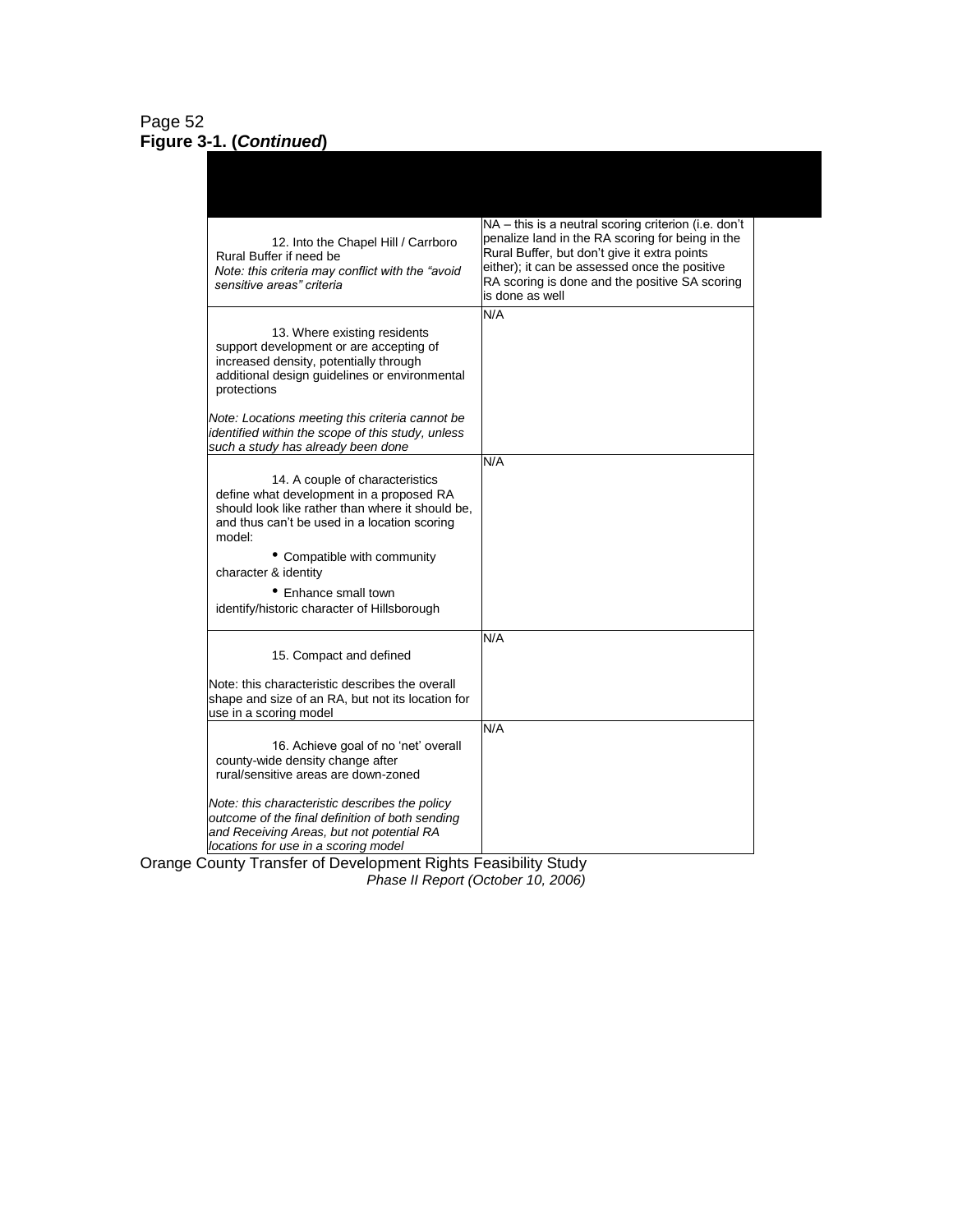**Figure 3-1. (*Continued*)**

| | |
|---|---|
| 12. Into the Chapel Hill / Carrboro Rural Buffer if need be<br>*Note: this criteria may conflict with the "avoid sensitive areas" criteria* | NA – this is a neutral scoring criterion (i.e. don't penalize land in the RA scoring for being in the Rural Buffer, but don't give it extra points either); it can be assessed once the positive RA scoring is done and the positive SA scoring is done as well |
| 13. Where existing residents support development or are accepting of increased density, potentially through additional design guidelines or environmental protections<br><br>*Note: Locations meeting this criteria cannot be identified within the scope of this study, unless such a study has already been done* | N/A |
| 14. A couple of characteristics define what development in a proposed RA should look like rather than where it should be, and thus can't be used in a location scoring model:<br>• Compatible with community character & identity<br>• Enhance small town identify/historic character of Hillsborough | N/A |
| 15. Compact and defined<br><br>Note: this characteristic describes the overall shape and size of an RA, but not its location for use in a scoring model | N/A |
| 16. Achieve goal of no 'net' overall county-wide density change after rural/sensitive areas are down-zoned<br><br>*Note: this characteristic describes the policy outcome of the final definition of both sending and Receiving Areas, but not potential RA locations for use in a scoring model* | N/A |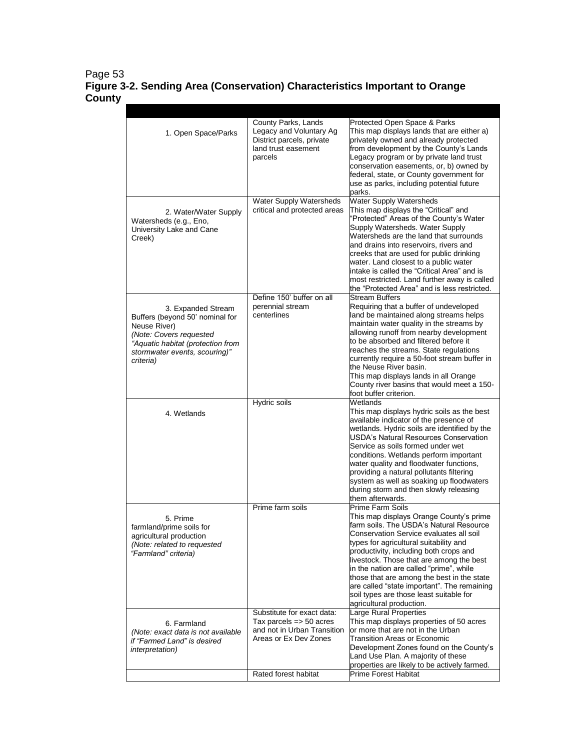Page 53

**Figure 3-2. Sending Area (Conservation) Characteristics Important to Orange County**

| | | |
|---|---|---|
| 1. Open Space/Parks | County Parks, Lands Legacy and Voluntary Ag District parcels, private land trust easement parcels | Protected Open Space & Parks<br>This map displays lands that are either a) privately owned and already protected from development by the County's Lands Legacy program or by private land trust conservation easements, or, b) owned by federal, state, or County government for use as parks, including potential future parks. |
| 2. Water/Water Supply Watersheds (e.g., Eno, University Lake and Cane Creek) | Water Supply Watersheds critical and protected areas | Water Supply Watersheds<br>This map displays the "Critical" and "Protected" Areas of the County's Water Supply Watersheds. Water Supply Watersheds are the land that surrounds and drains into reservoirs, rivers and creeks that are used for public drinking water. Land closest to a public water intake is called the "Critical Area" and is most restricted. Land further away is called the "Protected Area" and is less restricted. |
| 3. Expanded Stream Buffers (beyond 50' nominal for Neuse River)<br>*(Note: Covers requested "Aquatic habitat (protection from stormwater events, scouring)" criteria)* | Define 150' buffer on all perennial stream centerlines | Stream Buffers<br>Requiring that a buffer of undeveloped land be maintained along streams helps maintain water quality in the streams by allowing runoff from nearby development to be absorbed and filtered before it reaches the streams. State regulations currently require a 50-foot stream buffer in the Neuse River basin.<br>This map displays lands in all Orange County river basins that would meet a 150-foot buffer criterion. |
| 4. Wetlands | Hydric soils | Wetlands<br>This map displays hydric soils as the best available indicator of the presence of wetlands. Hydric soils are identified by the USDA's Natural Resources Conservation Service as soils formed under wet conditions. Wetlands perform important water quality and floodwater functions, providing a natural pollutants filtering system as well as soaking up floodwaters during storm and then slowly releasing them afterwards. |
| 5. Prime farmland/prime soils for agricultural production<br>*(Note: related to requested "Farmland" criteria)* | Prime farm soils | Prime Farm Soils<br>This map displays Orange County's prime farm soils. The USDA's Natural Resource Conservation Service evaluates all soil types for agricultural suitability and productivity, including both crops and livestock. Those that are among the best in the nation are called "prime", while those that are among the best in the state are called "state important". The remaining soil types are those least suitable for agricultural production. |
| 6. Farmland<br>*(Note: exact data is not available if "Farmed Land" is desired interpretation)* | Substitute for exact data: Tax parcels => 50 acres and not in Urban Transition Areas or Ex Dev Zones | Large Rural Properties<br>This map displays properties of 50 acres or more that are not in the Urban Transition Areas or Economic Development Zones found on the County's Land Use Plan. A majority of these properties are likely to be actively farmed. |
| | Rated forest habitat | Prime Forest Habitat |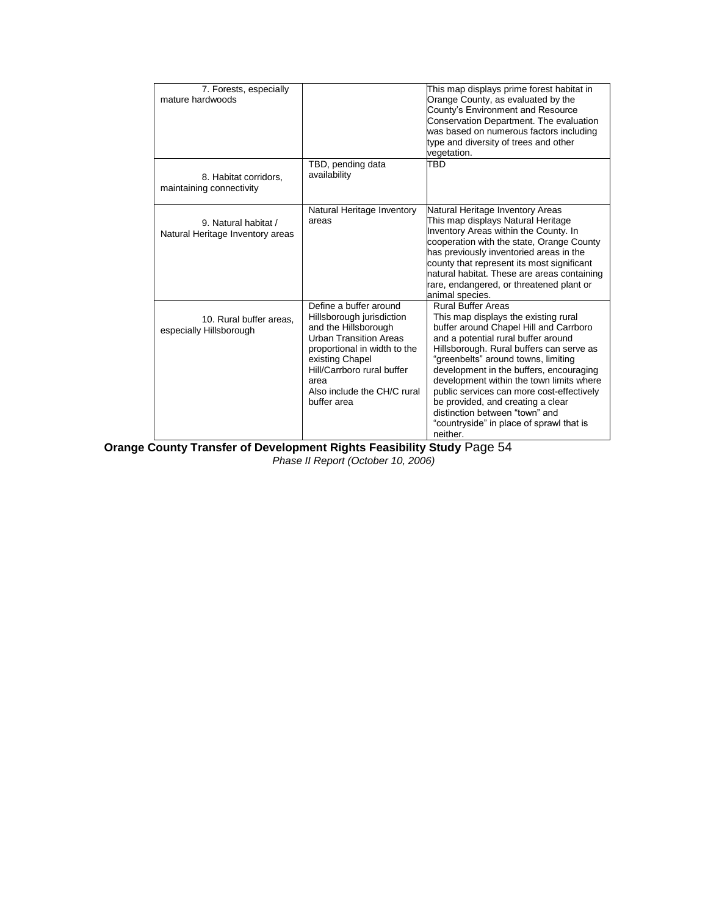| | | |
|---|---|---|
| 7. Forests, especially mature hardwoods | | This map displays prime forest habitat in Orange County, as evaluated by the County's Environment and Resource Conservation Department. The evaluation was based on numerous factors including type and diversity of trees and other vegetation. |
| 8. Habitat corridors, maintaining connectivity | TBD, pending data availability | TBD |
| 9. Natural habitat / Natural Heritage Inventory areas | Natural Heritage Inventory areas | Natural Heritage Inventory Areas<br>This map displays Natural Heritage Inventory Areas within the County. In cooperation with the state, Orange County has previously inventoried areas in the county that represent its most significant natural habitat. These are areas containing rare, endangered, or threatened plant or animal species. |
| 10. Rural buffer areas, especially Hillsborough | Define a buffer around Hillsborough jurisdiction and the Hillsborough Urban Transition Areas proportional in width to the existing Chapel Hill/Carrboro rural buffer area<br>Also include the CH/C rural buffer area | Rural Buffer Areas<br>This map displays the existing rural buffer around Chapel Hill and Carrboro and a potential rural buffer around Hillsborough. Rural buffers can serve as "greenbelts" around towns, limiting development in the buffers, encouraging development within the town limits where public services can more cost-effectively be provided, and creating a clear distinction between "town" and "countryside" in place of sprawl that is neither. |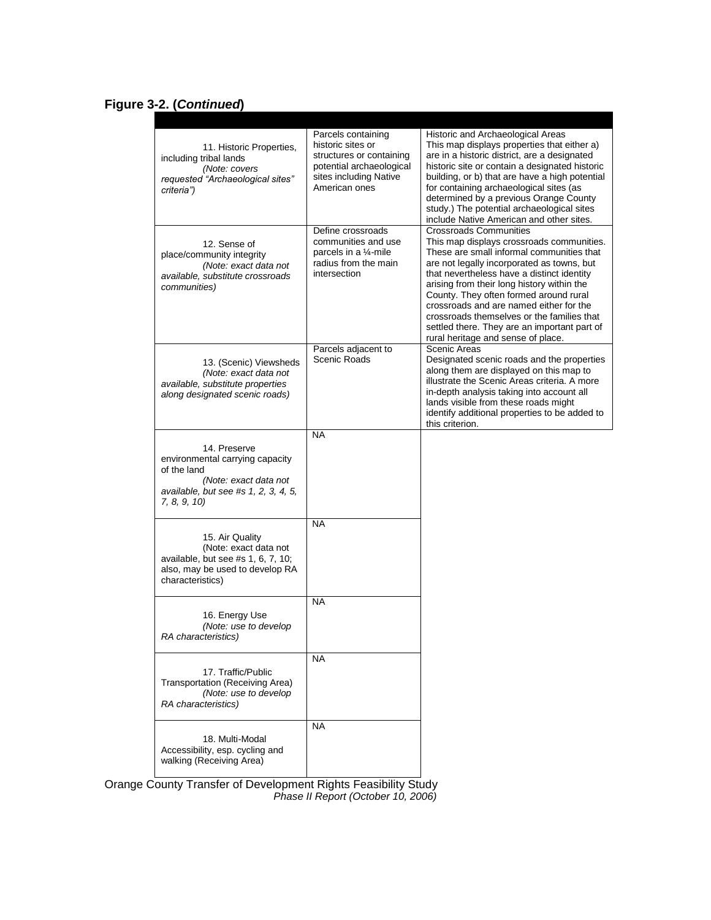**Figure 3-2. (*Continued*)**

| | | |
|---|---|---|
| 11. Historic Properties, including tribal lands *(Note: covers requested "Archaeological sites" criteria")* | Parcels containing historic sites or structures or containing potential archaeological sites including Native American ones | Historic and Archaeological Areas This map displays properties that either a) are in a historic district, are a designated historic site or contain a designated historic building, or b) that are have a high potential for containing archaeological sites (as determined by a previous Orange County study.) The potential archaeological sites include Native American and other sites. |
| 12. Sense of place/community integrity *(Note: exact data not available, substitute crossroads communities)* | Define crossroads communities and use parcels in a ¼-mile radius from the main intersection | Crossroads Communities This map displays crossroads communities. These are small informal communities that are not legally incorporated as towns, but that nevertheless have a distinct identity arising from their long history within the County. They often formed around rural crossroads and are named either for the crossroads themselves or the families that settled there. They are an important part of rural heritage and sense of place. |
| 13. (Scenic) Viewsheds *(Note: exact data not available, substitute properties along designated scenic roads)* | Parcels adjacent to Scenic Roads | Scenic Areas Designated scenic roads and the properties along them are displayed on this map to illustrate the Scenic Areas criteria. A more in-depth analysis taking into account all lands visible from these roads might identify additional properties to be added to this criterion. |
| 14. Preserve environmental carrying capacity of the land *(Note: exact data not available, but see #s 1, 2, 3, 4, 5, 7, 8, 9, 10)* | NA | |
| 15. Air Quality (Note: exact data not available, but see #s 1, 6, 7, 10; also, may be used to develop RA characteristics) | NA | |
| 16. Energy Use *(Note: use to develop RA characteristics)* | NA | |
| 17. Traffic/Public Transportation (Receiving Area) *(Note: use to develop RA characteristics)* | NA | |
| 18. Multi-Modal Accessibility, esp. cycling and walking (Receiving Area) | NA | |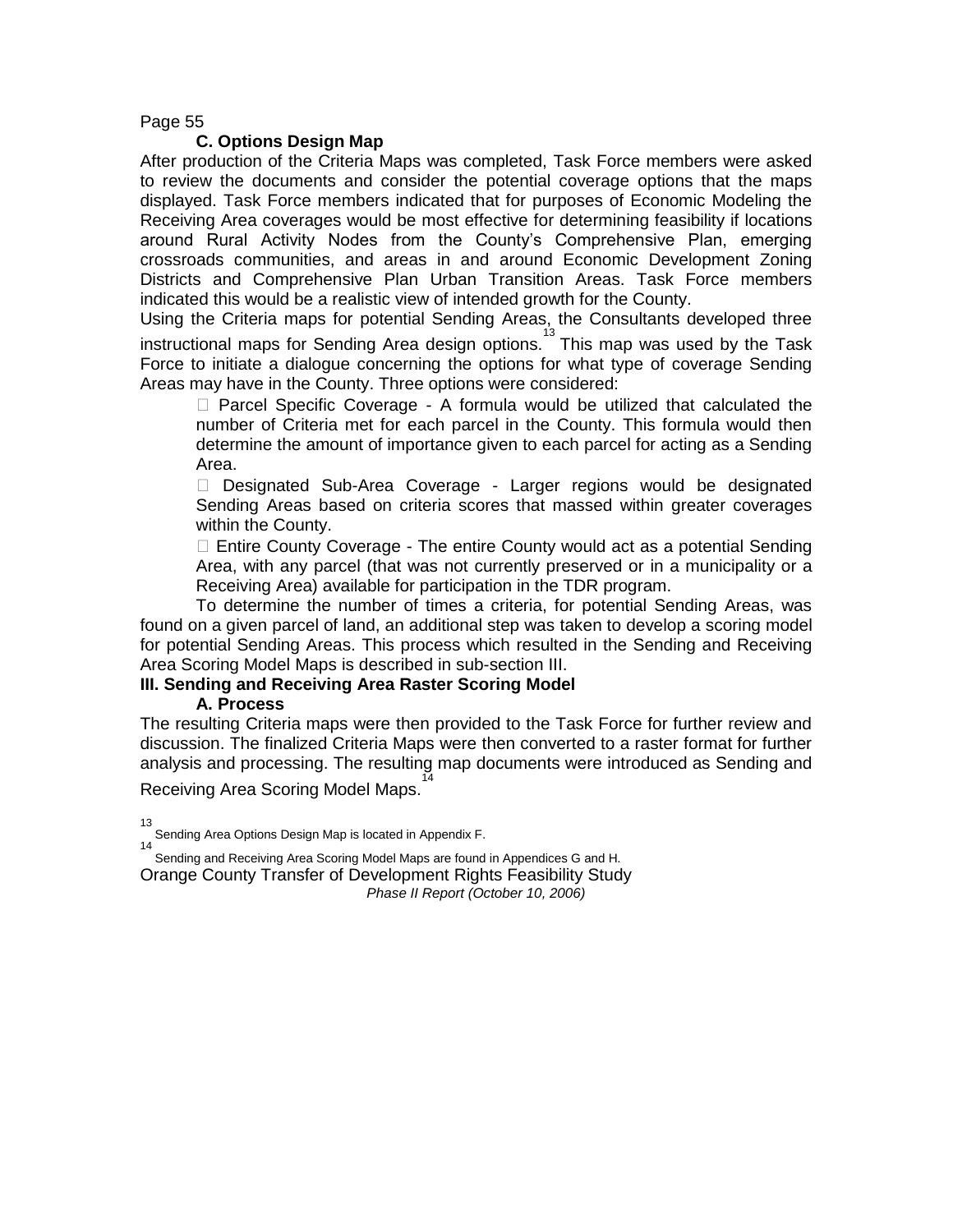### C. Options Design Map

After production of the Criteria Maps was completed, Task Force members were asked to review the documents and consider the potential coverage options that the maps displayed. Task Force members indicated that for purposes of Economic Modeling the Receiving Area coverages would be most effective for determining feasibility if locations around Rural Activity Nodes from the County's Comprehensive Plan, emerging crossroads communities, and areas in and around Economic Development Zoning Districts and Comprehensive Plan Urban Transition Areas. Task Force members indicated this would be a realistic view of intended growth for the County.

Using the Criteria maps for potential Sending Areas, the Consultants developed three instructional maps for Sending Area design options.[13] This map was used by the Task Force to initiate a dialogue concerning the options for what type of coverage Sending Areas may have in the County. Three options were considered:

- Parcel Specific Coverage - A formula would be utilized that calculated the number of Criteria met for each parcel in the County. This formula would then determine the amount of importance given to each parcel for acting as a Sending Area.
- Designated Sub-Area Coverage - Larger regions would be designated Sending Areas based on criteria scores that massed within greater coverages within the County.
- Entire County Coverage - The entire County would act as a potential Sending Area, with any parcel (that was not currently preserved or in a municipality or a Receiving Area) available for participation in the TDR program.

To determine the number of times a criteria, for potential Sending Areas, was found on a given parcel of land, an additional step was taken to develop a scoring model for potential Sending Areas. This process which resulted in the Sending and Receiving Area Scoring Model Maps is described in sub-section III.

## III. Sending and Receiving Area Raster Scoring Model

### A. Process

The resulting Criteria maps were then provided to the Task Force for further review and discussion. The finalized Criteria Maps were then converted to a raster format for further analysis and processing. The resulting map documents were introduced as Sending and Receiving Area Scoring Model Maps.[14]

[13] Sending Area Options Design Map is located in Appendix F.

[14] Sending and Receiving Area Scoring Model Maps are found in Appendices G and H.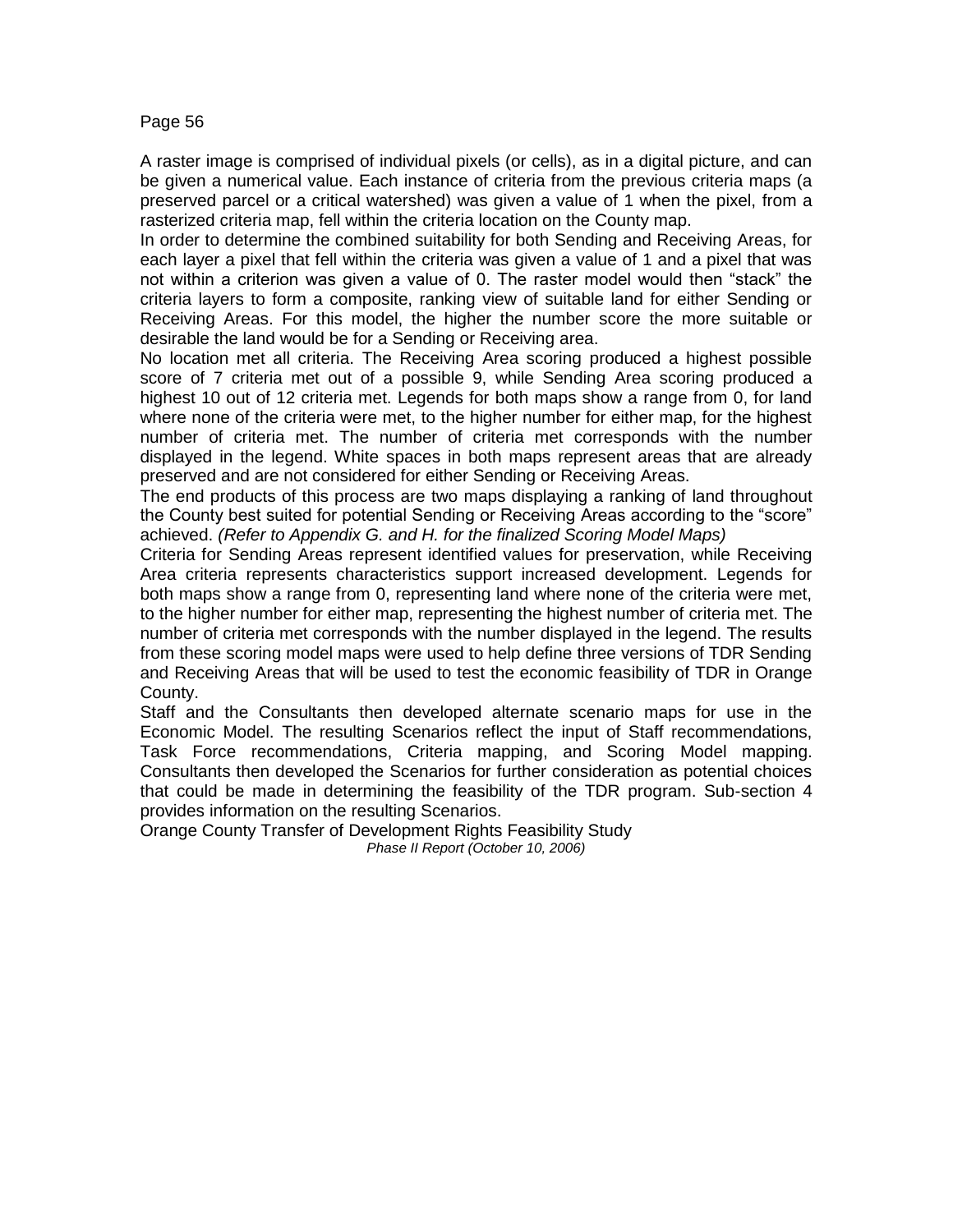A raster image is comprised of individual pixels (or cells), as in a digital picture, and can be given a numerical value. Each instance of criteria from the previous criteria maps (a preserved parcel or a critical watershed) was given a value of 1 when the pixel, from a rasterized criteria map, fell within the criteria location on the County map.

In order to determine the combined suitability for both Sending and Receiving Areas, for each layer a pixel that fell within the criteria was given a value of 1 and a pixel that was not within a criterion was given a value of 0. The raster model would then "stack" the criteria layers to form a composite, ranking view of suitable land for either Sending or Receiving Areas. For this model, the higher the number score the more suitable or desirable the land would be for a Sending or Receiving area.

No location met all criteria. The Receiving Area scoring produced a highest possible score of 7 criteria met out of a possible 9, while Sending Area scoring produced a highest 10 out of 12 criteria met. Legends for both maps show a range from 0, for land where none of the criteria were met, to the higher number for either map, for the highest number of criteria met. The number of criteria met corresponds with the number displayed in the legend. White spaces in both maps represent areas that are already preserved and are not considered for either Sending or Receiving Areas.

The end products of this process are two maps displaying a ranking of land throughout the County best suited for potential Sending or Receiving Areas according to the "score" achieved. *(Refer to Appendix G. and H. for the finalized Scoring Model Maps)*

Criteria for Sending Areas represent identified values for preservation, while Receiving Area criteria represents characteristics support increased development. Legends for both maps show a range from 0, representing land where none of the criteria were met, to the higher number for either map, representing the highest number of criteria met. The number of criteria met corresponds with the number displayed in the legend. The results from these scoring model maps were used to help define three versions of TDR Sending and Receiving Areas that will be used to test the economic feasibility of TDR in Orange County.

Staff and the Consultants then developed alternate scenario maps for use in the Economic Model. The resulting Scenarios reflect the input of Staff recommendations, Task Force recommendations, Criteria mapping, and Scoring Model mapping. Consultants then developed the Scenarios for further consideration as potential choices that could be made in determining the feasibility of the TDR program. Sub-section 4 provides information on the resulting Scenarios.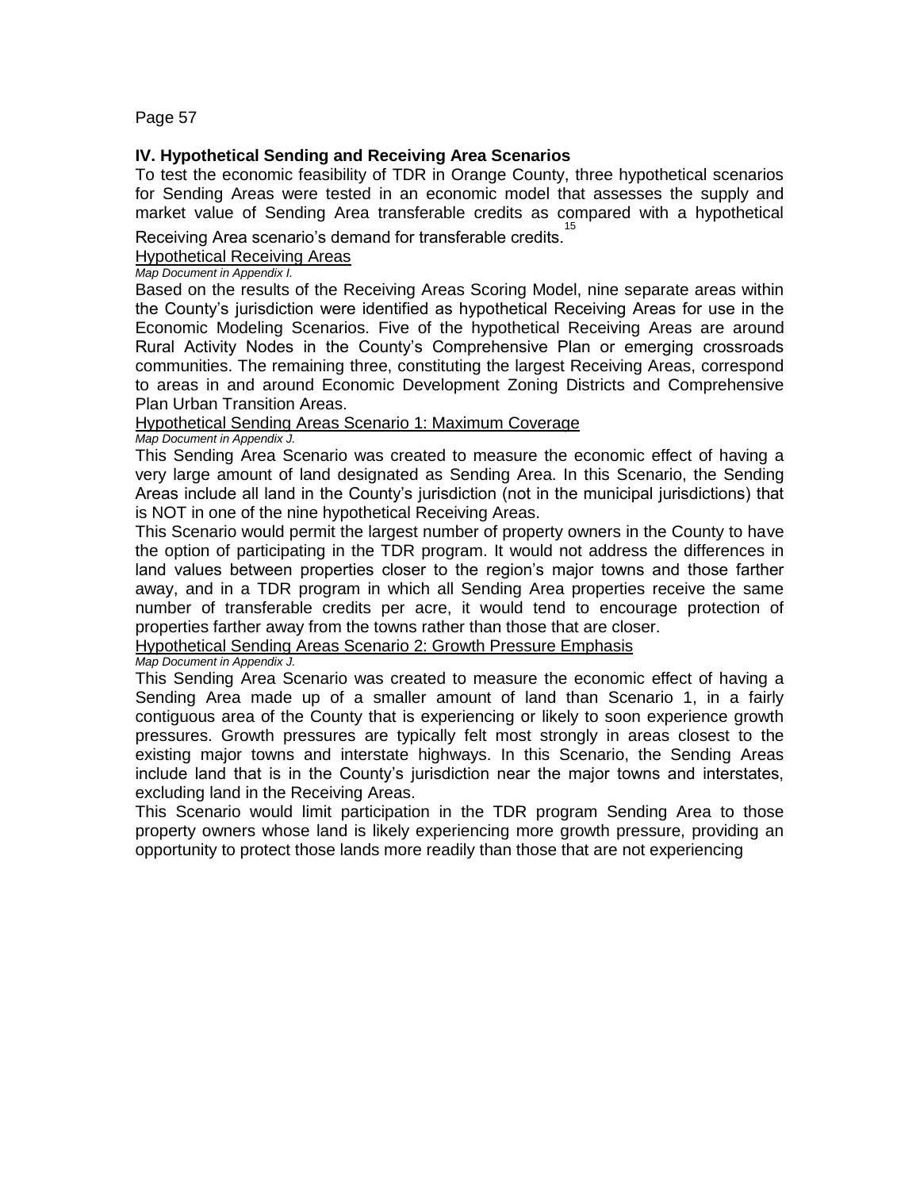## IV. Hypothetical Sending and Receiving Area Scenarios

To test the economic feasibility of TDR in Orange County, three hypothetical scenarios for Sending Areas were tested in an economic model that assesses the supply and market value of Sending Area transferable credits as compared with a hypothetical Receiving Area scenario's demand for transferable credits.[15]

### Hypothetical Receiving Areas

*Map Document in Appendix I.*

Based on the results of the Receiving Areas Scoring Model, nine separate areas within the County's jurisdiction were identified as hypothetical Receiving Areas for use in the Economic Modeling Scenarios. Five of the hypothetical Receiving Areas are around Rural Activity Nodes in the County's Comprehensive Plan or emerging crossroads communities. The remaining three, constituting the largest Receiving Areas, correspond to areas in and around Economic Development Zoning Districts and Comprehensive Plan Urban Transition Areas.

### Hypothetical Sending Areas Scenario 1: Maximum Coverage

*Map Document in Appendix J.*

This Sending Area Scenario was created to measure the economic effect of having a very large amount of land designated as Sending Area. In this Scenario, the Sending Areas include all land in the County's jurisdiction (not in the municipal jurisdictions) that is NOT in one of the nine hypothetical Receiving Areas.

This Scenario would permit the largest number of property owners in the County to have the option of participating in the TDR program. It would not address the differences in land values between properties closer to the region's major towns and those farther away, and in a TDR program in which all Sending Area properties receive the same number of transferable credits per acre, it would tend to encourage protection of properties farther away from the towns rather than those that are closer.

### Hypothetical Sending Areas Scenario 2: Growth Pressure Emphasis

*Map Document in Appendix J.*

This Sending Area Scenario was created to measure the economic effect of having a Sending Area made up of a smaller amount of land than Scenario 1, in a fairly contiguous area of the County that is experiencing or likely to soon experience growth pressures. Growth pressures are typically felt most strongly in areas closest to the existing major towns and interstate highways. In this Scenario, the Sending Areas include land that is in the County's jurisdiction near the major towns and interstates, excluding land in the Receiving Areas.

This Scenario would limit participation in the TDR program Sending Area to those property owners whose land is likely experiencing more growth pressure, providing an opportunity to protect those lands more readily than those that are not experiencing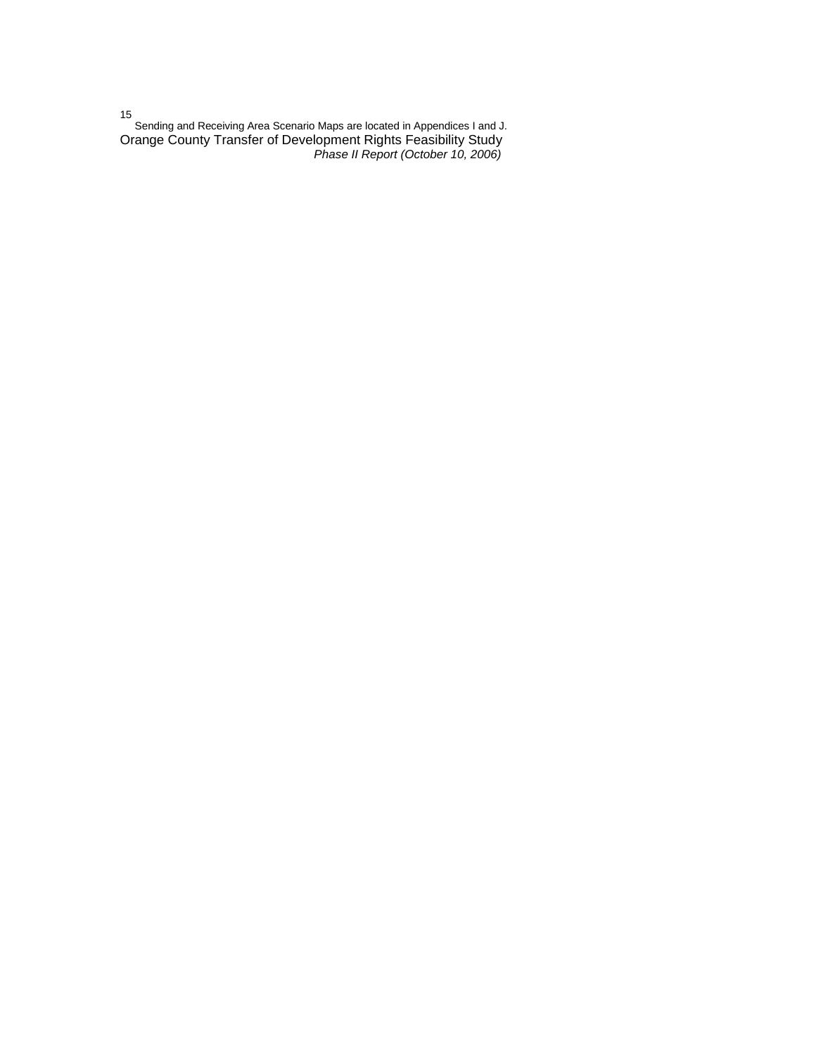[15] Sending and Receiving Area Scenario Maps are located in Appendices I and J.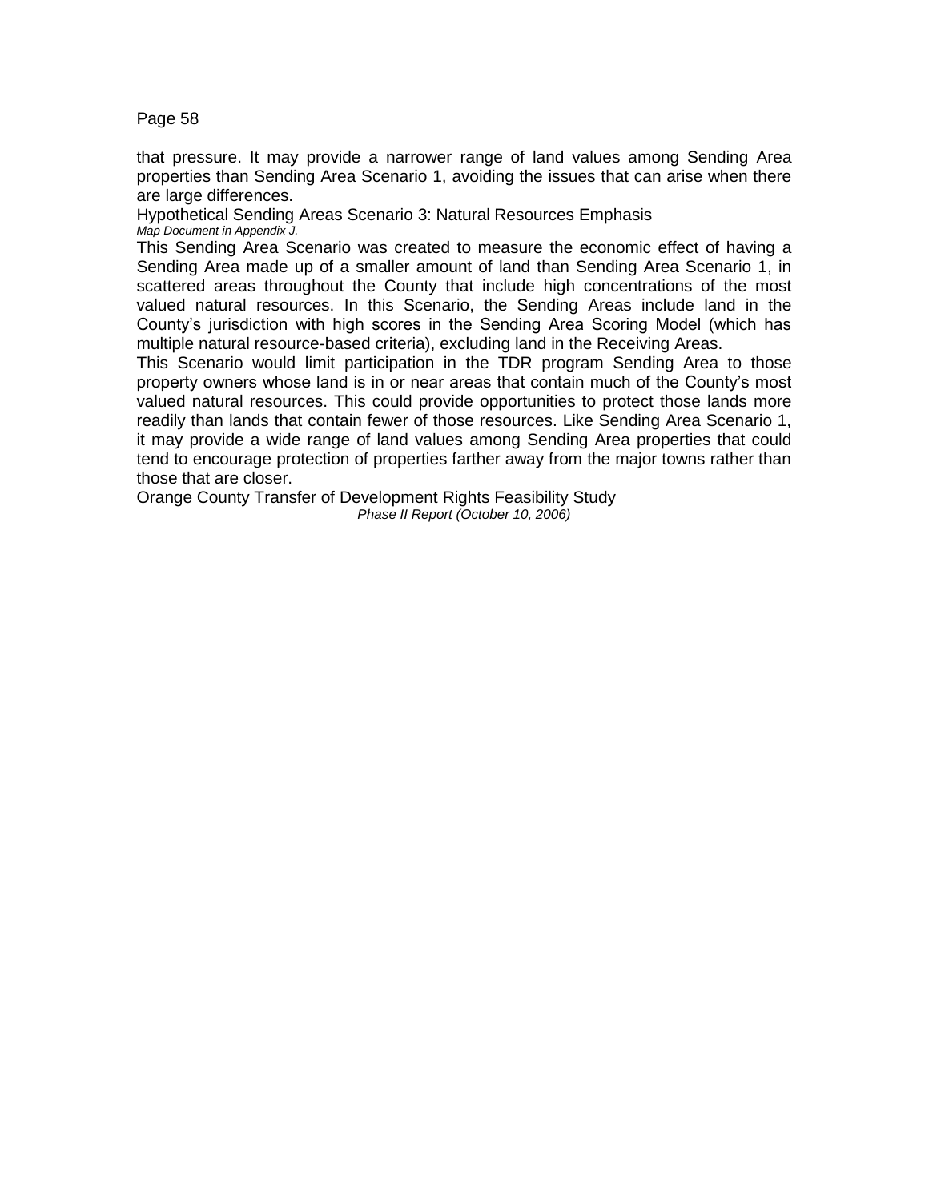that pressure. It may provide a narrower range of land values among Sending Area properties than Sending Area Scenario 1, avoiding the issues that can arise when there are large differences.

Hypothetical Sending Areas Scenario 3: Natural Resources Emphasis

*Map Document in Appendix J.*

This Sending Area Scenario was created to measure the economic effect of having a Sending Area made up of a smaller amount of land than Sending Area Scenario 1, in scattered areas throughout the County that include high concentrations of the most valued natural resources. In this Scenario, the Sending Areas include land in the County's jurisdiction with high scores in the Sending Area Scoring Model (which has multiple natural resource-based criteria), excluding land in the Receiving Areas.

This Scenario would limit participation in the TDR program Sending Area to those property owners whose land is in or near areas that contain much of the County's most valued natural resources. This could provide opportunities to protect those lands more readily than lands that contain fewer of those resources. Like Sending Area Scenario 1, it may provide a wide range of land values among Sending Area properties that could tend to encourage protection of properties farther away from the major towns rather than those that are closer.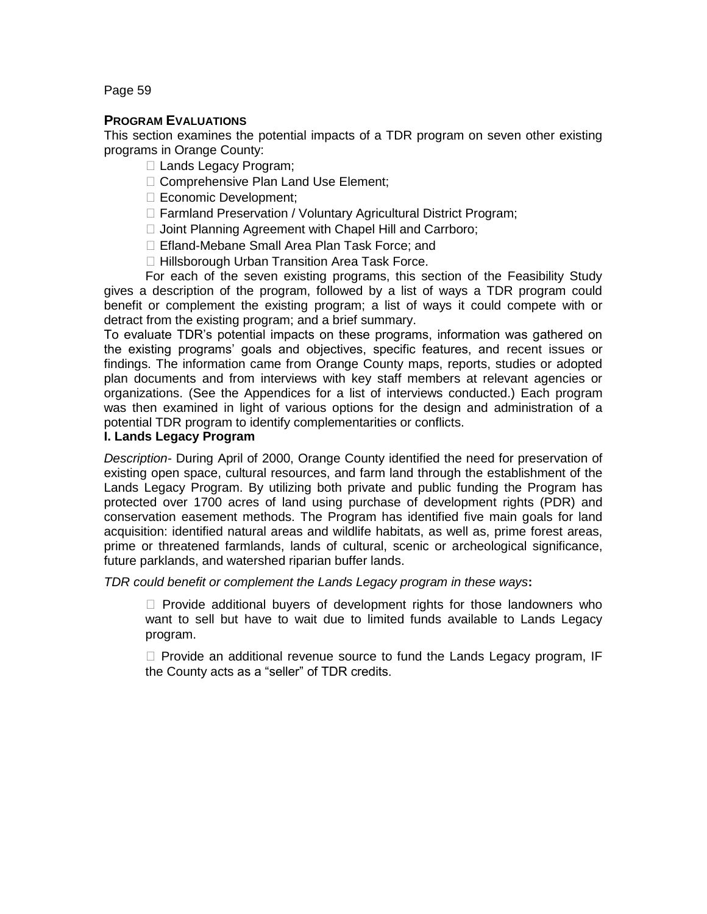## PROGRAM EVALUATIONS

This section examines the potential impacts of a TDR program on seven other existing programs in Orange County:

- Lands Legacy Program;
- Comprehensive Plan Land Use Element;
- Economic Development;
- Farmland Preservation / Voluntary Agricultural District Program;
- Joint Planning Agreement with Chapel Hill and Carrboro;
- Efland-Mebane Small Area Plan Task Force; and
- Hillsborough Urban Transition Area Task Force.

For each of the seven existing programs, this section of the Feasibility Study gives a description of the program, followed by a list of ways a TDR program could benefit or complement the existing program; a list of ways it could compete with or detract from the existing program; and a brief summary.

To evaluate TDR's potential impacts on these programs, information was gathered on the existing programs' goals and objectives, specific features, and recent issues or findings. The information came from Orange County maps, reports, studies or adopted plan documents and from interviews with key staff members at relevant agencies or organizations. (See the Appendices for a list of interviews conducted.) Each program was then examined in light of various options for the design and administration of a potential TDR program to identify complementarities or conflicts.

### I. Lands Legacy Program

*Description*- During April of 2000, Orange County identified the need for preservation of existing open space, cultural resources, and farm land through the establishment of the Lands Legacy Program. By utilizing both private and public funding the Program has protected over 1700 acres of land using purchase of development rights (PDR) and conservation easement methods. The Program has identified five main goals for land acquisition: identified natural areas and wildlife habitats, as well as, prime forest areas, prime or threatened farmlands, lands of cultural, scenic or archeological significance, future parklands, and watershed riparian buffer lands.

*TDR could benefit or complement the Lands Legacy program in these ways*:

- Provide additional buyers of development rights for those landowners who want to sell but have to wait due to limited funds available to Lands Legacy program.
- Provide an additional revenue source to fund the Lands Legacy program, IF the County acts as a "seller" of TDR credits.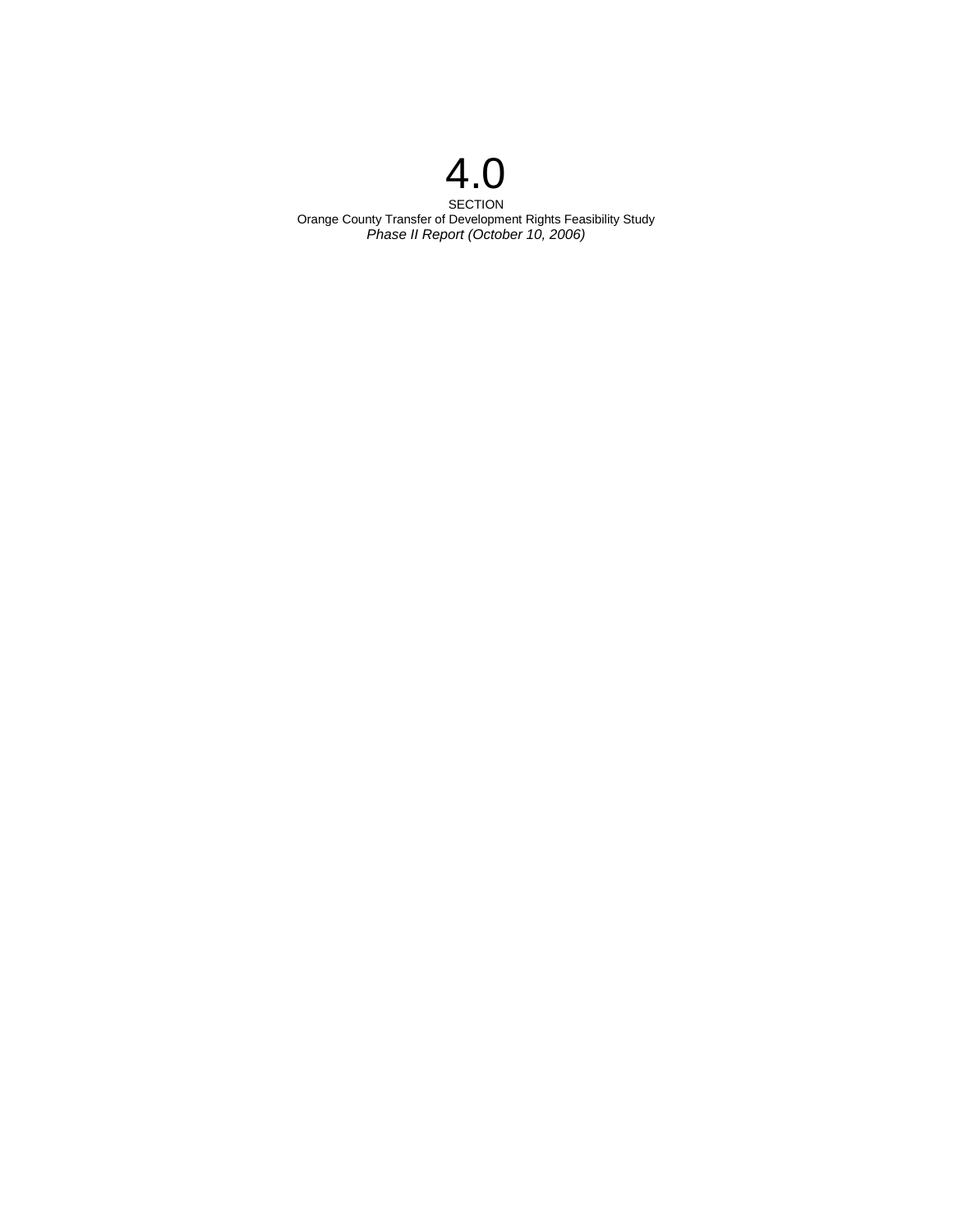# 4.0

SECTION

Orange County Transfer of Development Rights Feasibility Study

*Phase II Report (October 10, 2006)*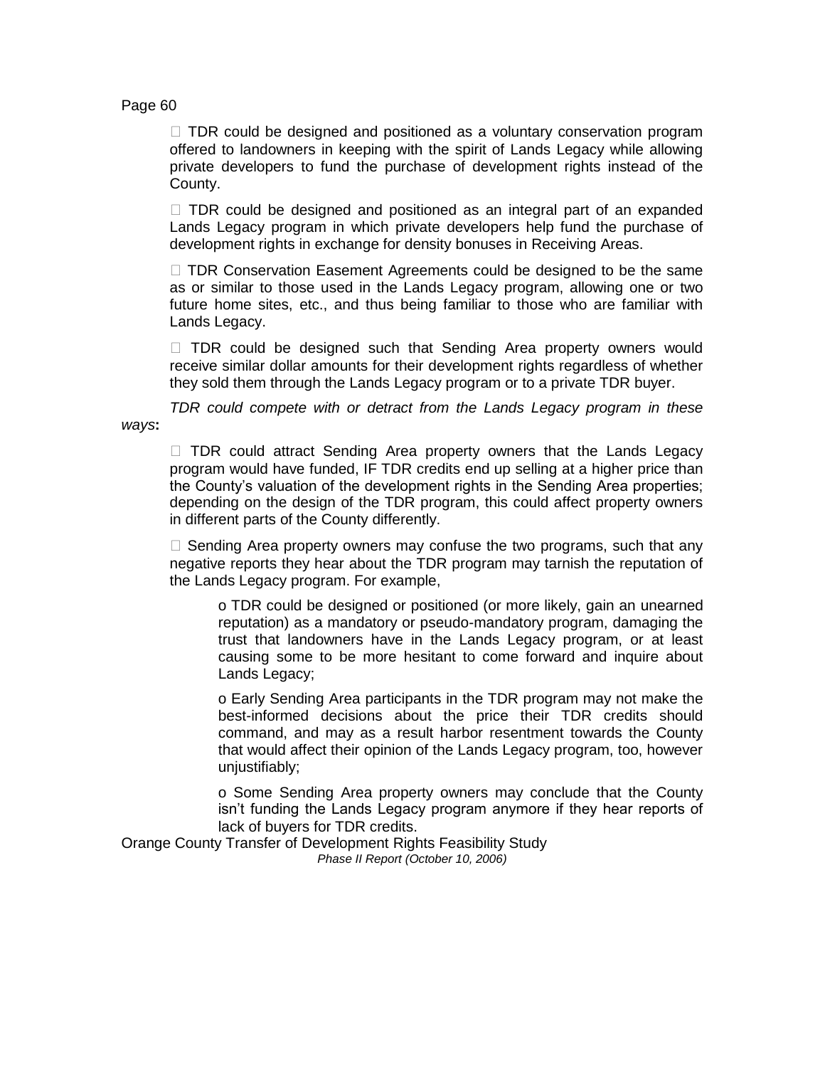- TDR could be designed and positioned as a voluntary conservation program offered to landowners in keeping with the spirit of Lands Legacy while allowing private developers to fund the purchase of development rights instead of the County.

- TDR could be designed and positioned as an integral part of an expanded Lands Legacy program in which private developers help fund the purchase of development rights in exchange for density bonuses in Receiving Areas.

- TDR Conservation Easement Agreements could be designed to be the same as or similar to those used in the Lands Legacy program, allowing one or two future home sites, etc., and thus being familiar to those who are familiar with Lands Legacy.

- TDR could be designed such that Sending Area property owners would receive similar dollar amounts for their development rights regardless of whether they sold them through the Lands Legacy program or to a private TDR buyer.

*TDR could compete with or detract from the Lands Legacy program in these ways***:**

- TDR could attract Sending Area property owners that the Lands Legacy program would have funded, IF TDR credits end up selling at a higher price than the County's valuation of the development rights in the Sending Area properties; depending on the design of the TDR program, this could affect property owners in different parts of the County differently.

- Sending Area property owners may confuse the two programs, such that any negative reports they hear about the TDR program may tarnish the reputation of the Lands Legacy program. For example,

    - TDR could be designed or positioned (or more likely, gain an unearned reputation) as a mandatory or pseudo-mandatory program, damaging the trust that landowners have in the Lands Legacy program, or at least causing some to be more hesitant to come forward and inquire about Lands Legacy;

    - Early Sending Area participants in the TDR program may not make the best-informed decisions about the price their TDR credits should command, and may as a result harbor resentment towards the County that would affect their opinion of the Lands Legacy program, too, however unjustifiably;

    - Some Sending Area property owners may conclude that the County isn't funding the Lands Legacy program anymore if they hear reports of lack of buyers for TDR credits.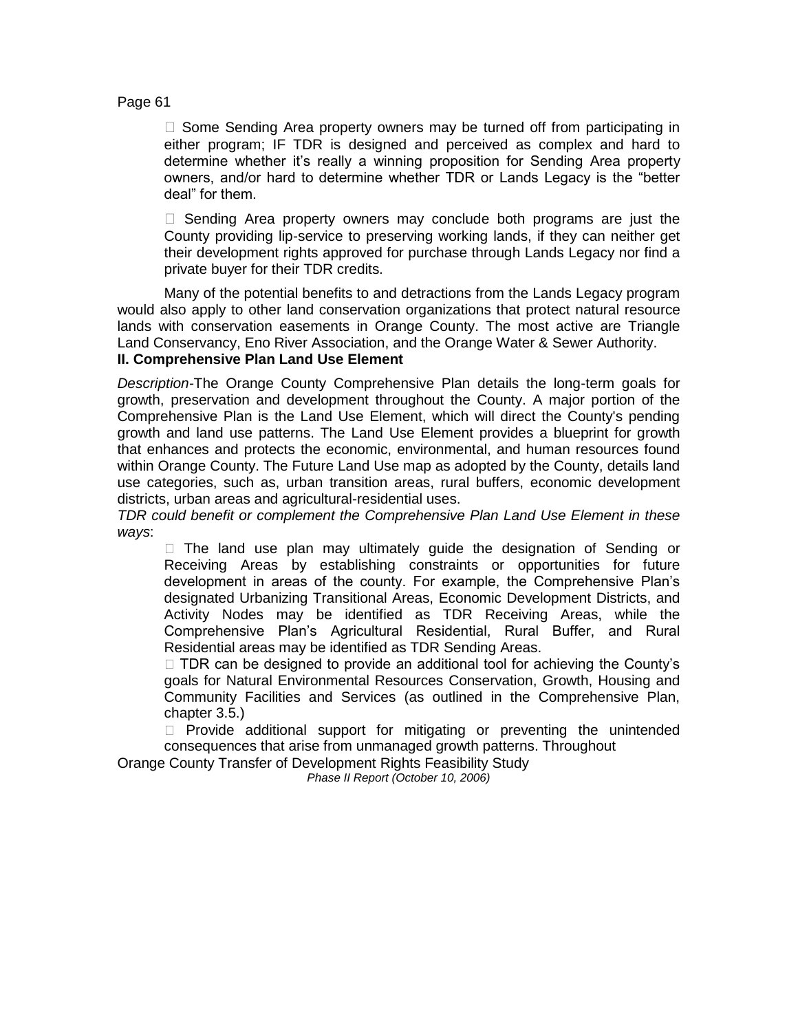- Some Sending Area property owners may be turned off from participating in either program; IF TDR is designed and perceived as complex and hard to determine whether it's really a winning proposition for Sending Area property owners, and/or hard to determine whether TDR or Lands Legacy is the "better deal" for them.

- Sending Area property owners may conclude both programs are just the County providing lip-service to preserving working lands, if they can neither get their development rights approved for purchase through Lands Legacy nor find a private buyer for their TDR credits.

Many of the potential benefits to and detractions from the Lands Legacy program would also apply to other land conservation organizations that protect natural resource lands with conservation easements in Orange County. The most active are Triangle Land Conservancy, Eno River Association, and the Orange Water & Sewer Authority.

**II. Comprehensive Plan Land Use Element**

*Description*-The Orange County Comprehensive Plan details the long-term goals for growth, preservation and development throughout the County. A major portion of the Comprehensive Plan is the Land Use Element, which will direct the County's pending growth and land use patterns. The Land Use Element provides a blueprint for growth that enhances and protects the economic, environmental, and human resources found within Orange County. The Future Land Use map as adopted by the County, details land use categories, such as, urban transition areas, rural buffers, economic development districts, urban areas and agricultural-residential uses.

*TDR could benefit or complement the Comprehensive Plan Land Use Element in these ways*:

- The land use plan may ultimately guide the designation of Sending or Receiving Areas by establishing constraints or opportunities for future development in areas of the county. For example, the Comprehensive Plan's designated Urbanizing Transitional Areas, Economic Development Districts, and Activity Nodes may be identified as TDR Receiving Areas, while the Comprehensive Plan's Agricultural Residential, Rural Buffer, and Rural Residential areas may be identified as TDR Sending Areas.
- TDR can be designed to provide an additional tool for achieving the County's goals for Natural Environmental Resources Conservation, Growth, Housing and Community Facilities and Services (as outlined in the Comprehensive Plan, chapter 3.5.)
- Provide additional support for mitigating or preventing the unintended consequences that arise from unmanaged growth patterns. Throughout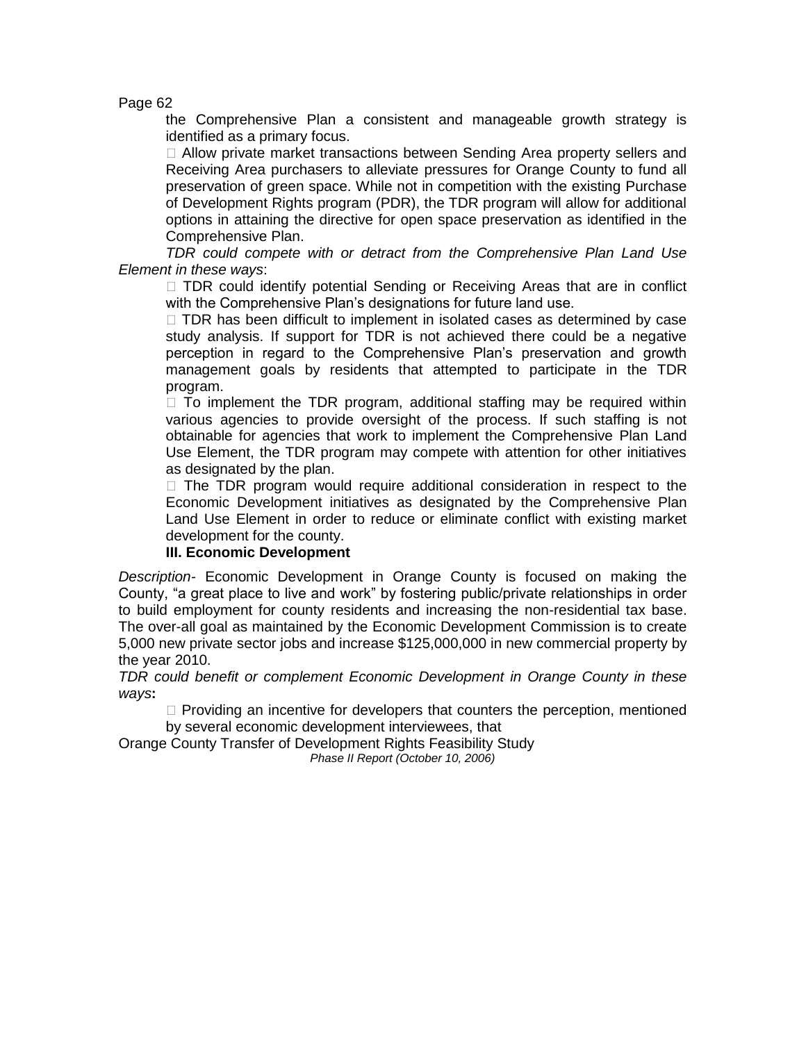the Comprehensive Plan a consistent and manageable growth strategy is identified as a primary focus.

- Allow private market transactions between Sending Area property sellers and Receiving Area purchasers to alleviate pressures for Orange County to fund all preservation of green space. While not in competition with the existing Purchase of Development Rights program (PDR), the TDR program will allow for additional options in attaining the directive for open space preservation as identified in the Comprehensive Plan.

*TDR could compete with or detract from the Comprehensive Plan Land Use Element in these ways*:

- TDR could identify potential Sending or Receiving Areas that are in conflict with the Comprehensive Plan's designations for future land use.
- TDR has been difficult to implement in isolated cases as determined by case study analysis. If support for TDR is not achieved there could be a negative perception in regard to the Comprehensive Plan's preservation and growth management goals by residents that attempted to participate in the TDR program.
- To implement the TDR program, additional staffing may be required within various agencies to provide oversight of the process. If such staffing is not obtainable for agencies that work to implement the Comprehensive Plan Land Use Element, the TDR program may compete with attention for other initiatives as designated by the plan.
- The TDR program would require additional consideration in respect to the Economic Development initiatives as designated by the Comprehensive Plan Land Use Element in order to reduce or eliminate conflict with existing market development for the county.

### III. Economic Development

*Description-* Economic Development in Orange County is focused on making the County, "a great place to live and work" by fostering public/private relationships in order to build employment for county residents and increasing the non-residential tax base. The over-all goal as maintained by the Economic Development Commission is to create 5,000 new private sector jobs and increase $125,000,000 in new commercial property by the year 2010.

*TDR could benefit or complement Economic Development in Orange County in these ways***:**

- Providing an incentive for developers that counters the perception, mentioned by several economic development interviewees, that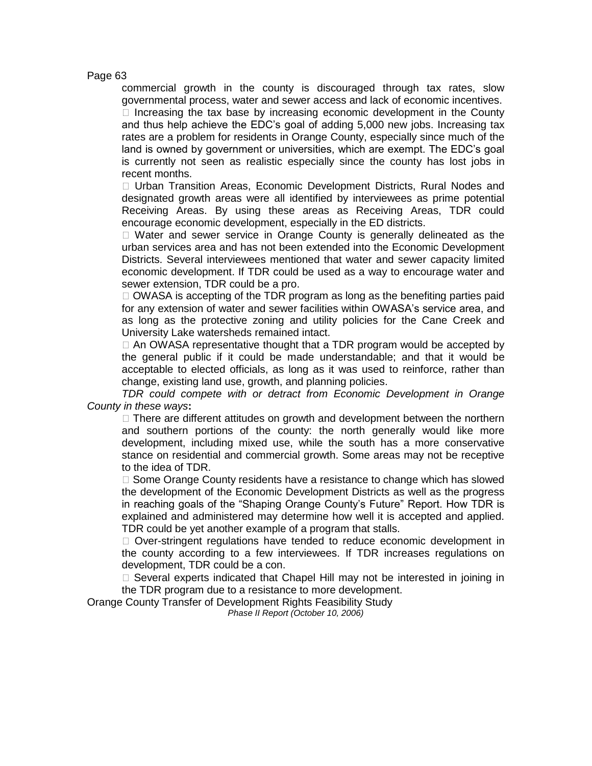commercial growth in the county is discouraged through tax rates, slow governmental process, water and sewer access and lack of economic incentives.

- Increasing the tax base by increasing economic development in the County and thus help achieve the EDC's goal of adding 5,000 new jobs. Increasing tax rates are a problem for residents in Orange County, especially since much of the land is owned by government or universities, which are exempt. The EDC's goal is currently not seen as realistic especially since the county has lost jobs in recent months.
- Urban Transition Areas, Economic Development Districts, Rural Nodes and designated growth areas were all identified by interviewees as prime potential Receiving Areas. By using these areas as Receiving Areas, TDR could encourage economic development, especially in the ED districts.
- Water and sewer service in Orange County is generally delineated as the urban services area and has not been extended into the Economic Development Districts. Several interviewees mentioned that water and sewer capacity limited economic development. If TDR could be used as a way to encourage water and sewer extension, TDR could be a pro.
- OWASA is accepting of the TDR program as long as the benefiting parties paid for any extension of water and sewer facilities within OWASA's service area, and as long as the protective zoning and utility policies for the Cane Creek and University Lake watersheds remained intact.
- An OWASA representative thought that a TDR program would be accepted by the general public if it could be made understandable; and that it would be acceptable to elected officials, as long as it was used to reinforce, rather than change, existing land use, growth, and planning policies.

*TDR could compete with or detract from Economic Development in Orange County in these ways***:**

- There are different attitudes on growth and development between the northern and southern portions of the county: the north generally would like more development, including mixed use, while the south has a more conservative stance on residential and commercial growth. Some areas may not be receptive to the idea of TDR.
- Some Orange County residents have a resistance to change which has slowed the development of the Economic Development Districts as well as the progress in reaching goals of the "Shaping Orange County's Future" Report. How TDR is explained and administered may determine how well it is accepted and applied. TDR could be yet another example of a program that stalls.
- Over-stringent regulations have tended to reduce economic development in the county according to a few interviewees. If TDR increases regulations on development, TDR could be a con.
- Several experts indicated that Chapel Hill may not be interested in joining in the TDR program due to a resistance to more development.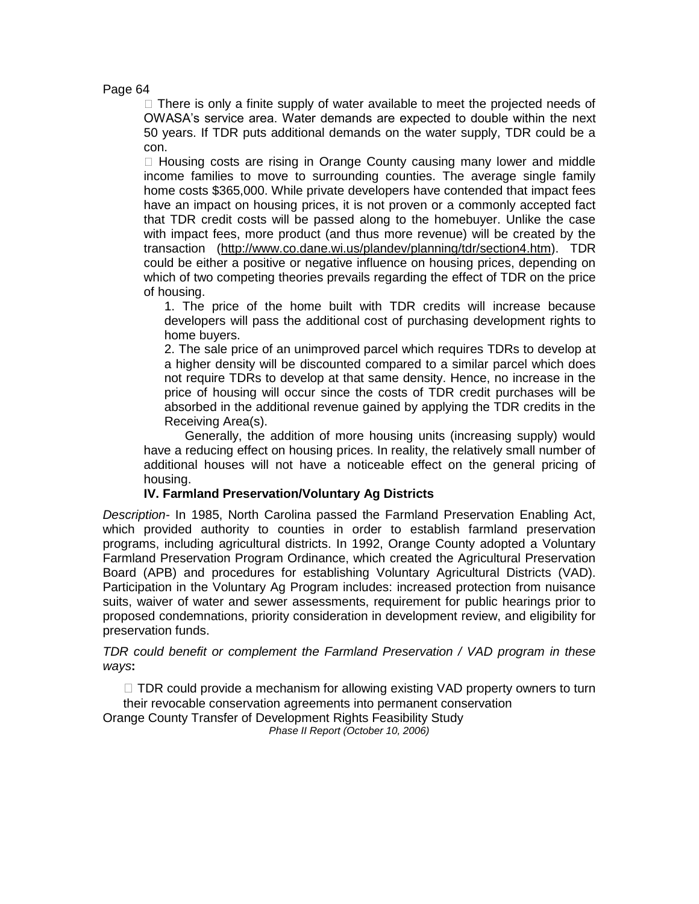- There is only a finite supply of water available to meet the projected needs of OWASA's service area. Water demands are expected to double within the next 50 years. If TDR puts additional demands on the water supply, TDR could be a con.
- Housing costs are rising in Orange County causing many lower and middle income families to move to surrounding counties. The average single family home costs $365,000. While private developers have contended that impact fees have an impact on housing prices, it is not proven or a commonly accepted fact that TDR credit costs will be passed along to the homebuyer. Unlike the case with impact fees, more product (and thus more revenue) will be created by the transaction (http://www.co.dane.wi.us/plandev/planning/tdr/section4.htm). TDR could be either a positive or negative influence on housing prices, depending on which of two competing theories prevails regarding the effect of TDR on the price of housing.
  1. The price of the home built with TDR credits will increase because developers will pass the additional cost of purchasing development rights to home buyers.
  2. The sale price of an unimproved parcel which requires TDRs to develop at a higher density will be discounted compared to a similar parcel which does not require TDRs to develop at that same density. Hence, no increase in the price of housing will occur since the costs of TDR credit purchases will be absorbed in the additional revenue gained by applying the TDR credits in the Receiving Area(s).

  Generally, the addition of more housing units (increasing supply) would have a reducing effect on housing prices. In reality, the relatively small number of additional houses will not have a noticeable effect on the general pricing of housing.

### IV. Farmland Preservation/Voluntary Ag Districts

*Description*- In 1985, North Carolina passed the Farmland Preservation Enabling Act, which provided authority to counties in order to establish farmland preservation programs, including agricultural districts. In 1992, Orange County adopted a Voluntary Farmland Preservation Program Ordinance, which created the Agricultural Preservation Board (APB) and procedures for establishing Voluntary Agricultural Districts (VAD). Participation in the Voluntary Ag Program includes: increased protection from nuisance suits, waiver of water and sewer assessments, requirement for public hearings prior to proposed condemnations, priority consideration in development review, and eligibility for preservation funds.

*TDR could benefit or complement the Farmland Preservation / VAD program in these ways***:**

- TDR could provide a mechanism for allowing existing VAD property owners to turn their revocable conservation agreements into permanent conservation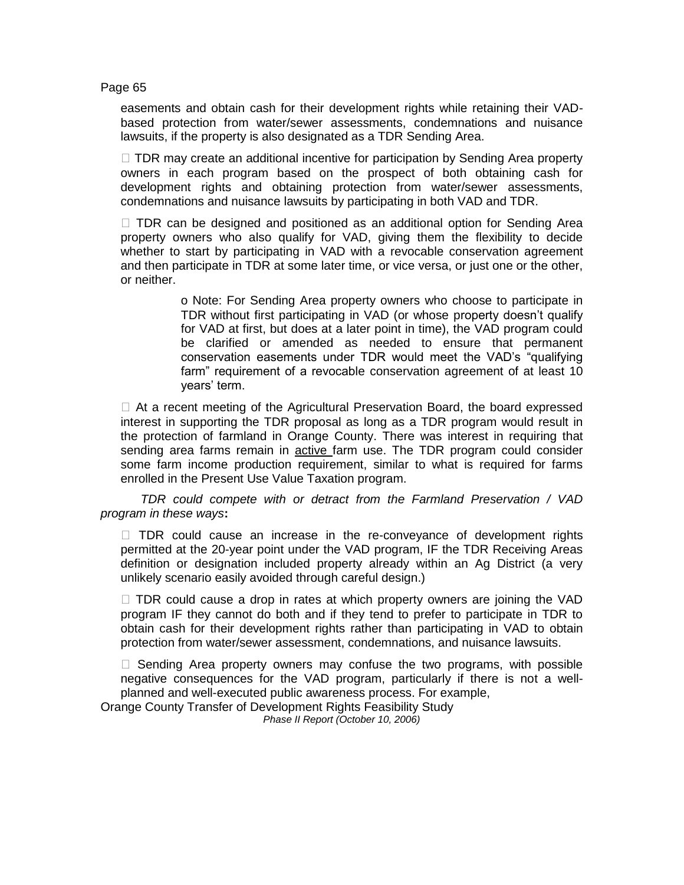easements and obtain cash for their development rights while retaining their VAD-based protection from water/sewer assessments, condemnations and nuisance lawsuits, if the property is also designated as a TDR Sending Area.

- TDR may create an additional incentive for participation by Sending Area property owners in each program based on the prospect of both obtaining cash for development rights and obtaining protection from water/sewer assessments, condemnations and nuisance lawsuits by participating in both VAD and TDR.

- TDR can be designed and positioned as an additional option for Sending Area property owners who also qualify for VAD, giving them the flexibility to decide whether to start by participating in VAD with a revocable conservation agreement and then participate in TDR at some later time, or vice versa, or just one or the other, or neither.

    - Note: For Sending Area property owners who choose to participate in TDR without first participating in VAD (or whose property doesn't qualify for VAD at first, but does at a later point in time), the VAD program could be clarified or amended as needed to ensure that permanent conservation easements under TDR would meet the VAD's "qualifying farm" requirement of a revocable conservation agreement of at least 10 years' term.

- At a recent meeting of the Agricultural Preservation Board, the board expressed interest in supporting the TDR proposal as long as a TDR program would result in the protection of farmland in Orange County. There was interest in requiring that sending area farms remain in <u>active</u> farm use. The TDR program could consider some farm income production requirement, similar to what is required for farms enrolled in the Present Use Value Taxation program.

*TDR could compete with or detract from the Farmland Preservation / VAD program in these ways*:

- TDR could cause an increase in the re-conveyance of development rights permitted at the 20-year point under the VAD program, IF the TDR Receiving Areas definition or designation included property already within an Ag District (a very unlikely scenario easily avoided through careful design.)

- TDR could cause a drop in rates at which property owners are joining the VAD program IF they cannot do both and if they tend to prefer to participate in TDR to obtain cash for their development rights rather than participating in VAD to obtain protection from water/sewer assessment, condemnations, and nuisance lawsuits.

- Sending Area property owners may confuse the two programs, with possible negative consequences for the VAD program, particularly if there is not a well-planned and well-executed public awareness process. For example,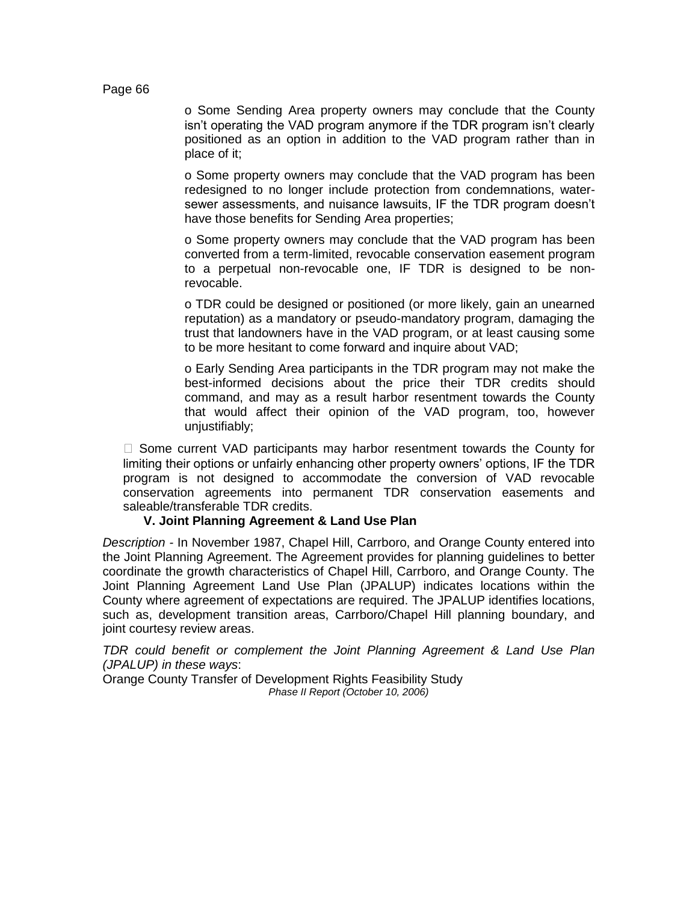- Some Sending Area property owners may conclude that the County isn't operating the VAD program anymore if the TDR program isn't clearly positioned as an option in addition to the VAD program rather than in place of it;
- Some property owners may conclude that the VAD program has been redesigned to no longer include protection from condemnations, water-sewer assessments, and nuisance lawsuits, IF the TDR program doesn't have those benefits for Sending Area properties;
- Some property owners may conclude that the VAD program has been converted from a term-limited, revocable conservation easement program to a perpetual non-revocable one, IF TDR is designed to be non-revocable.
- TDR could be designed or positioned (or more likely, gain an unearned reputation) as a mandatory or pseudo-mandatory program, damaging the trust that landowners have in the VAD program, or at least causing some to be more hesitant to come forward and inquire about VAD;
- Early Sending Area participants in the TDR program may not make the best-informed decisions about the price their TDR credits should command, and may as a result harbor resentment towards the County that would affect their opinion of the VAD program, too, however unjustifiably;

- Some current VAD participants may harbor resentment towards the County for limiting their options or unfairly enhancing other property owners' options, IF the TDR program is not designed to accommodate the conversion of VAD revocable conservation agreements into permanent TDR conservation easements and saleable/transferable TDR credits.

### V. Joint Planning Agreement & Land Use Plan

*Description* - In November 1987, Chapel Hill, Carrboro, and Orange County entered into the Joint Planning Agreement. The Agreement provides for planning guidelines to better coordinate the growth characteristics of Chapel Hill, Carrboro, and Orange County. The Joint Planning Agreement Land Use Plan (JPALUP) indicates locations within the County where agreement of expectations are required. The JPALUP identifies locations, such as, development transition areas, Carrboro/Chapel Hill planning boundary, and joint courtesy review areas.

*TDR could benefit or complement the Joint Planning Agreement & Land Use Plan (JPALUP) in these ways*: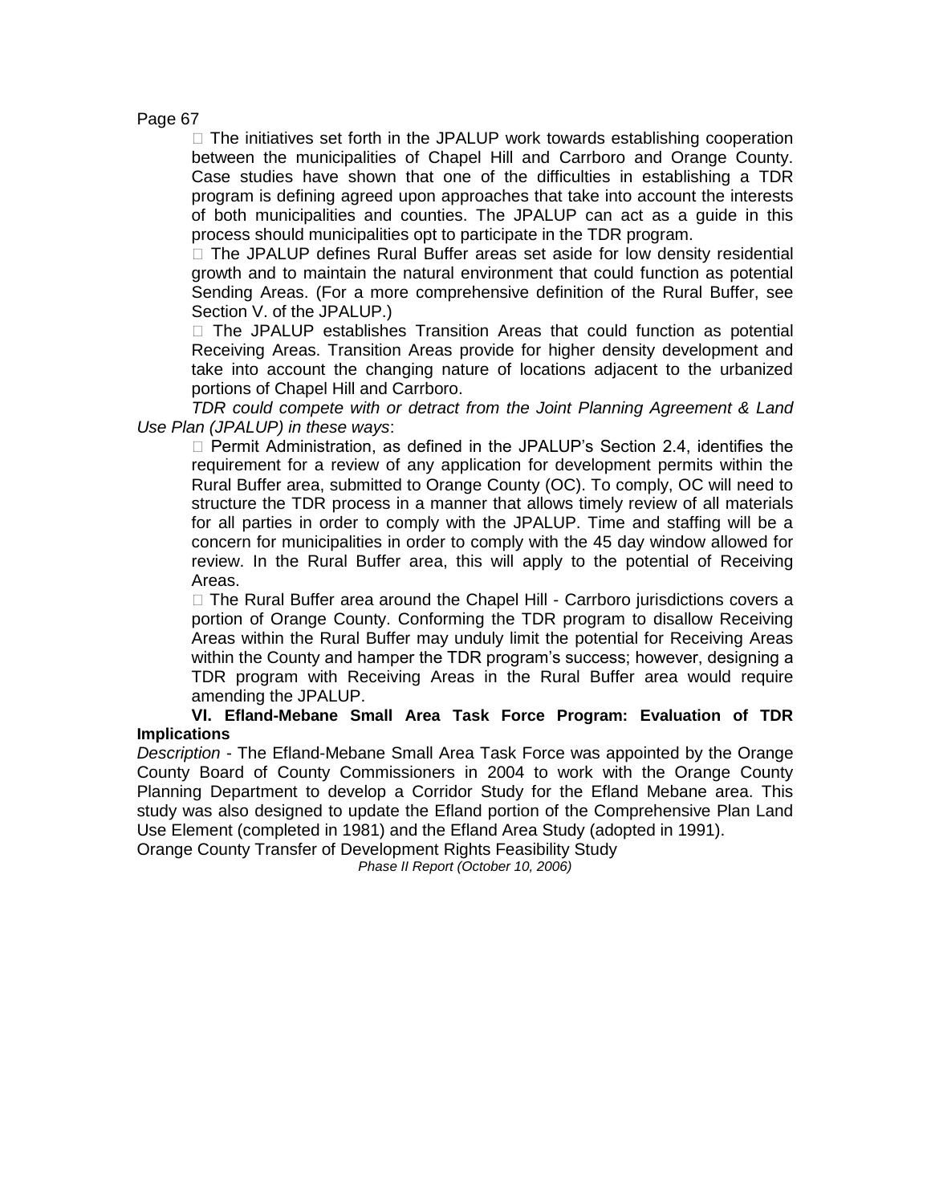- The initiatives set forth in the JPALUP work towards establishing cooperation between the municipalities of Chapel Hill and Carrboro and Orange County. Case studies have shown that one of the difficulties in establishing a TDR program is defining agreed upon approaches that take into account the interests of both municipalities and counties. The JPALUP can act as a guide in this process should municipalities opt to participate in the TDR program.
- The JPALUP defines Rural Buffer areas set aside for low density residential growth and to maintain the natural environment that could function as potential Sending Areas. (For a more comprehensive definition of the Rural Buffer, see Section V. of the JPALUP.)
- The JPALUP establishes Transition Areas that could function as potential Receiving Areas. Transition Areas provide for higher density development and take into account the changing nature of locations adjacent to the urbanized portions of Chapel Hill and Carrboro.

*TDR could compete with or detract from the Joint Planning Agreement & Land Use Plan (JPALUP) in these ways*:

- Permit Administration, as defined in the JPALUP's Section 2.4, identifies the requirement for a review of any application for development permits within the Rural Buffer area, submitted to Orange County (OC). To comply, OC will need to structure the TDR process in a manner that allows timely review of all materials for all parties in order to comply with the JPALUP. Time and staffing will be a concern for municipalities in order to comply with the 45 day window allowed for review. In the Rural Buffer area, this will apply to the potential of Receiving Areas.
- The Rural Buffer area around the Chapel Hill - Carrboro jurisdictions covers a portion of Orange County. Conforming the TDR program to disallow Receiving Areas within the Rural Buffer may unduly limit the potential for Receiving Areas within the County and hamper the TDR program's success; however, designing a TDR program with Receiving Areas in the Rural Buffer area would require amending the JPALUP.

**VI. Efland-Mebane Small Area Task Force Program: Evaluation of TDR Implications**

*Description* - The Efland-Mebane Small Area Task Force was appointed by the Orange County Board of County Commissioners in 2004 to work with the Orange County Planning Department to develop a Corridor Study for the Efland Mebane area. This study was also designed to update the Efland portion of the Comprehensive Plan Land Use Element (completed in 1981) and the Efland Area Study (adopted in 1991).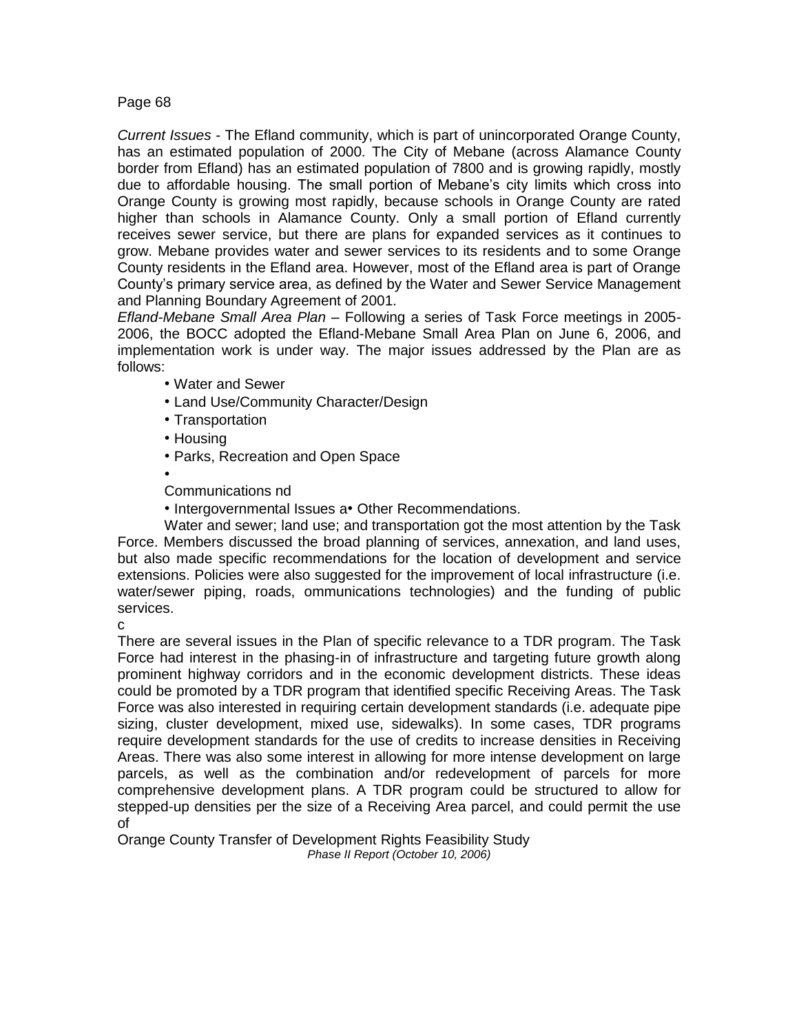*Current Issues* - The Efland community, which is part of unincorporated Orange County, has an estimated population of 2000. The City of Mebane (across Alamance County border from Efland) has an estimated population of 7800 and is growing rapidly, mostly due to affordable housing. The small portion of Mebane's city limits which cross into Orange County is growing most rapidly, because schools in Orange County are rated higher than schools in Alamance County. Only a small portion of Efland currently receives sewer service, but there are plans for expanded services as it continues to grow. Mebane provides water and sewer services to its residents and to some Orange County residents in the Efland area. However, most of the Efland area is part of Orange County's primary service area, as defined by the Water and Sewer Service Management and Planning Boundary Agreement of 2001.

*Efland-Mebane Small Area Plan* – Following a series of Task Force meetings in 2005-2006, the BOCC adopted the Efland-Mebane Small Area Plan on June 6, 2006, and implementation work is under way. The major issues addressed by the Plan are as follows:

- Water and Sewer
- Land Use/Community Character/Design
- Transportation
- Housing
- Parks, Recreation and Open Space
- Communications nd
- Intergovernmental Issues a• Other Recommendations.

Water and sewer; land use; and transportation got the most attention by the Task Force. Members discussed the broad planning of services, annexation, and land uses, but also made specific recommendations for the location of development and service extensions. Policies were also suggested for the improvement of local infrastructure (i.e. water/sewer piping, roads, ommunications technologies) and the funding of public services.

c

There are several issues in the Plan of specific relevance to a TDR program. The Task Force had interest in the phasing-in of infrastructure and targeting future growth along prominent highway corridors and in the economic development districts. These ideas could be promoted by a TDR program that identified specific Receiving Areas. The Task Force was also interested in requiring certain development standards (i.e. adequate pipe sizing, cluster development, mixed use, sidewalks). In some cases, TDR programs require development standards for the use of credits to increase densities in Receiving Areas. There was also some interest in allowing for more intense development on large parcels, as well as the combination and/or redevelopment of parcels for more comprehensive development plans. A TDR program could be structured to allow for stepped-up densities per the size of a Receiving Area parcel, and could permit the use of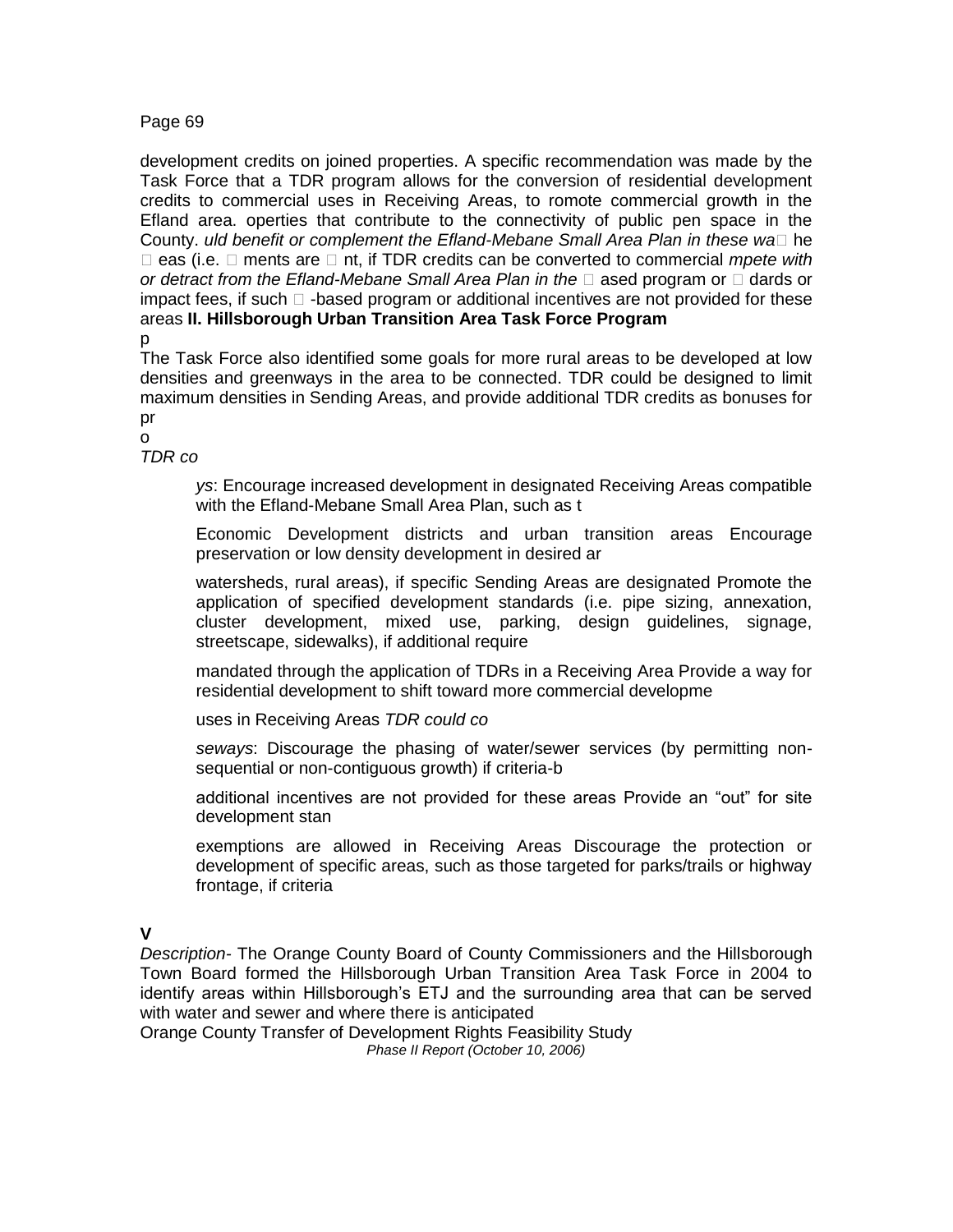development credits on joined properties. A specific recommendation was made by the Task Force that a TDR program allows for the conversion of residential development credits to commercial uses in Receiving Areas, to romote commercial growth in the Efland area. operties that contribute to the connectivity of public pen space in the County. *uld benefit or complement the Efland-Mebane Small Area Plan in these wa* he eas (i.e. ments are nt, if TDR credits can be converted to commercial *mpete with or detract from the Efland-Mebane Small Area Plan in the* ased program or dards or impact fees, if such -based program or additional incentives are not provided for these areas **II. Hillsborough Urban Transition Area Task Force Program**

p

The Task Force also identified some goals for more rural areas to be developed at low densities and greenways in the area to be connected. TDR could be designed to limit maximum densities in Sending Areas, and provide additional TDR credits as bonuses for pr

o

*TDR co*

> *ys*: Encourage increased development in designated Receiving Areas compatible with the Efland-Mebane Small Area Plan, such as t
>
> Economic Development districts and urban transition areas Encourage preservation or low density development in desired ar
>
> watersheds, rural areas), if specific Sending Areas are designated Promote the application of specified development standards (i.e. pipe sizing, annexation, cluster development, mixed use, parking, design guidelines, signage, streetscape, sidewalks), if additional require
>
> mandated through the application of TDRs in a Receiving Area Provide a way for residential development to shift toward more commercial developme
>
> uses in Receiving Areas *TDR could co*
>
> *seways*: Discourage the phasing of water/sewer services (by permitting non-sequential or non-contiguous growth) if criteria-b
>
> additional incentives are not provided for these areas Provide an "out" for site development stan
>
> exemptions are allowed in Receiving Areas Discourage the protection or development of specific areas, such as those targeted for parks/trails or highway frontage, if criteria

**V**

*Description*- The Orange County Board of County Commissioners and the Hillsborough Town Board formed the Hillsborough Urban Transition Area Task Force in 2004 to identify areas within Hillsborough's ETJ and the surrounding area that can be served with water and sewer and where there is anticipated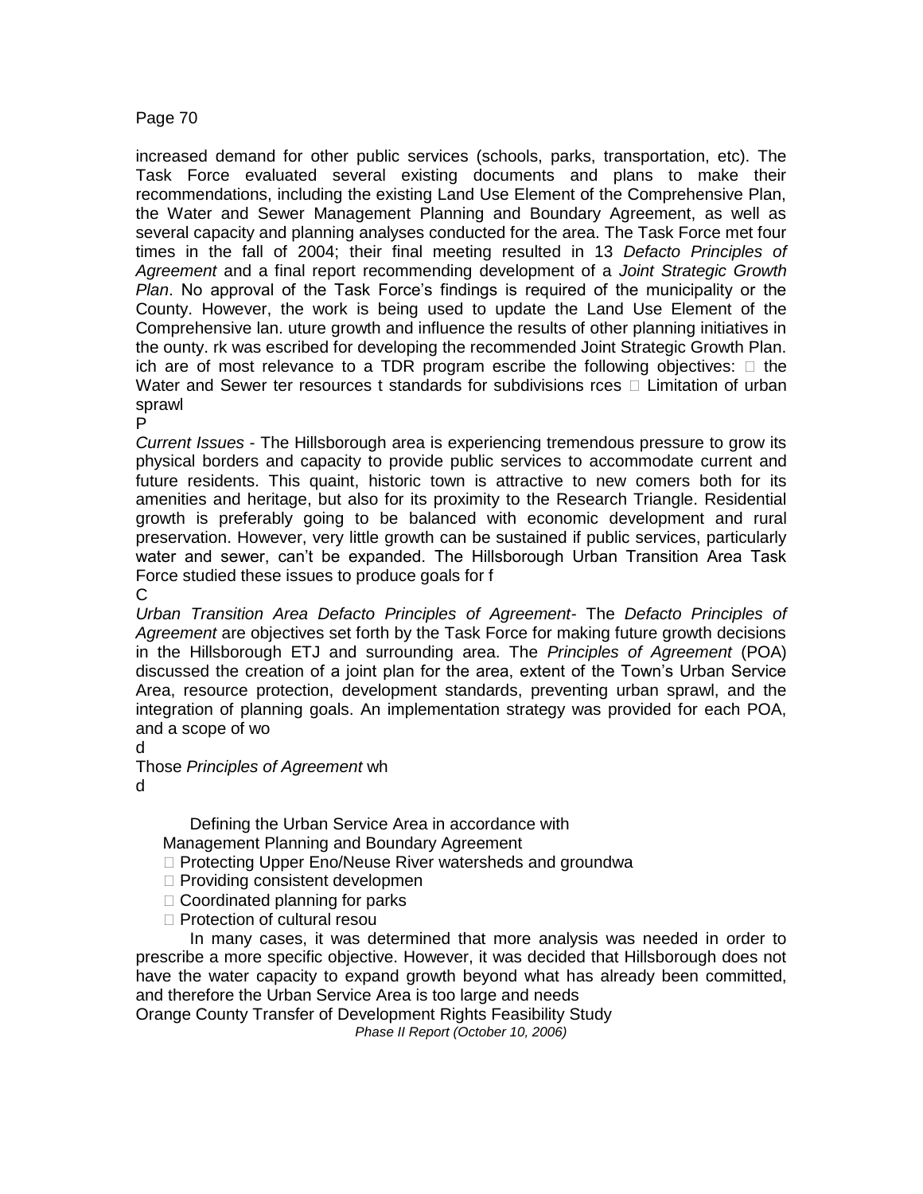increased demand for other public services (schools, parks, transportation, etc). The Task Force evaluated several existing documents and plans to make their recommendations, including the existing Land Use Element of the Comprehensive Plan, the Water and Sewer Management Planning and Boundary Agreement, as well as several capacity and planning analyses conducted for the area. The Task Force met four times in the fall of 2004; their final meeting resulted in 13 *Defacto Principles of Agreement* and a final report recommending development of a *Joint Strategic Growth Plan*. No approval of the Task Force's findings is required of the municipality or the County. However, the work is being used to update the Land Use Element of the Comprehensive lan. uture growth and influence the results of other planning initiatives in the ounty. rk was escribed for developing the recommended Joint Strategic Growth Plan. ich are of most relevance to a TDR program escribe the following objectives:  the Water and Sewer ter resources t standards for subdivisions rces  Limitation of urban sprawl

P

*Current Issues* - The Hillsborough area is experiencing tremendous pressure to grow its physical borders and capacity to provide public services to accommodate current and future residents. This quaint, historic town is attractive to new comers both for its amenities and heritage, but also for its proximity to the Research Triangle. Residential growth is preferably going to be balanced with economic development and rural preservation. However, very little growth can be sustained if public services, particularly water and sewer, can't be expanded. The Hillsborough Urban Transition Area Task Force studied these issues to produce goals for f

C

*Urban Transition Area Defacto Principles of Agreement*- The *Defacto Principles of Agreement* are objectives set forth by the Task Force for making future growth decisions in the Hillsborough ETJ and surrounding area. The *Principles of Agreement* (POA) discussed the creation of a joint plan for the area, extent of the Town's Urban Service Area, resource protection, development standards, preventing urban sprawl, and the integration of planning goals. An implementation strategy was provided for each POA, and a scope of wo

d

Those *Principles of Agreement* wh

d

Defining the Urban Service Area in accordance with
Management Planning and Boundary Agreement
- Protecting Upper Eno/Neuse River watersheds and groundwa
- Providing consistent developmen
- Coordinated planning for parks
- Protection of cultural resou

In many cases, it was determined that more analysis was needed in order to prescribe a more specific objective. However, it was decided that Hillsborough does not have the water capacity to expand growth beyond what has already been committed, and therefore the Urban Service Area is too large and needs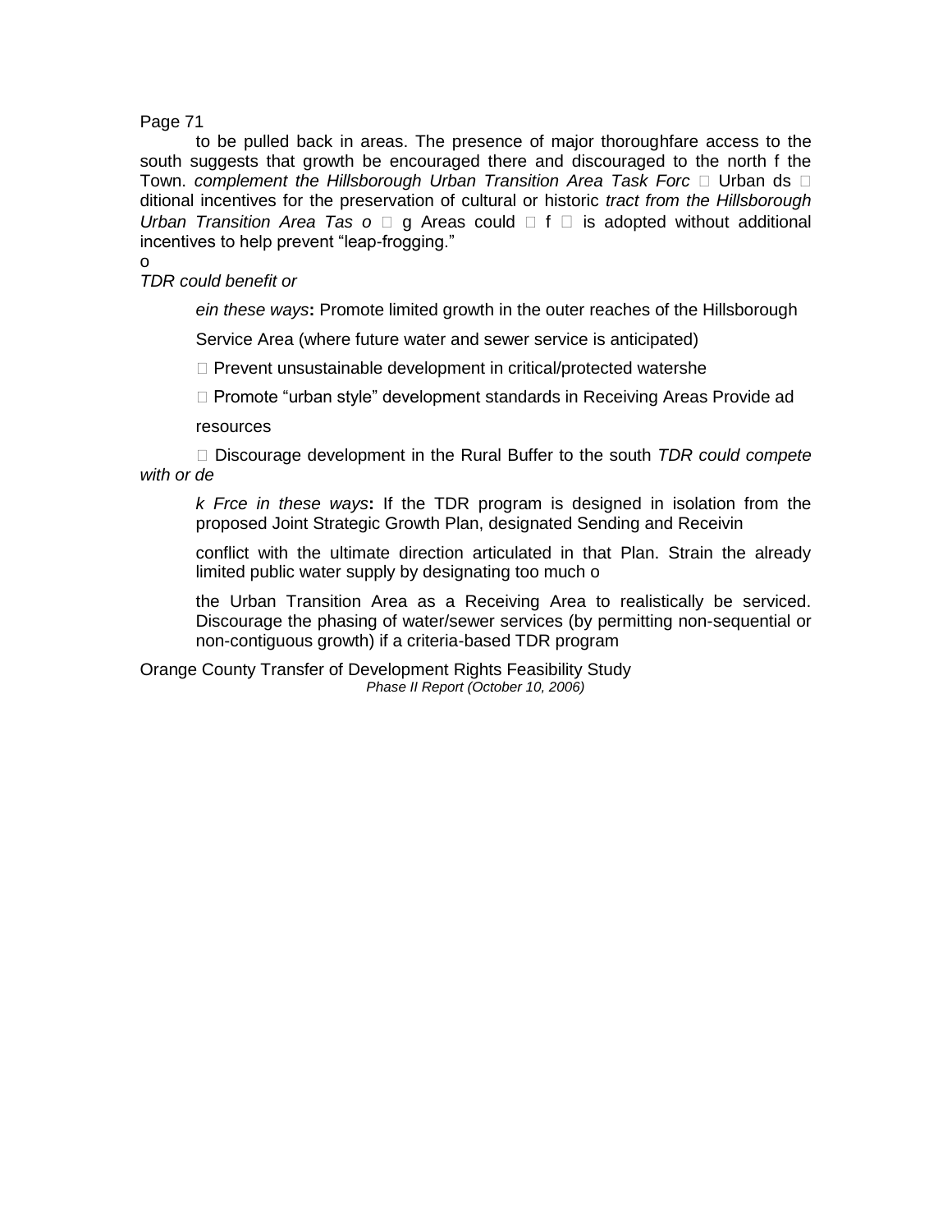to be pulled back in areas. The presence of major thoroughfare access to the south suggests that growth be encouraged there and discouraged to the north f the Town. *complement the Hillsborough Urban Transition Area Task Forc*  Urban ds  ditional incentives for the preservation of cultural or historic *tract from the Hillsborough Urban Transition Area Tas o*  g Areas could  f  is adopted without additional incentives to help prevent "leap-frogging."

o

*TDR could benefit or*

*ein these ways***:** Promote limited growth in the outer reaches of the Hillsborough

Service Area (where future water and sewer service is anticipated)

 Prevent unsustainable development in critical/protected watershe

 Promote "urban style" development standards in Receiving Areas Provide ad

resources

 Discourage development in the Rural Buffer to the south *TDR could compete with or de*

*k Frce in these ways***:** If the TDR program is designed in isolation from the proposed Joint Strategic Growth Plan, designated Sending and Receivin

conflict with the ultimate direction articulated in that Plan. Strain the already limited public water supply by designating too much o

the Urban Transition Area as a Receiving Area to realistically be serviced. Discourage the phasing of water/sewer services (by permitting non-sequential or non-contiguous growth) if a criteria-based TDR program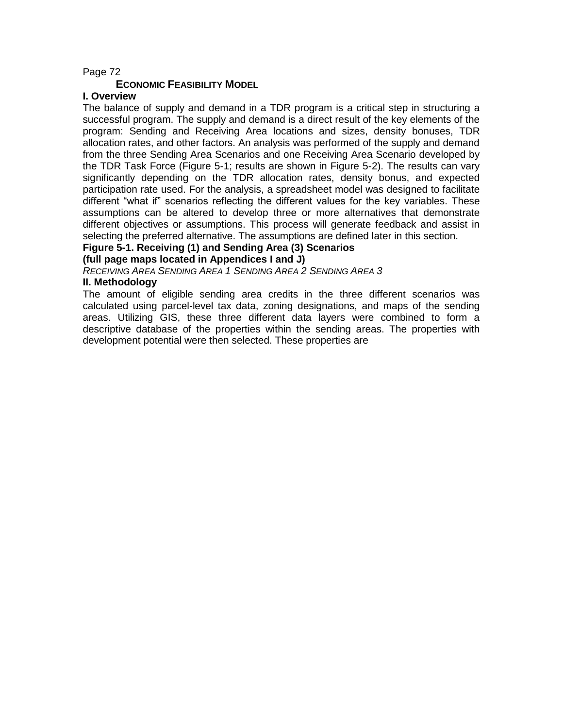## Economic Feasibility Model

### I. Overview

The balance of supply and demand in a TDR program is a critical step in structuring a successful program. The supply and demand is a direct result of the key elements of the program: Sending and Receiving Area locations and sizes, density bonuses, TDR allocation rates, and other factors. An analysis was performed of the supply and demand from the three Sending Area Scenarios and one Receiving Area Scenario developed by the TDR Task Force (Figure 5-1; results are shown in Figure 5-2). The results can vary significantly depending on the TDR allocation rates, density bonus, and expected participation rate used. For the analysis, a spreadsheet model was designed to facilitate different "what if" scenarios reflecting the different values for the key variables. These assumptions can be altered to develop three or more alternatives that demonstrate different objectives or assumptions. This process will generate feedback and assist in selecting the preferred alternative. The assumptions are defined later in this section.

**Figure 5-1. Receiving (1) and Sending Area (3) Scenarios**
**(full page maps located in Appendices I and J)**

*Receiving Area Sending Area 1 Sending Area 2 Sending Area 3*

### II. Methodology

The amount of eligible sending area credits in the three different scenarios was calculated using parcel-level tax data, zoning designations, and maps of the sending areas. Utilizing GIS, these three different data layers were combined to form a descriptive database of the properties within the sending areas. The properties with development potential were then selected. These properties are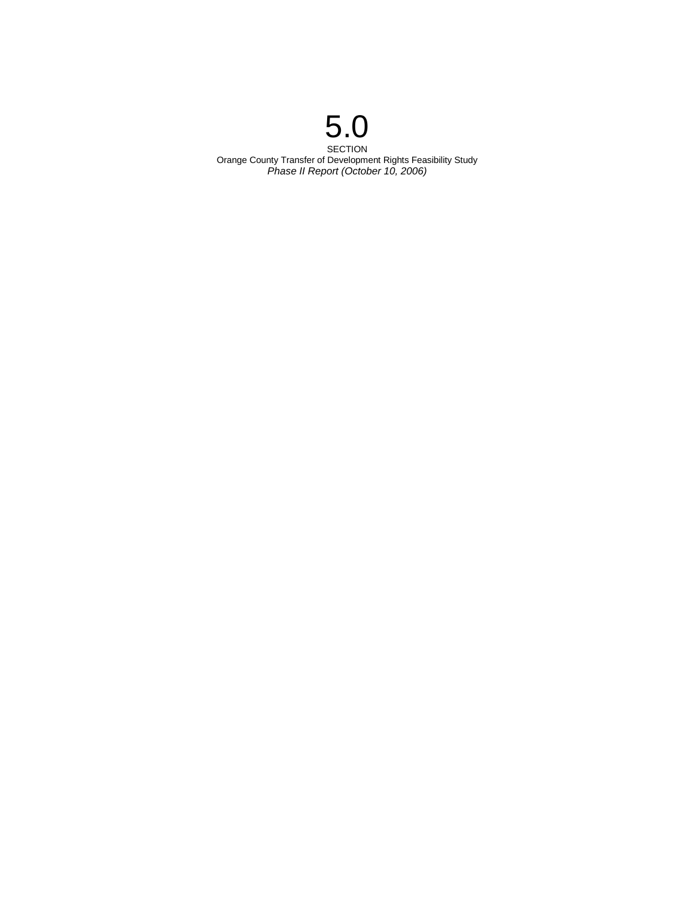# 5.0

SECTION

Orange County Transfer of Development Rights Feasibility Study

*Phase II Report (October 10, 2006)*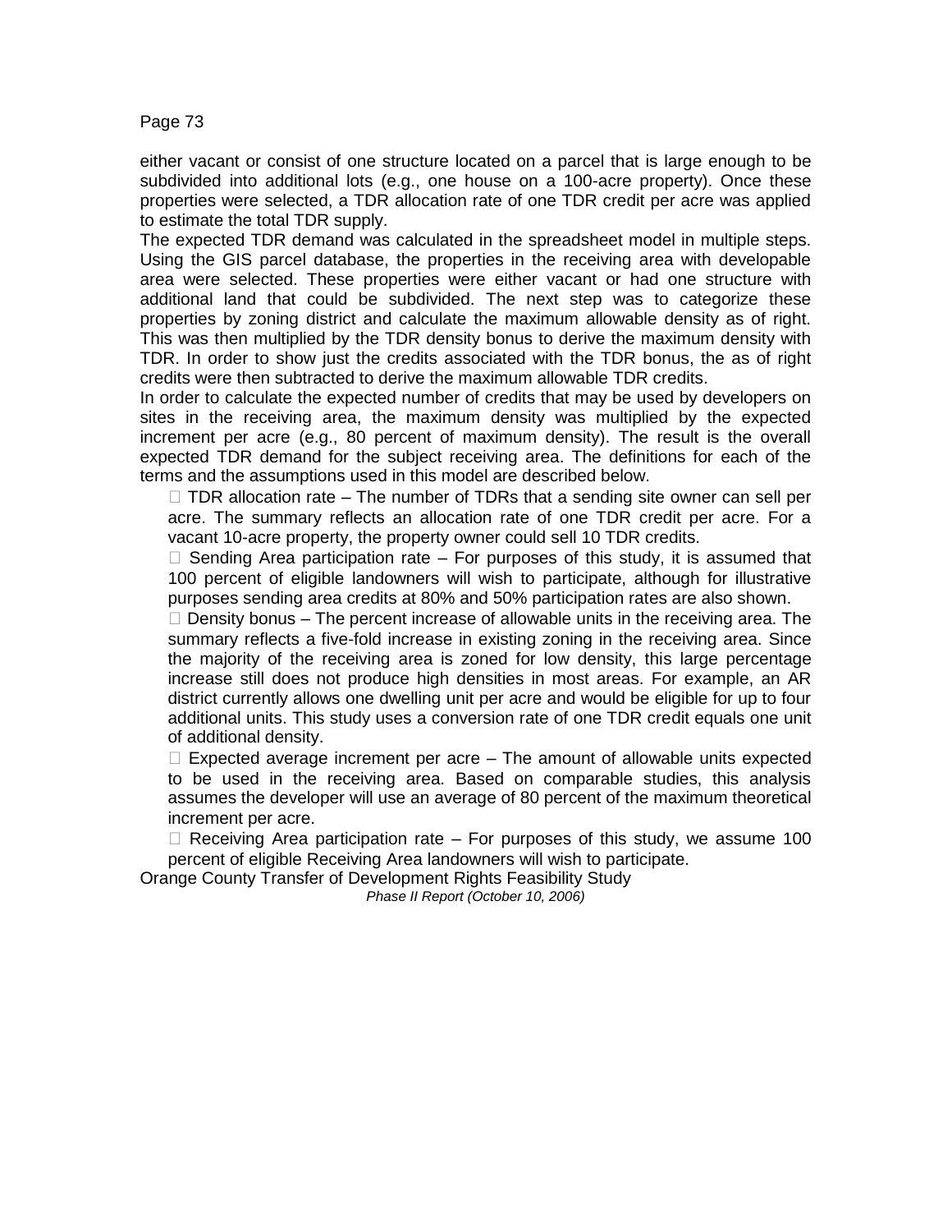either vacant or consist of one structure located on a parcel that is large enough to be subdivided into additional lots (e.g., one house on a 100-acre property). Once these properties were selected, a TDR allocation rate of one TDR credit per acre was applied to estimate the total TDR supply.

The expected TDR demand was calculated in the spreadsheet model in multiple steps. Using the GIS parcel database, the properties in the receiving area with developable area were selected. These properties were either vacant or had one structure with additional land that could be subdivided. The next step was to categorize these properties by zoning district and calculate the maximum allowable density as of right. This was then multiplied by the TDR density bonus to derive the maximum density with TDR. In order to show just the credits associated with the TDR bonus, the as of right credits were then subtracted to derive the maximum allowable TDR credits.

In order to calculate the expected number of credits that may be used by developers on sites in the receiving area, the maximum density was multiplied by the expected increment per acre (e.g., 80 percent of maximum density). The result is the overall expected TDR demand for the subject receiving area. The definitions for each of the terms and the assumptions used in this model are described below.

- TDR allocation rate – The number of TDRs that a sending site owner can sell per acre. The summary reflects an allocation rate of one TDR credit per acre. For a vacant 10-acre property, the property owner could sell 10 TDR credits.
- Sending Area participation rate – For purposes of this study, it is assumed that 100 percent of eligible landowners will wish to participate, although for illustrative purposes sending area credits at 80% and 50% participation rates are also shown.
- Density bonus – The percent increase of allowable units in the receiving area. The summary reflects a five-fold increase in existing zoning in the receiving area. Since the majority of the receiving area is zoned for low density, this large percentage increase still does not produce high densities in most areas. For example, an AR district currently allows one dwelling unit per acre and would be eligible for up to four additional units. This study uses a conversion rate of one TDR credit equals one unit of additional density.
- Expected average increment per acre – The amount of allowable units expected to be used in the receiving area. Based on comparable studies, this analysis assumes the developer will use an average of 80 percent of the maximum theoretical increment per acre.
- Receiving Area participation rate – For purposes of this study, we assume 100 percent of eligible Receiving Area landowners will wish to participate.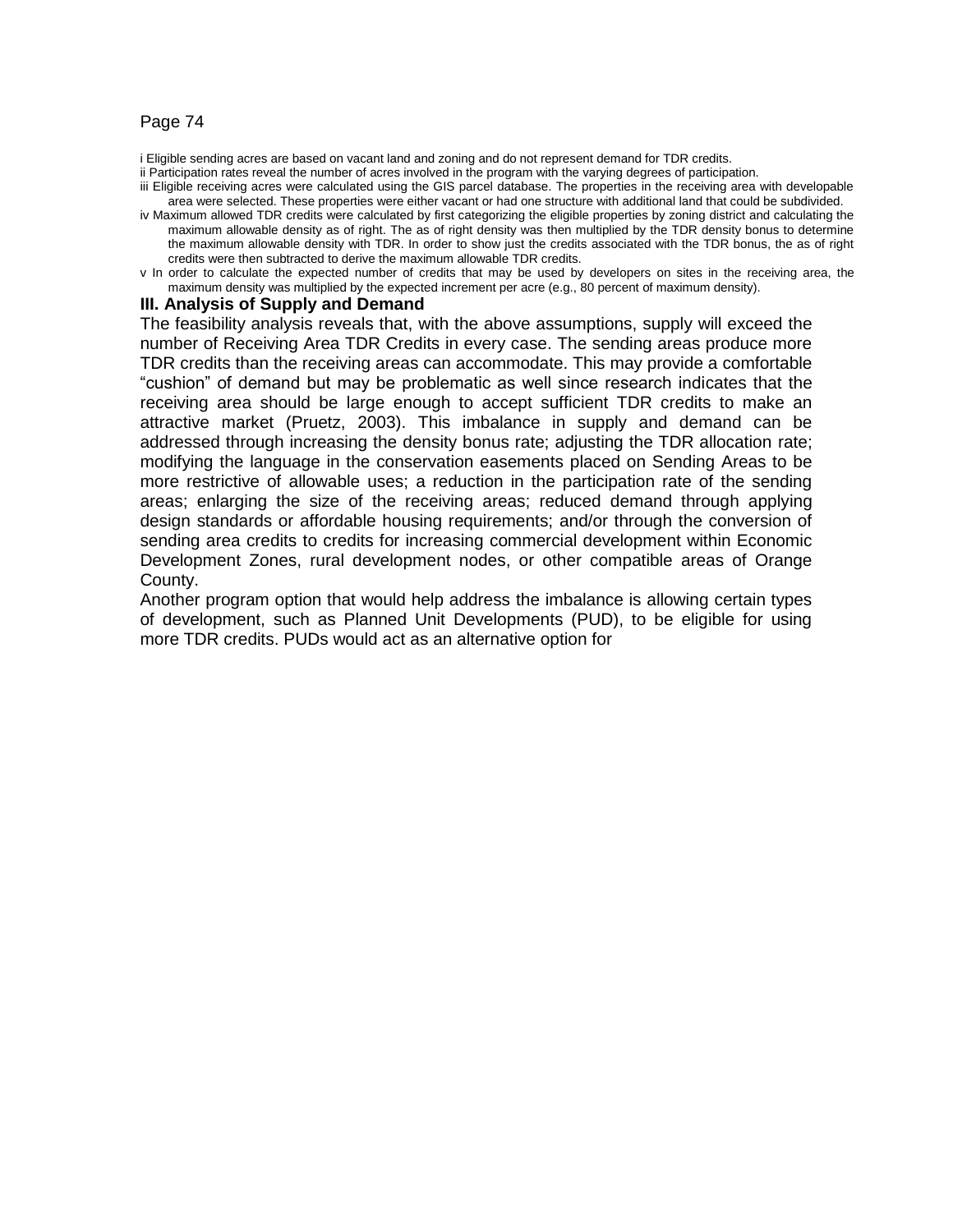i Eligible sending acres are based on vacant land and zoning and do not represent demand for TDR credits.

ii Participation rates reveal the number of acres involved in the program with the varying degrees of participation.

iii Eligible receiving acres were calculated using the GIS parcel database. The properties in the receiving area with developable area were selected. These properties were either vacant or had one structure with additional land that could be subdivided.

iv Maximum allowed TDR credits were calculated by first categorizing the eligible properties by zoning district and calculating the maximum allowable density as of right. The as of right density was then multiplied by the TDR density bonus to determine the maximum allowable density with TDR. In order to show just the credits associated with the TDR bonus, the as of right credits were then subtracted to derive the maximum allowable TDR credits.

v In order to calculate the expected number of credits that may be used by developers on sites in the receiving area, the maximum density was multiplied by the expected increment per acre (e.g., 80 percent of maximum density).

### III. Analysis of Supply and Demand

The feasibility analysis reveals that, with the above assumptions, supply will exceed the number of Receiving Area TDR Credits in every case. The sending areas produce more TDR credits than the receiving areas can accommodate. This may provide a comfortable "cushion" of demand but may be problematic as well since research indicates that the receiving area should be large enough to accept sufficient TDR credits to make an attractive market (Pruetz, 2003). This imbalance in supply and demand can be addressed through increasing the density bonus rate; adjusting the TDR allocation rate; modifying the language in the conservation easements placed on Sending Areas to be more restrictive of allowable uses; a reduction in the participation rate of the sending areas; enlarging the size of the receiving areas; reduced demand through applying design standards or affordable housing requirements; and/or through the conversion of sending area credits to credits for increasing commercial development within Economic Development Zones, rural development nodes, or other compatible areas of Orange County.

Another program option that would help address the imbalance is allowing certain types of development, such as Planned Unit Developments (PUD), to be eligible for using more TDR credits. PUDs would act as an alternative option for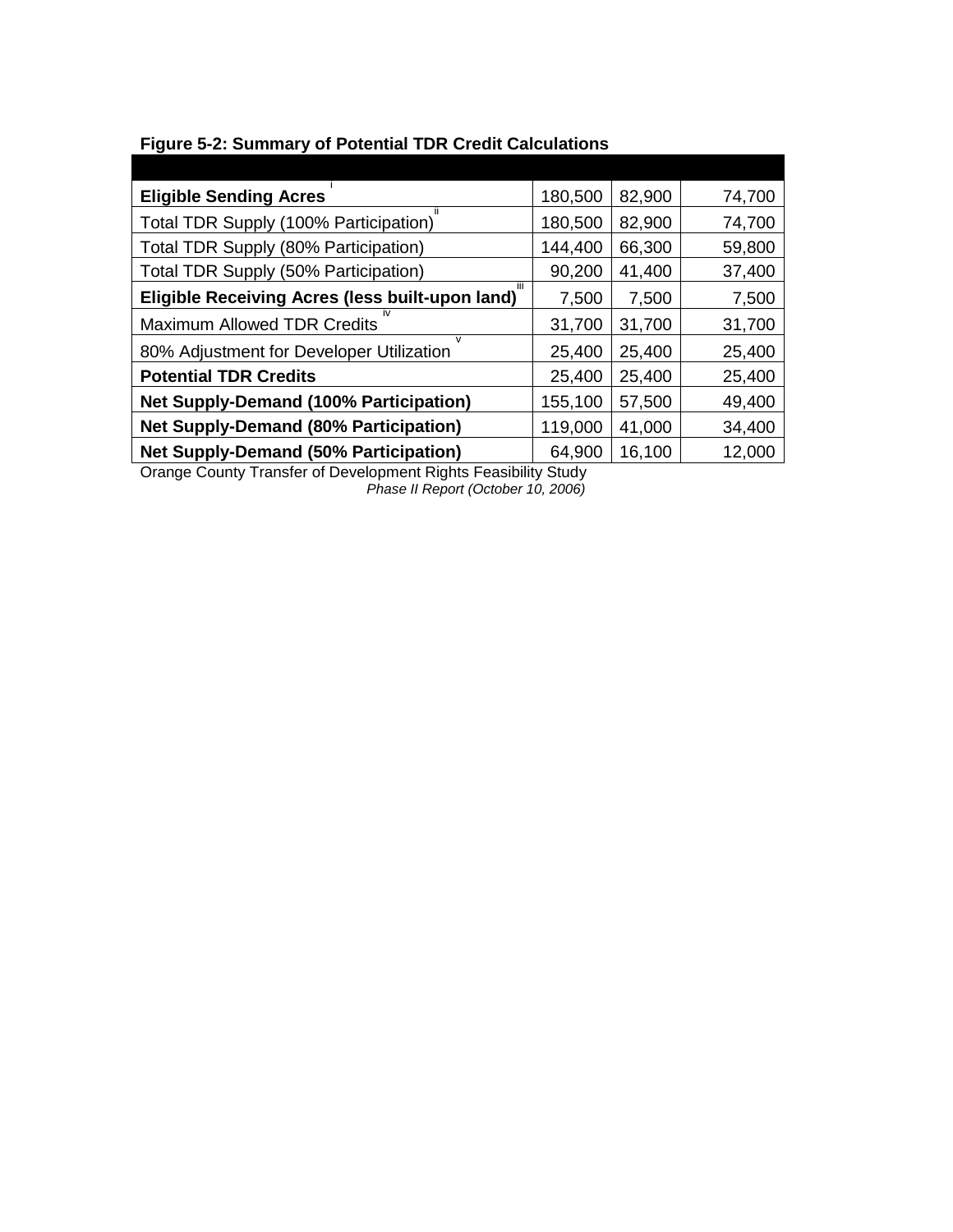**Figure 5-2: Summary of Potential TDR Credit Calculations**

| | | | |
|---|---|---|---|
| **Eligible Sending Acres** [i] | 180,500 | 82,900 | 74,700 |
| Total TDR Supply (100% Participation) [ii] | 180,500 | 82,900 | 74,700 |
| Total TDR Supply (80% Participation) | 144,400 | 66,300 | 59,800 |
| Total TDR Supply (50% Participation) | 90,200 | 41,400 | 37,400 |
| **Eligible Receiving Acres (less built-upon land)** [iii] | 7,500 | 7,500 | 7,500 |
| Maximum Allowed TDR Credits [iv] | 31,700 | 31,700 | 31,700 |
| 80% Adjustment for Developer Utilization [v] | 25,400 | 25,400 | 25,400 |
| **Potential TDR Credits** | 25,400 | 25,400 | 25,400 |
| **Net Supply-Demand (100% Participation)** | 155,100 | 57,500 | 49,400 |
| **Net Supply-Demand (80% Participation)** | 119,000 | 41,000 | 34,400 |
| **Net Supply-Demand (50% Participation)** | 64,900 | 16,100 | 12,000 |

Orange County Transfer of Development Rights Feasibility Study
*Phase II Report (October 10, 2006)*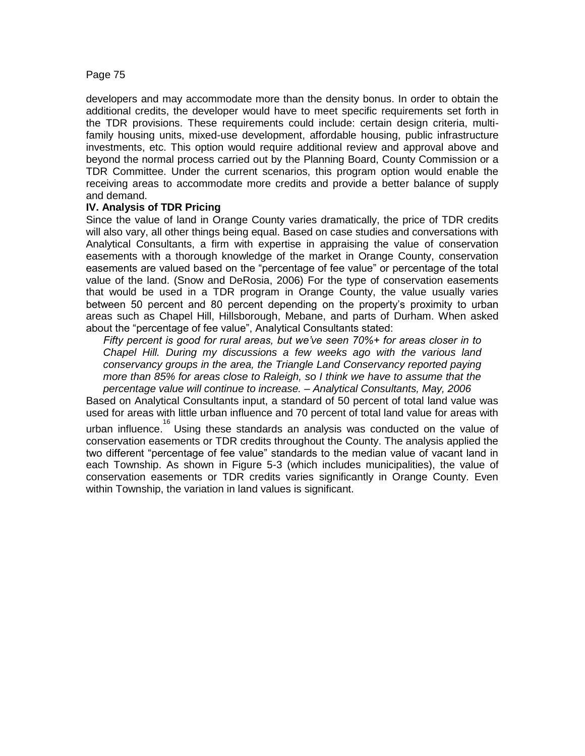developers and may accommodate more than the density bonus. In order to obtain the additional credits, the developer would have to meet specific requirements set forth in the TDR provisions. These requirements could include: certain design criteria, multi-family housing units, mixed-use development, affordable housing, public infrastructure investments, etc. This option would require additional review and approval above and beyond the normal process carried out by the Planning Board, County Commission or a TDR Committee. Under the current scenarios, this program option would enable the receiving areas to accommodate more credits and provide a better balance of supply and demand.

**IV. Analysis of TDR Pricing**

Since the value of land in Orange County varies dramatically, the price of TDR credits will also vary, all other things being equal. Based on case studies and conversations with Analytical Consultants, a firm with expertise in appraising the value of conservation easements with a thorough knowledge of the market in Orange County, conservation easements are valued based on the "percentage of fee value" or percentage of the total value of the land. (Snow and DeRosia, 2006) For the type of conservation easements that would be used in a TDR program in Orange County, the value usually varies between 50 percent and 80 percent depending on the property's proximity to urban areas such as Chapel Hill, Hillsborough, Mebane, and parts of Durham. When asked about the "percentage of fee value", Analytical Consultants stated:

> *Fifty percent is good for rural areas, but we've seen 70%+ for areas closer in to Chapel Hill. During my discussions a few weeks ago with the various land conservancy groups in the area, the Triangle Land Conservancy reported paying more than 85% for areas close to Raleigh, so I think we have to assume that the percentage value will continue to increase. – Analytical Consultants, May, 2006*

Based on Analytical Consultants input, a standard of 50 percent of total land value was used for areas with little urban influence and 70 percent of total land value for areas with urban influence.[16] Using these standards an analysis was conducted on the value of conservation easements or TDR credits throughout the County. The analysis applied the two different "percentage of fee value" standards to the median value of vacant land in each Township. As shown in Figure 5-3 (which includes municipalities), the value of conservation easements or TDR credits varies significantly in Orange County. Even within Township, the variation in land values is significant.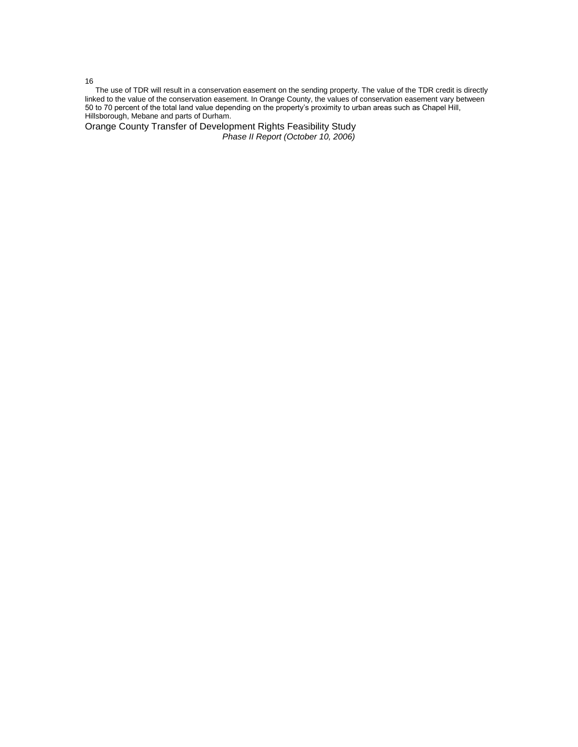[16] The use of TDR will result in a conservation easement on the sending property. The value of the TDR credit is directly linked to the value of the conservation easement. In Orange County, the values of conservation easement vary between 50 to 70 percent of the total land value depending on the property's proximity to urban areas such as Chapel Hill, Hillsborough, Mebane and parts of Durham.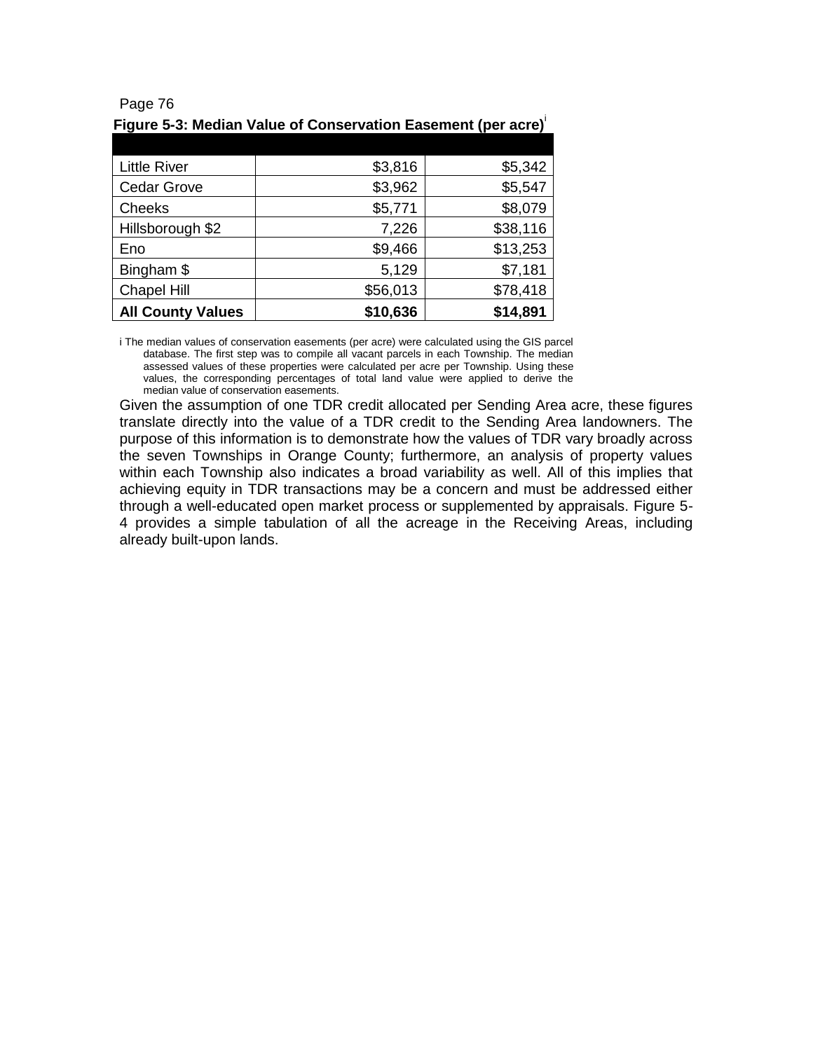Page 76

**Figure 5-3: Median Value of Conservation Easement (per acre)**[i]

| | | |
|---|---:|---:|
| Little River | $3,816 | $5,342 |
| Cedar Grove | $3,962 | $5,547 |
| Cheeks | $5,771 | $8,079 |
| Hillsborough $2 | 7,226 | $38,116 |
| Eno | $9,466 | $13,253 |
| Bingham $ | 5,129 | $7,181 |
| Chapel Hill | $56,013 | $78,418 |
| **All County Values** | **$10,636** | **$14,891** |

i The median values of conservation easements (per acre) were calculated using the GIS parcel database. The first step was to compile all vacant parcels in each Township. The median assessed values of these properties were calculated per acre per Township. Using these values, the corresponding percentages of total land value were applied to derive the median value of conservation easements.

Given the assumption of one TDR credit allocated per Sending Area acre, these figures translate directly into the value of a TDR credit to the Sending Area landowners. The purpose of this information is to demonstrate how the values of TDR vary broadly across the seven Townships in Orange County; furthermore, an analysis of property values within each Township also indicates a broad variability as well. All of this implies that achieving equity in TDR transactions may be a concern and must be addressed either through a well-educated open market process or supplemented by appraisals. Figure 5-4 provides a simple tabulation of all the acreage in the Receiving Areas, including already built-upon lands.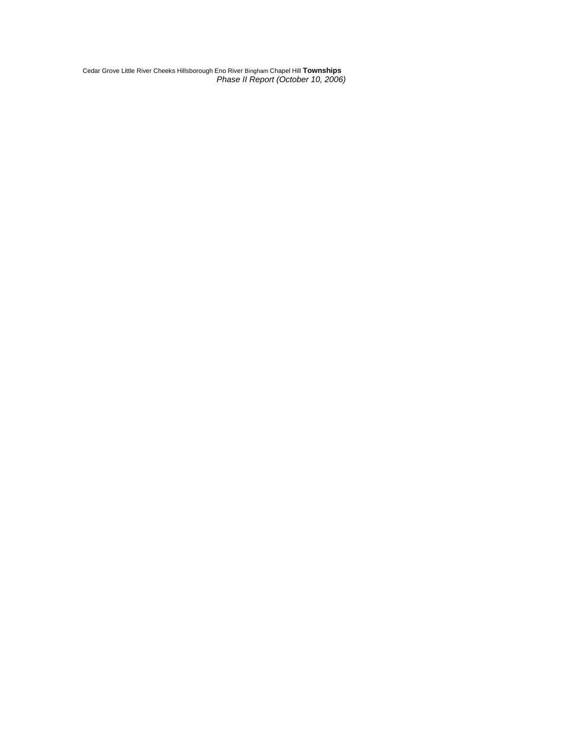Cedar Grove Little River Cheeks Hillsborough Eno River Bingham Chapel Hill **Townships**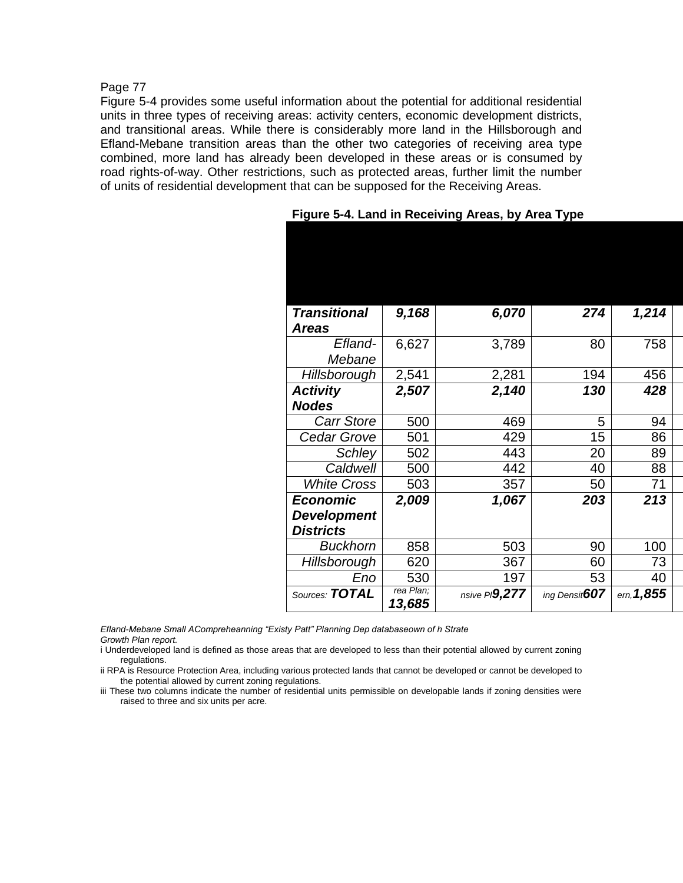Page 77

Figure 5-4 provides some useful information about the potential for additional residential units in three types of receiving areas: activity centers, economic development districts, and transitional areas. While there is considerably more land in the Hillsborough and Efland-Mebane transition areas than the other two categories of receiving area type combined, more land has already been developed in these areas or is consumed by road rights-of-way. Other restrictions, such as protected areas, further limit the number of units of residential development that can be supposed for the Receiving Areas.

**Figure 5-4. Land in Receiving Areas, by Area Type**

| | | | | | |
|---|---|---|---|---|---|
| ***Transitional Areas*** | ***9,168*** | ***6,070*** | ***274*** | ***1,214*** | |
| *Efland-Mebane* | 6,627 | 3,789 | 80 | 758 | |
| *Hillsborough* | 2,541 | 2,281 | 194 | 456 | |
| ***Activity Nodes*** | ***2,507*** | ***2,140*** | ***130*** | ***428*** | |
| *Carr Store* | 500 | 469 | 5 | 94 | |
| *Cedar Grove* | 501 | 429 | 15 | 86 | |
| *Schley* | 502 | 443 | 20 | 89 | |
| *Caldwell* | 500 | 442 | 40 | 88 | |
| *White Cross* | 503 | 357 | 50 | 71 | |
| ***Economic Development Districts*** | ***2,009*** | ***1,067*** | ***203*** | ***213*** | |
| *Buckhorn* | 858 | 503 | 90 | 100 | |
| *Hillsborough* | 620 | 367 | 60 | 73 | |
| *Eno* | 530 | 197 | 53 | 40 | |
| *Sources:* ***TOTAL*** | *rea Plan;* ***13,685*** | *nsive Pl* ***9,277*** | *ing Densit* ***607*** | *ern,* ***1,855*** | |

*Efland-Mebane Small AComprehe anning "Existy Patt" Planning Dep databaseown of h Strate Growth Plan report.*

i Underdeveloped land is defined as those areas that are developed to less than their potential allowed by current zoning regulations.

ii RPA is Resource Protection Area, including various protected lands that cannot be developed or cannot be developed to the potential allowed by current zoning regulations.

iii These two columns indicate the number of residential units permissible on developable lands if zoning densities were raised to three and six units per acre.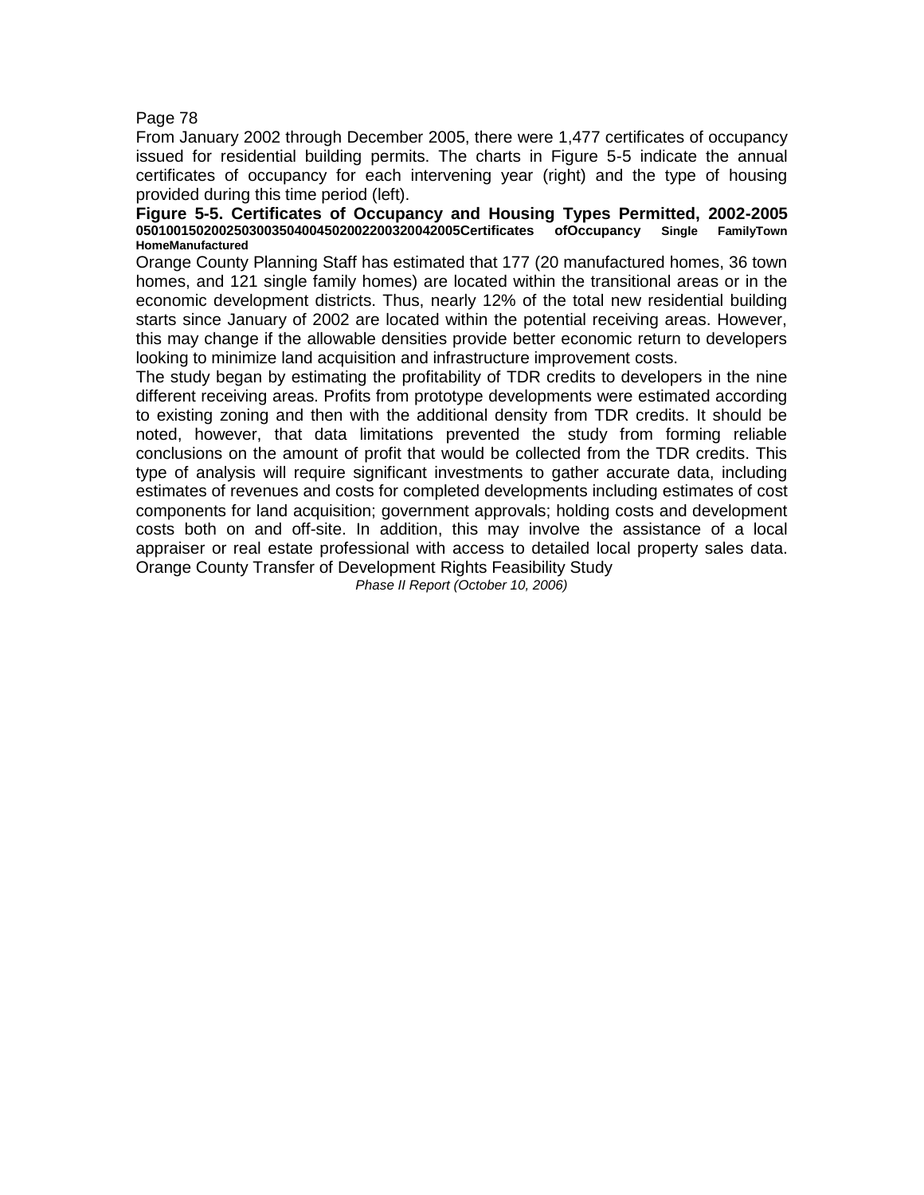From January 2002 through December 2005, there were 1,477 certificates of occupancy issued for residential building permits. The charts in Figure 5-5 indicate the annual certificates of occupancy for each intervening year (right) and the type of housing provided during this time period (left).

**Figure 5-5. Certificates of Occupancy and Housing Types Permitted, 2002-2005**
**050100150200250300350400450200220032004 2005Certificates ofOccupancy Single FamilyTown HomeManufactured**

Orange County Planning Staff has estimated that 177 (20 manufactured homes, 36 town homes, and 121 single family homes) are located within the transitional areas or in the economic development districts. Thus, nearly 12% of the total new residential building starts since January of 2002 are located within the potential receiving areas. However, this may change if the allowable densities provide better economic return to developers looking to minimize land acquisition and infrastructure improvement costs.

The study began by estimating the profitability of TDR credits to developers in the nine different receiving areas. Profits from prototype developments were estimated according to existing zoning and then with the additional density from TDR credits. It should be noted, however, that data limitations prevented the study from forming reliable conclusions on the amount of profit that would be collected from the TDR credits. This type of analysis will require significant investments to gather accurate data, including estimates of revenues and costs for completed developments including estimates of cost components for land acquisition; government approvals; holding costs and development costs both on and off-site. In addition, this may involve the assistance of a local appraiser or real estate professional with access to detailed local property sales data.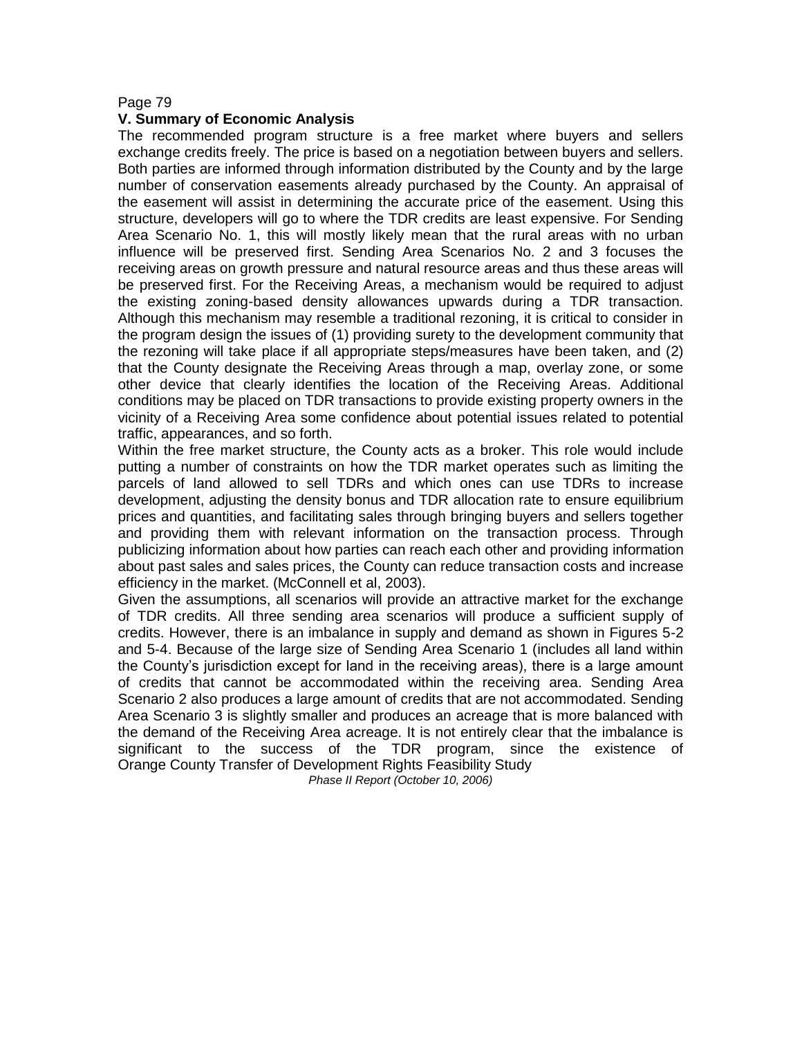## V. Summary of Economic Analysis

The recommended program structure is a free market where buyers and sellers exchange credits freely. The price is based on a negotiation between buyers and sellers. Both parties are informed through information distributed by the County and by the large number of conservation easements already purchased by the County. An appraisal of the easement will assist in determining the accurate price of the easement. Using this structure, developers will go to where the TDR credits are least expensive. For Sending Area Scenario No. 1, this will mostly likely mean that the rural areas with no urban influence will be preserved first. Sending Area Scenarios No. 2 and 3 focuses the receiving areas on growth pressure and natural resource areas and thus these areas will be preserved first. For the Receiving Areas, a mechanism would be required to adjust the existing zoning-based density allowances upwards during a TDR transaction. Although this mechanism may resemble a traditional rezoning, it is critical to consider in the program design the issues of (1) providing surety to the development community that the rezoning will take place if all appropriate steps/measures have been taken, and (2) that the County designate the Receiving Areas through a map, overlay zone, or some other device that clearly identifies the location of the Receiving Areas. Additional conditions may be placed on TDR transactions to provide existing property owners in the vicinity of a Receiving Area some confidence about potential issues related to potential traffic, appearances, and so forth.

Within the free market structure, the County acts as a broker. This role would include putting a number of constraints on how the TDR market operates such as limiting the parcels of land allowed to sell TDRs and which ones can use TDRs to increase development, adjusting the density bonus and TDR allocation rate to ensure equilibrium prices and quantities, and facilitating sales through bringing buyers and sellers together and providing them with relevant information on the transaction process. Through publicizing information about how parties can reach each other and providing information about past sales and sales prices, the County can reduce transaction costs and increase efficiency in the market. (McConnell et al, 2003).

Given the assumptions, all scenarios will provide an attractive market for the exchange of TDR credits. All three sending area scenarios will produce a sufficient supply of credits. However, there is an imbalance in supply and demand as shown in Figures 5-2 and 5-4. Because of the large size of Sending Area Scenario 1 (includes all land within the County's jurisdiction except for land in the receiving areas), there is a large amount of credits that cannot be accommodated within the receiving area. Sending Area Scenario 2 also produces a large amount of credits that are not accommodated. Sending Area Scenario 3 is slightly smaller and produces an acreage that is more balanced with the demand of the Receiving Area acreage. It is not entirely clear that the imbalance is significant to the success of the TDR program, since the existence of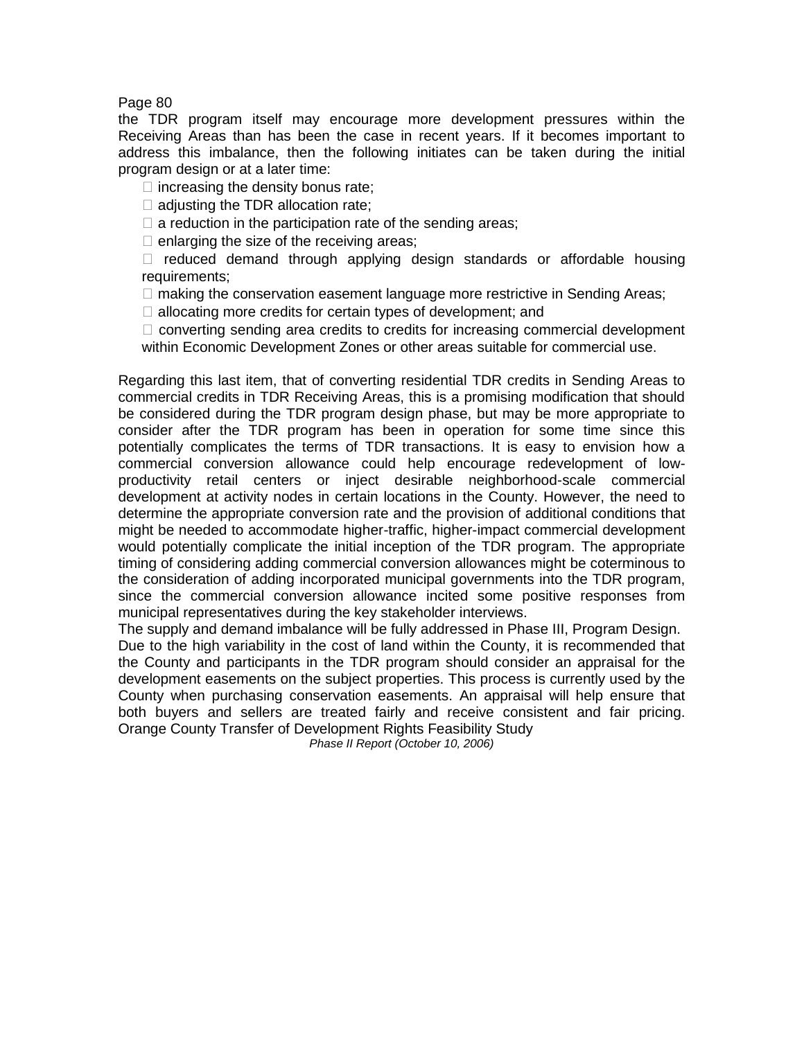the TDR program itself may encourage more development pressures within the Receiving Areas than has been the case in recent years. If it becomes important to address this imbalance, then the following initiates can be taken during the initial program design or at a later time:

- increasing the density bonus rate;
- adjusting the TDR allocation rate;
- a reduction in the participation rate of the sending areas;
- enlarging the size of the receiving areas;
- reduced demand through applying design standards or affordable housing requirements;
- making the conservation easement language more restrictive in Sending Areas;
- allocating more credits for certain types of development; and
- converting sending area credits to credits for increasing commercial development within Economic Development Zones or other areas suitable for commercial use.

Regarding this last item, that of converting residential TDR credits in Sending Areas to commercial credits in TDR Receiving Areas, this is a promising modification that should be considered during the TDR program design phase, but may be more appropriate to consider after the TDR program has been in operation for some time since this potentially complicates the terms of TDR transactions. It is easy to envision how a commercial conversion allowance could help encourage redevelopment of low-productivity retail centers or inject desirable neighborhood-scale commercial development at activity nodes in certain locations in the County. However, the need to determine the appropriate conversion rate and the provision of additional conditions that might be needed to accommodate higher-traffic, higher-impact commercial development would potentially complicate the initial inception of the TDR program. The appropriate timing of considering adding commercial conversion allowances might be coterminous to the consideration of adding incorporated municipal governments into the TDR program, since the commercial conversion allowance incited some positive responses from municipal representatives during the key stakeholder interviews.

The supply and demand imbalance will be fully addressed in Phase III, Program Design.

Due to the high variability in the cost of land within the County, it is recommended that the County and participants in the TDR program should consider an appraisal for the development easements on the subject properties. This process is currently used by the County when purchasing conservation easements. An appraisal will help ensure that both buyers and sellers are treated fairly and receive consistent and fair pricing.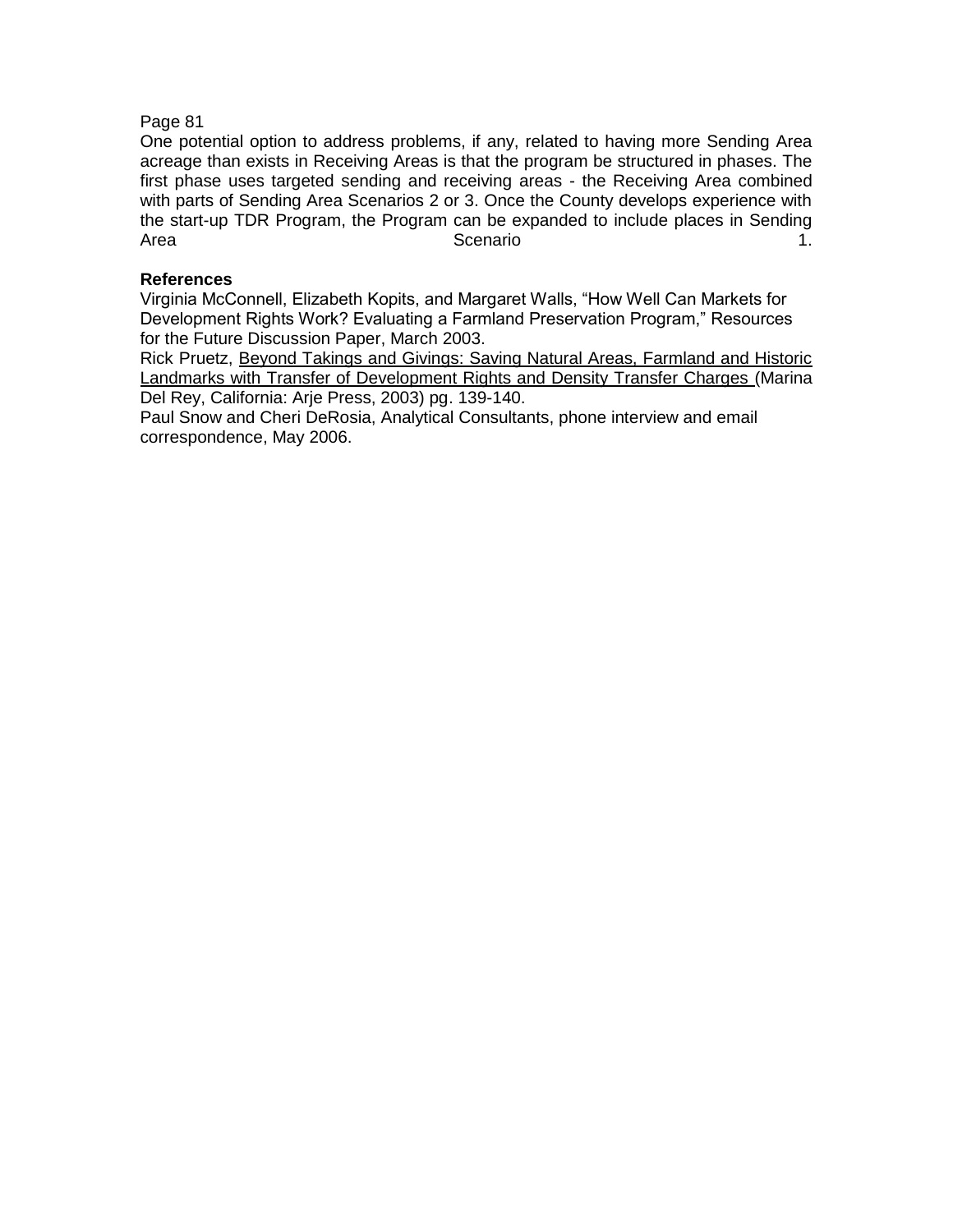Page 81

One potential option to address problems, if any, related to having more Sending Area acreage than exists in Receiving Areas is that the program be structured in phases. The first phase uses targeted sending and receiving areas - the Receiving Area combined with parts of Sending Area Scenarios 2 or 3. Once the County develops experience with the start-up TDR Program, the Program can be expanded to include places in Sending Area Scenario 1.

**References**

Virginia McConnell, Elizabeth Kopits, and Margaret Walls, "How Well Can Markets for Development Rights Work? Evaluating a Farmland Preservation Program," Resources for the Future Discussion Paper, March 2003.

Rick Pruetz, Beyond Takings and Givings: Saving Natural Areas, Farmland and Historic Landmarks with Transfer of Development Rights and Density Transfer Charges (Marina Del Rey, California: Arje Press, 2003) pg. 139-140.

Paul Snow and Cheri DeRosia, Analytical Consultants, phone interview and email correspondence, May 2006.